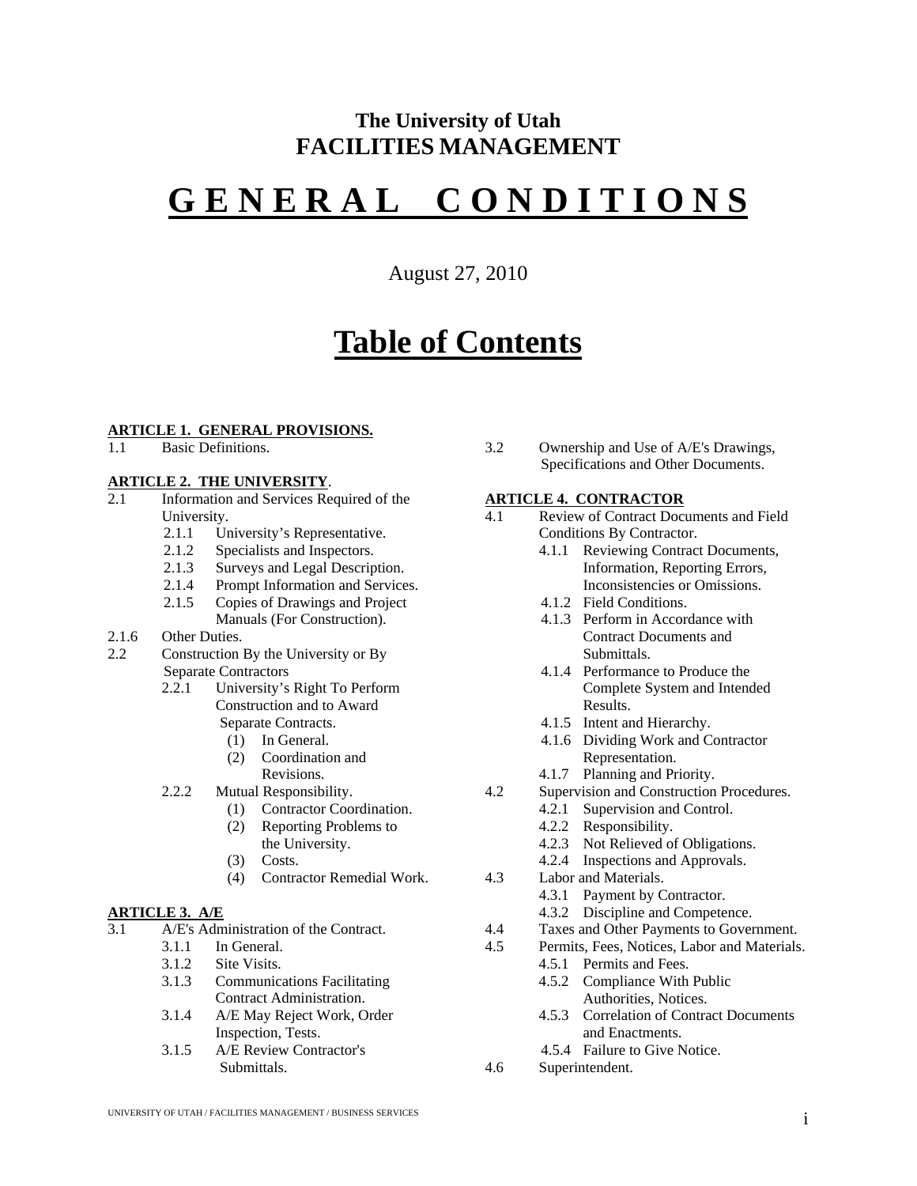## The University of Utah
## FACILITIES MANAGEMENT

# G E N E R A L   C O N D I T I O N S

August 27, 2010

# Table of Contents

**ARTICLE 1. GENERAL PROVISIONS.**

1.1 Basic Definitions.

**ARTICLE 2. THE UNIVERSITY.**

2.1 Information and Services Required of the University.
- 2.1.1 University's Representative.
- 2.1.2 Specialists and Inspectors.
- 2.1.3 Surveys and Legal Description.
- 2.1.4 Prompt Information and Services.
- 2.1.5 Copies of Drawings and Project Manuals (For Construction).

2.1.6 Other Duties.

2.2 Construction By the University or By Separate Contractors
- 2.2.1 University's Right To Perform Construction and to Award Separate Contracts.
  - (1) In General.
  - (2) Coordination and Revisions.
- 2.2.2 Mutual Responsibility.
  - (1) Contractor Coordination.
  - (2) Reporting Problems to the University.
  - (3) Costs.
  - (4) Contractor Remedial Work.

**ARTICLE 3. A/E**

3.1 A/E's Administration of the Contract.
- 3.1.1 In General.
- 3.1.2 Site Visits.
- 3.1.3 Communications Facilitating Contract Administration.
- 3.1.4 A/E May Reject Work, Order Inspection, Tests.
- 3.1.5 A/E Review Contractor's Submittals.

3.2 Ownership and Use of A/E's Drawings, Specifications and Other Documents.

**ARTICLE 4. CONTRACTOR**

4.1 Review of Contract Documents and Field Conditions By Contractor.
- 4.1.1 Reviewing Contract Documents, Information, Reporting Errors, Inconsistencies or Omissions.
- 4.1.2 Field Conditions.
- 4.1.3 Perform in Accordance with Contract Documents and Submittals.
- 4.1.4 Performance to Produce the Complete System and Intended Results.
- 4.1.5 Intent and Hierarchy.
- 4.1.6 Dividing Work and Contractor Representation.
- 4.1.7 Planning and Priority.

4.2 Supervision and Construction Procedures.
- 4.2.1 Supervision and Control.
- 4.2.2 Responsibility.
- 4.2.3 Not Relieved of Obligations.
- 4.2.4 Inspections and Approvals.

4.3 Labor and Materials.
- 4.3.1 Payment by Contractor.
- 4.3.2 Discipline and Competence.

4.4 Taxes and Other Payments to Government.

4.5 Permits, Fees, Notices, Labor and Materials.
- 4.5.1 Permits and Fees.
- 4.5.2 Compliance With Public Authorities, Notices.
- 4.5.3 Correlation of Contract Documents and Enactments.
- 4.5.4 Failure to Give Notice.

4.6 Superintendent.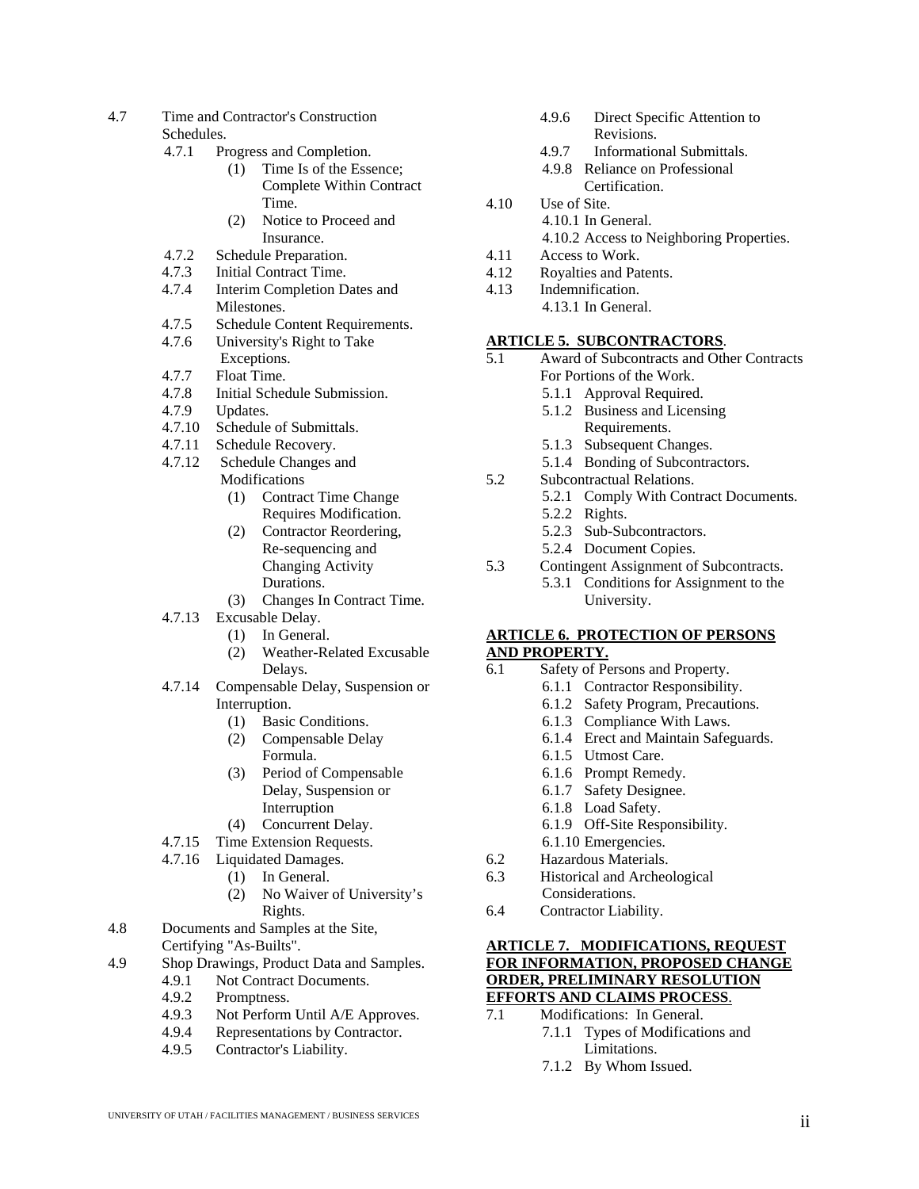- 4.7 Time and Contractor's Construction Schedules.
  - 4.7.1 Progress and Completion.
    - (1) Time Is of the Essence; Complete Within Contract Time.
    - (2) Notice to Proceed and Insurance.
  - 4.7.2 Schedule Preparation.
  - 4.7.3 Initial Contract Time.
  - 4.7.4 Interim Completion Dates and Milestones.
  - 4.7.5 Schedule Content Requirements.
  - 4.7.6 University's Right to Take Exceptions.
  - 4.7.7 Float Time.
  - 4.7.8 Initial Schedule Submission.
  - 4.7.9 Updates.
  - 4.7.10 Schedule of Submittals.
  - 4.7.11 Schedule Recovery.
  - 4.7.12 Schedule Changes and Modifications
    - (1) Contract Time Change Requires Modification.
    - (2) Contractor Reordering, Re-sequencing and Changing Activity Durations.
    - (3) Changes In Contract Time.
  - 4.7.13 Excusable Delay.
    - (1) In General.
    - (2) Weather-Related Excusable Delays.
  - 4.7.14 Compensable Delay, Suspension or Interruption.
    - (1) Basic Conditions.
    - (2) Compensable Delay Formula.
    - (3) Period of Compensable Delay, Suspension or Interruption
    - (4) Concurrent Delay.
  - 4.7.15 Time Extension Requests.
  - 4.7.16 Liquidated Damages.
    - (1) In General.
    - (2) No Waiver of University's Rights.
- 4.8 Documents and Samples at the Site, Certifying "As-Builts".
- 4.9 Shop Drawings, Product Data and Samples.
  - 4.9.1 Not Contract Documents.
  - 4.9.2 Promptness.
  - 4.9.3 Not Perform Until A/E Approves.
  - 4.9.4 Representations by Contractor.
  - 4.9.5 Contractor's Liability.
  - 4.9.6 Direct Specific Attention to Revisions.
  - 4.9.7 Informational Submittals.
  - 4.9.8 Reliance on Professional Certification.
- 4.10 Use of Site.
  - 4.10.1 In General.
  - 4.10.2 Access to Neighboring Properties.
- 4.11 Access to Work.
- 4.12 Royalties and Patents.
- 4.13 Indemnification.
  - 4.13.1 In General.

**ARTICLE 5. SUBCONTRACTORS.**

- 5.1 Award of Subcontracts and Other Contracts For Portions of the Work.
  - 5.1.1 Approval Required.
  - 5.1.2 Business and Licensing Requirements.
  - 5.1.3 Subsequent Changes.
  - 5.1.4 Bonding of Subcontractors.
- 5.2 Subcontractual Relations.
  - 5.2.1 Comply With Contract Documents.
  - 5.2.2 Rights.
  - 5.2.3 Sub-Subcontractors.
  - 5.2.4 Document Copies.
- 5.3 Contingent Assignment of Subcontracts.
  - 5.3.1 Conditions for Assignment to the University.

**ARTICLE 6. PROTECTION OF PERSONS AND PROPERTY.**

- 6.1 Safety of Persons and Property.
  - 6.1.1 Contractor Responsibility.
  - 6.1.2 Safety Program, Precautions.
  - 6.1.3 Compliance With Laws.
  - 6.1.4 Erect and Maintain Safeguards.
  - 6.1.5 Utmost Care.
  - 6.1.6 Prompt Remedy.
  - 6.1.7 Safety Designee.
  - 6.1.8 Load Safety.
  - 6.1.9 Off-Site Responsibility.
  - 6.1.10 Emergencies.
- 6.2 Hazardous Materials.
- 6.3 Historical and Archeological Considerations.
- 6.4 Contractor Liability.

**ARTICLE 7. MODIFICATIONS, REQUEST FOR INFORMATION, PROPOSED CHANGE ORDER, PRELIMINARY RESOLUTION EFFORTS AND CLAIMS PROCESS.**

- 7.1 Modifications: In General.
  - 7.1.1 Types of Modifications and Limitations.
  - 7.1.2 By Whom Issued.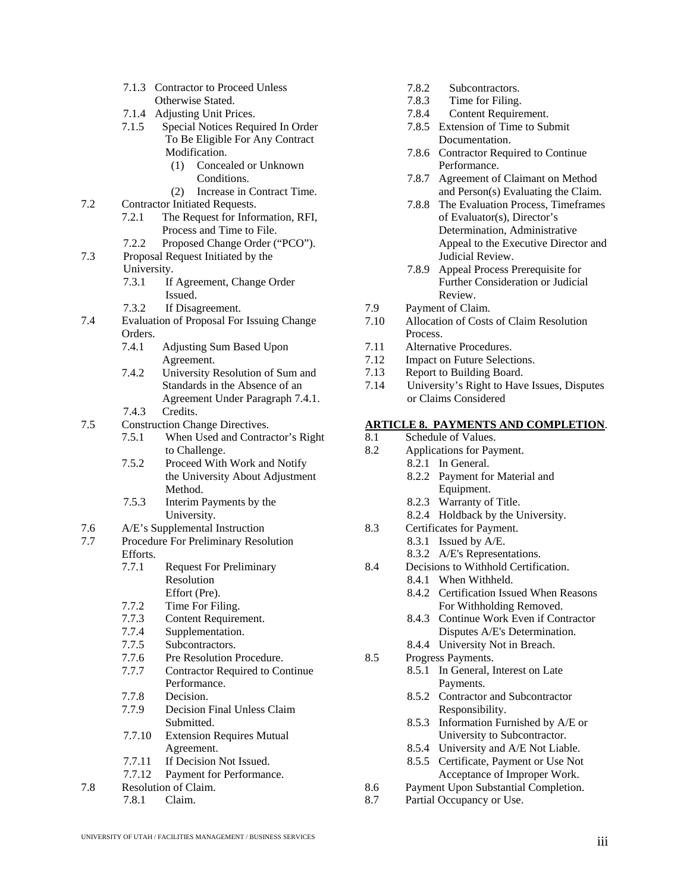7.1.3 Contractor to Proceed Unless Otherwise Stated.
7.1.4 Adjusting Unit Prices.
7.1.5 Special Notices Required In Order To Be Eligible For Any Contract Modification.
(1) Concealed or Unknown Conditions.
(2) Increase in Contract Time.

7.2 Contractor Initiated Requests.
7.2.1 The Request for Information, RFI, Process and Time to File.
7.2.2 Proposed Change Order ("PCO").

7.3 Proposal Request Initiated by the University.
7.3.1 If Agreement, Change Order Issued.
7.3.2 If Disagreement.

7.4 Evaluation of Proposal For Issuing Change Orders.
7.4.1 Adjusting Sum Based Upon Agreement.
7.4.2 University Resolution of Sum and Standards in the Absence of an Agreement Under Paragraph 7.4.1.
7.4.3 Credits.

7.5 Construction Change Directives.
7.5.1 When Used and Contractor's Right to Challenge.
7.5.2 Proceed With Work and Notify the University About Adjustment Method.
7.5.3 Interim Payments by the University.

7.6 A/E's Supplemental Instruction

7.7 Procedure For Preliminary Resolution Efforts.
7.7.1 Request For Preliminary Resolution Effort (Pre).
7.7.2 Time For Filing.
7.7.3 Content Requirement.
7.7.4 Supplementation.
7.7.5 Subcontractors.
7.7.6 Pre Resolution Procedure.
7.7.7 Contractor Required to Continue Performance.
7.7.8 Decision.
7.7.9 Decision Final Unless Claim Submitted.
7.7.10 Extension Requires Mutual Agreement.
7.7.11 If Decision Not Issued.
7.7.12 Payment for Performance.

7.8 Resolution of Claim.
7.8.1 Claim.
7.8.2 Subcontractors.
7.8.3 Time for Filing.
7.8.4 Content Requirement.
7.8.5 Extension of Time to Submit Documentation.
7.8.6 Contractor Required to Continue Performance.
7.8.7 Agreement of Claimant on Method and Person(s) Evaluating the Claim.
7.8.8 The Evaluation Process, Timeframes of Evaluator(s), Director's Determination, Administrative Appeal to the Executive Director and Judicial Review.
7.8.9 Appeal Process Prerequisite for Further Consideration or Judicial Review.

7.9 Payment of Claim.

7.10 Allocation of Costs of Claim Resolution Process.

7.11 Alternative Procedures.

7.12 Impact on Future Selections.

7.13 Report to Building Board.

7.14 University's Right to Have Issues, Disputes or Claims Considered

**ARTICLE 8. PAYMENTS AND COMPLETION**.

8.1 Schedule of Values.

8.2 Applications for Payment.
8.2.1 In General.
8.2.2 Payment for Material and Equipment.
8.2.3 Warranty of Title.
8.2.4 Holdback by the University.

8.3 Certificates for Payment.
8.3.1 Issued by A/E.
8.3.2 A/E's Representations.

8.4 Decisions to Withhold Certification.
8.4.1 When Withheld.
8.4.2 Certification Issued When Reasons For Withholding Removed.
8.4.3 Continue Work Even if Contractor Disputes A/E's Determination.
8.4.4 University Not in Breach.

8.5 Progress Payments.
8.5.1 In General, Interest on Late Payments.
8.5.2 Contractor and Subcontractor Responsibility.
8.5.3 Information Furnished by A/E or University to Subcontractor.
8.5.4 University and A/E Not Liable.
8.5.5 Certificate, Payment or Use Not Acceptance of Improper Work.

8.6 Payment Upon Substantial Completion.

8.7 Partial Occupancy or Use.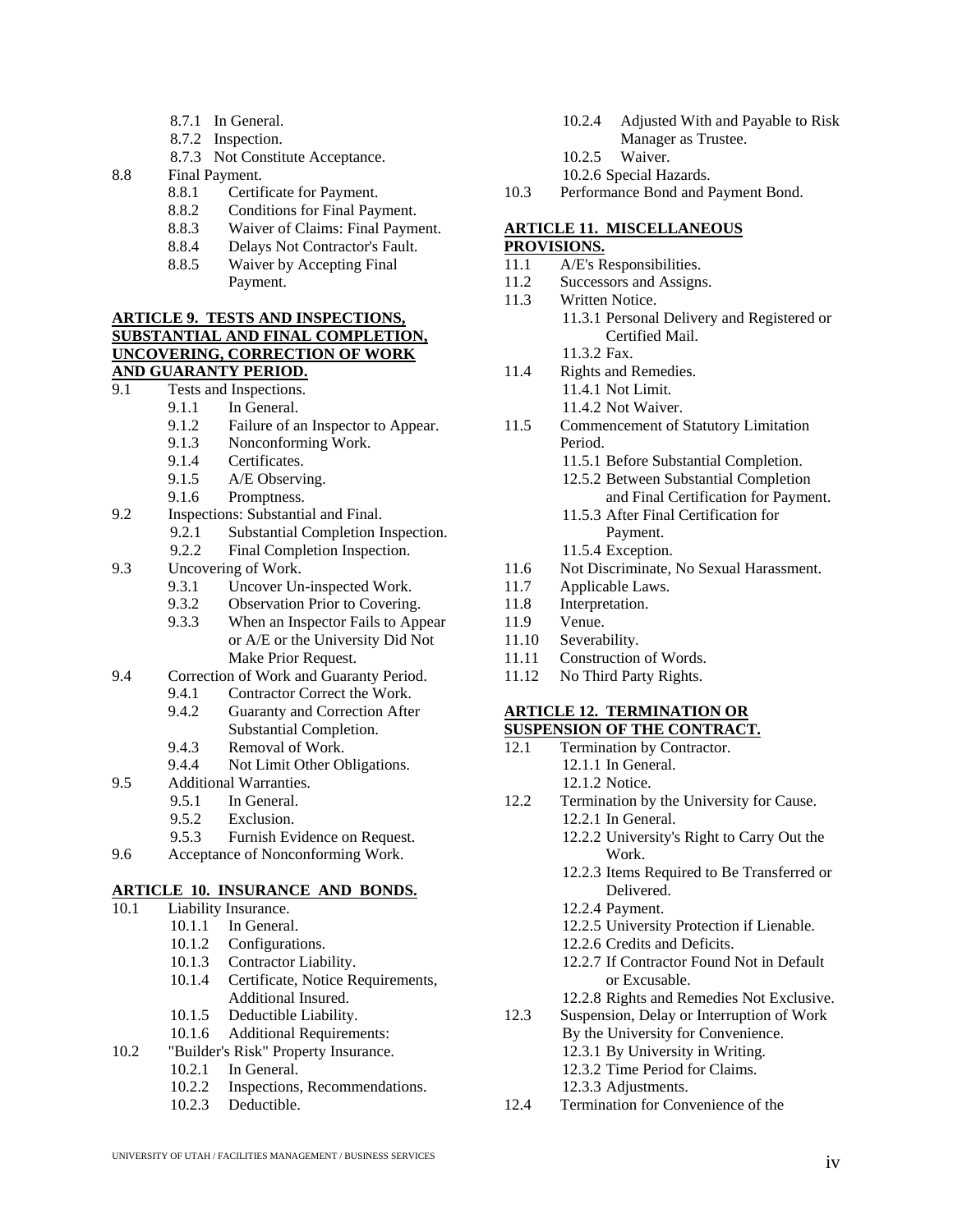8.7.1 In General.
8.7.2 Inspection.
8.7.3 Not Constitute Acceptance.

8.8 Final Payment.
- 8.8.1 Certificate for Payment.
- 8.8.2 Conditions for Final Payment.
- 8.8.3 Waiver of Claims: Final Payment.
- 8.8.4 Delays Not Contractor's Fault.
- 8.8.5 Waiver by Accepting Final Payment.

**ARTICLE 9. TESTS AND INSPECTIONS, SUBSTANTIAL AND FINAL COMPLETION, UNCOVERING, CORRECTION OF WORK AND GUARANTY PERIOD.**

9.1 Tests and Inspections.
- 9.1.1 In General.
- 9.1.2 Failure of an Inspector to Appear.
- 9.1.3 Nonconforming Work.
- 9.1.4 Certificates.
- 9.1.5 A/E Observing.
- 9.1.6 Promptness.

9.2 Inspections: Substantial and Final.
- 9.2.1 Substantial Completion Inspection.
- 9.2.2 Final Completion Inspection.

9.3 Uncovering of Work.
- 9.3.1 Uncover Un-inspected Work.
- 9.3.2 Observation Prior to Covering.
- 9.3.3 When an Inspector Fails to Appear or A/E or the University Did Not Make Prior Request.

9.4 Correction of Work and Guaranty Period.
- 9.4.1 Contractor Correct the Work.
- 9.4.2 Guaranty and Correction After Substantial Completion.
- 9.4.3 Removal of Work.
- 9.4.4 Not Limit Other Obligations.

9.5 Additional Warranties.
- 9.5.1 In General.
- 9.5.2 Exclusion.
- 9.5.3 Furnish Evidence on Request.

9.6 Acceptance of Nonconforming Work.

**ARTICLE 10. INSURANCE AND BONDS.**

10.1 Liability Insurance.
- 10.1.1 In General.
- 10.1.2 Configurations.
- 10.1.3 Contractor Liability.
- 10.1.4 Certificate, Notice Requirements, Additional Insured.
- 10.1.5 Deductible Liability.
- 10.1.6 Additional Requirements:

10.2 "Builder's Risk" Property Insurance.
- 10.2.1 In General.
- 10.2.2 Inspections, Recommendations.
- 10.2.3 Deductible.
- 10.2.4 Adjusted With and Payable to Risk Manager as Trustee.
- 10.2.5 Waiver.
- 10.2.6 Special Hazards.

10.3 Performance Bond and Payment Bond.

**ARTICLE 11. MISCELLANEOUS PROVISIONS.**

11.1 A/E's Responsibilities.

11.2 Successors and Assigns.

11.3 Written Notice.
- 11.3.1 Personal Delivery and Registered or Certified Mail.
- 11.3.2 Fax.

11.4 Rights and Remedies.
- 11.4.1 Not Limit.
- 11.4.2 Not Waiver.

11.5 Commencement of Statutory Limitation Period.
- 11.5.1 Before Substantial Completion.
- 12.5.2 Between Substantial Completion and Final Certification for Payment.
- 11.5.3 After Final Certification for Payment.
- 11.5.4 Exception.

11.6 Not Discriminate, No Sexual Harassment.

11.7 Applicable Laws.

11.8 Interpretation.

11.9 Venue.

11.10 Severability.

11.11 Construction of Words.

11.12 No Third Party Rights.

**ARTICLE 12. TERMINATION OR SUSPENSION OF THE CONTRACT.**

12.1 Termination by Contractor.
- 12.1.1 In General.
- 12.1.2 Notice.

12.2 Termination by the University for Cause.
- 12.2.1 In General.
- 12.2.2 University's Right to Carry Out the Work.
- 12.2.3 Items Required to Be Transferred or Delivered.
- 12.2.4 Payment.
- 12.2.5 University Protection if Lienable.
- 12.2.6 Credits and Deficits.
- 12.2.7 If Contractor Found Not in Default or Excusable.
- 12.2.8 Rights and Remedies Not Exclusive.

12.3 Suspension, Delay or Interruption of Work By the University for Convenience.
- 12.3.1 By University in Writing.
- 12.3.2 Time Period for Claims.
- 12.3.3 Adjustments.

12.4 Termination for Convenience of the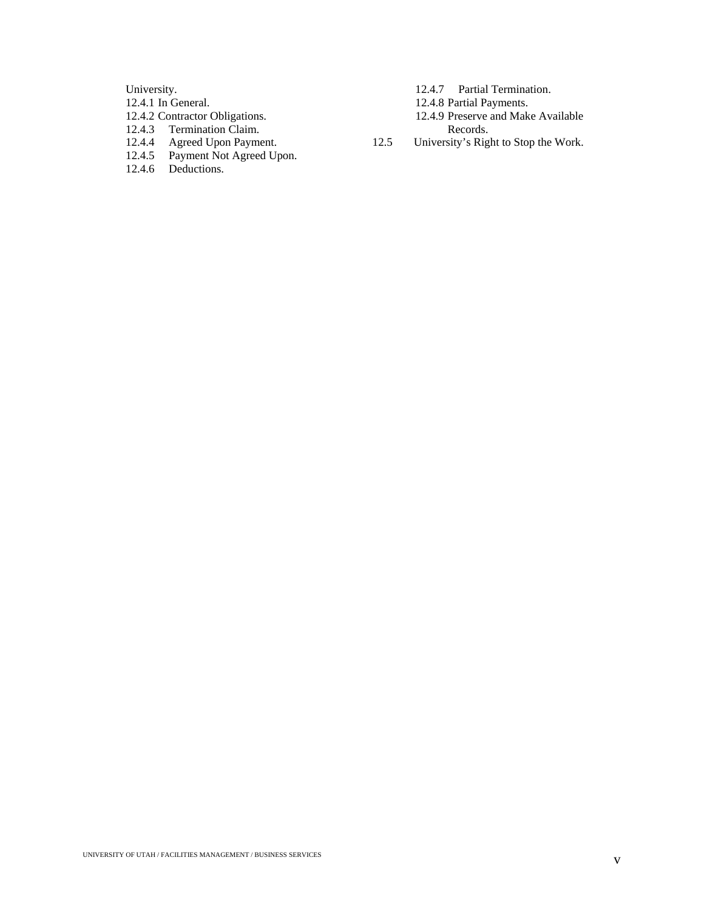University.

12.4.1 In General.
12.4.2 Contractor Obligations.
12.4.3 Termination Claim.
12.4.4 Agreed Upon Payment.
12.4.5 Payment Not Agreed Upon.
12.4.6 Deductions.
12.4.7 Partial Termination.
12.4.8 Partial Payments.
12.4.9 Preserve and Make Available Records.

12.5 University's Right to Stop the Work.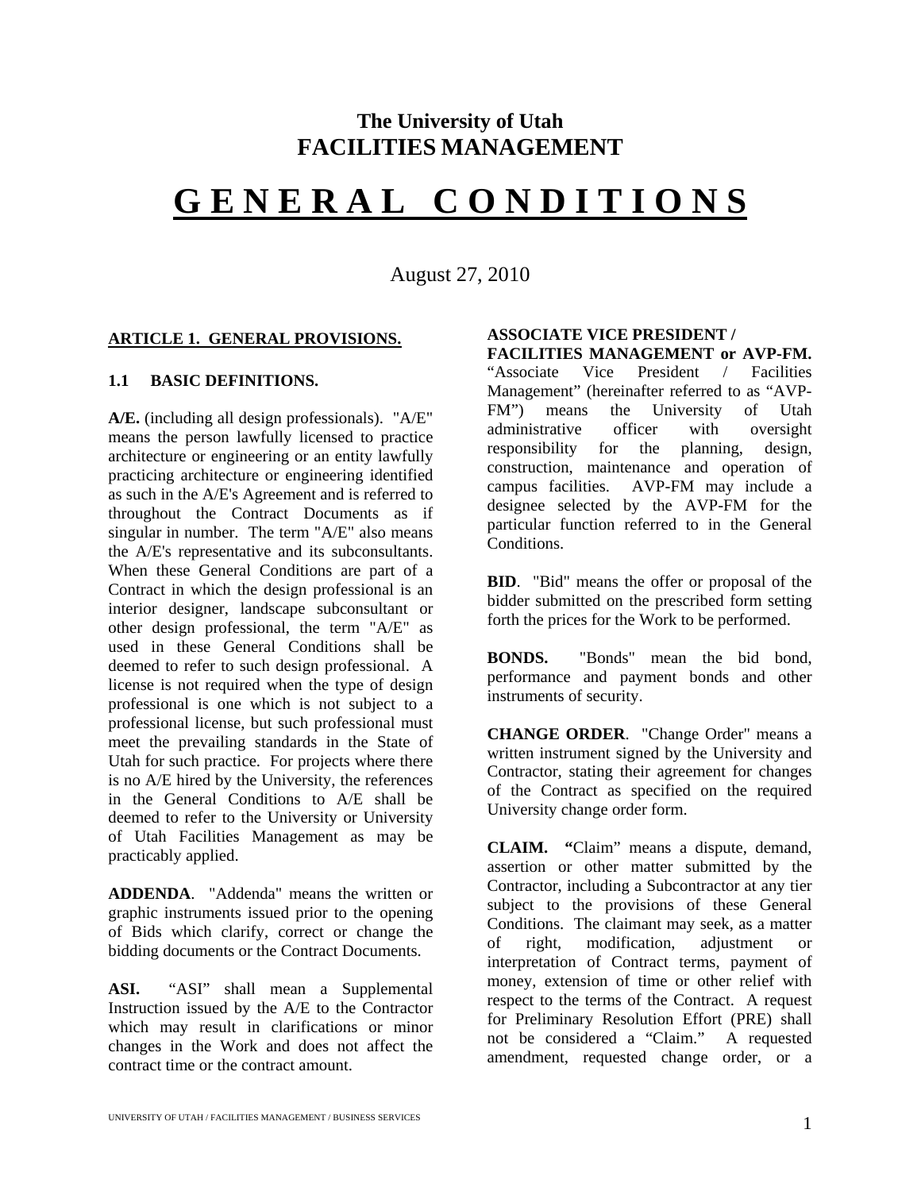# The University of Utah
# FACILITIES MANAGEMENT

# G E N E R A L   C O N D I T I O N S

August 27, 2010

## ARTICLE 1. GENERAL PROVISIONS.

### 1.1 BASIC DEFINITIONS.

**A/E.** (including all design professionals). "A/E" means the person lawfully licensed to practice architecture or engineering or an entity lawfully practicing architecture or engineering identified as such in the A/E's Agreement and is referred to throughout the Contract Documents as if singular in number. The term "A/E" also means the A/E's representative and its subconsultants. When these General Conditions are part of a Contract in which the design professional is an interior designer, landscape subconsultant or other design professional, the term "A/E" as used in these General Conditions shall be deemed to refer to such design professional. A license is not required when the type of design professional is one which is not subject to a professional license, but such professional must meet the prevailing standards in the State of Utah for such practice. For projects where there is no A/E hired by the University, the references in the General Conditions to A/E shall be deemed to refer to the University or University of Utah Facilities Management as may be practicably applied.

**ADDENDA**. "Addenda" means the written or graphic instruments issued prior to the opening of Bids which clarify, correct or change the bidding documents or the Contract Documents.

**ASI.** "ASI" shall mean a Supplemental Instruction issued by the A/E to the Contractor which may result in clarifications or minor changes in the Work and does not affect the contract time or the contract amount.

**ASSOCIATE VICE PRESIDENT / FACILITIES MANAGEMENT or AVP-FM.** "Associate Vice President / Facilities Management" (hereinafter referred to as "AVP-FM") means the University of Utah administrative officer with oversight responsibility for the planning, design, construction, maintenance and operation of campus facilities. AVP-FM may include a designee selected by the AVP-FM for the particular function referred to in the General Conditions.

**BID**. "Bid" means the offer or proposal of the bidder submitted on the prescribed form setting forth the prices for the Work to be performed.

**BONDS.** "Bonds" mean the bid bond, performance and payment bonds and other instruments of security.

**CHANGE ORDER**. "Change Order" means a written instrument signed by the University and Contractor, stating their agreement for changes of the Contract as specified on the required University change order form.

**CLAIM.** "Claim" means a dispute, demand, assertion or other matter submitted by the Contractor, including a Subcontractor at any tier subject to the provisions of these General Conditions. The claimant may seek, as a matter of right, modification, adjustment or interpretation of Contract terms, payment of money, extension of time or other relief with respect to the terms of the Contract. A request for Preliminary Resolution Effort (PRE) shall not be considered a "Claim." A requested amendment, requested change order, or a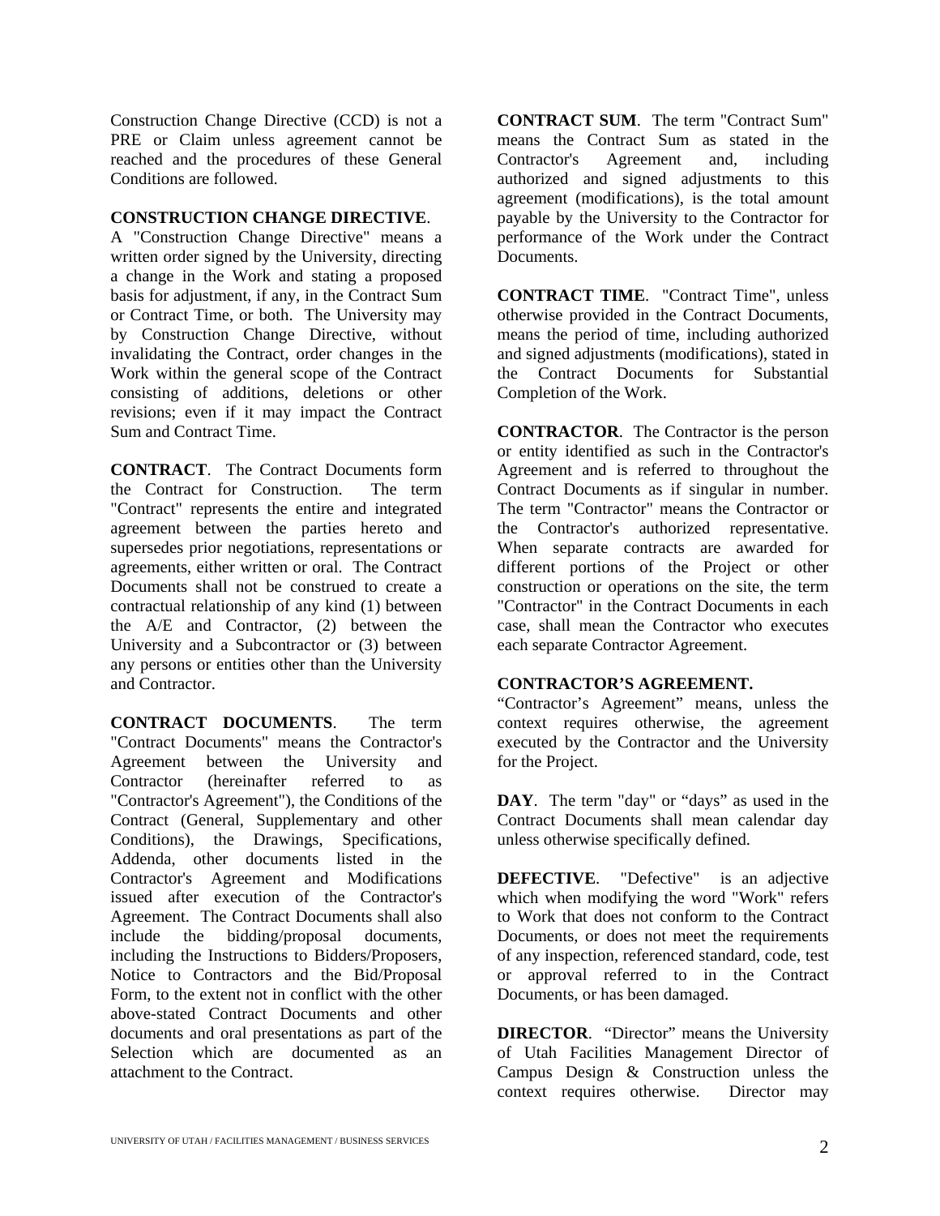Construction Change Directive (CCD) is not a PRE or Claim unless agreement cannot be reached and the procedures of these General Conditions are followed.

**CONSTRUCTION CHANGE DIRECTIVE**. A "Construction Change Directive" means a written order signed by the University, directing a change in the Work and stating a proposed basis for adjustment, if any, in the Contract Sum or Contract Time, or both. The University may by Construction Change Directive, without invalidating the Contract, order changes in the Work within the general scope of the Contract consisting of additions, deletions or other revisions; even if it may impact the Contract Sum and Contract Time.

**CONTRACT**. The Contract Documents form the Contract for Construction. The term "Contract" represents the entire and integrated agreement between the parties hereto and supersedes prior negotiations, representations or agreements, either written or oral. The Contract Documents shall not be construed to create a contractual relationship of any kind (1) between the A/E and Contractor, (2) between the University and a Subcontractor or (3) between any persons or entities other than the University and Contractor.

**CONTRACT DOCUMENTS**. The term "Contract Documents" means the Contractor's Agreement between the University and Contractor (hereinafter referred to as "Contractor's Agreement"), the Conditions of the Contract (General, Supplementary and other Conditions), the Drawings, Specifications, Addenda, other documents listed in the Contractor's Agreement and Modifications issued after execution of the Contractor's Agreement. The Contract Documents shall also include the bidding/proposal documents, including the Instructions to Bidders/Proposers, Notice to Contractors and the Bid/Proposal Form, to the extent not in conflict with the other above-stated Contract Documents and other documents and oral presentations as part of the Selection which are documented as an attachment to the Contract.

**CONTRACT SUM**. The term "Contract Sum" means the Contract Sum as stated in the Contractor's Agreement and, including authorized and signed adjustments to this agreement (modifications), is the total amount payable by the University to the Contractor for performance of the Work under the Contract Documents.

**CONTRACT TIME**. "Contract Time", unless otherwise provided in the Contract Documents, means the period of time, including authorized and signed adjustments (modifications), stated in the Contract Documents for Substantial Completion of the Work.

**CONTRACTOR**. The Contractor is the person or entity identified as such in the Contractor's Agreement and is referred to throughout the Contract Documents as if singular in number. The term "Contractor" means the Contractor or the Contractor's authorized representative. When separate contracts are awarded for different portions of the Project or other construction or operations on the site, the term "Contractor" in the Contract Documents in each case, shall mean the Contractor who executes each separate Contractor Agreement.

**CONTRACTOR'S AGREEMENT.** "Contractor's Agreement" means, unless the context requires otherwise, the agreement executed by the Contractor and the University for the Project.

**DAY**. The term "day" or "days" as used in the Contract Documents shall mean calendar day unless otherwise specifically defined.

**DEFECTIVE**. "Defective" is an adjective which when modifying the word "Work" refers to Work that does not conform to the Contract Documents, or does not meet the requirements of any inspection, referenced standard, code, test or approval referred to in the Contract Documents, or has been damaged.

**DIRECTOR**. "Director" means the University of Utah Facilities Management Director of Campus Design & Construction unless the context requires otherwise. Director may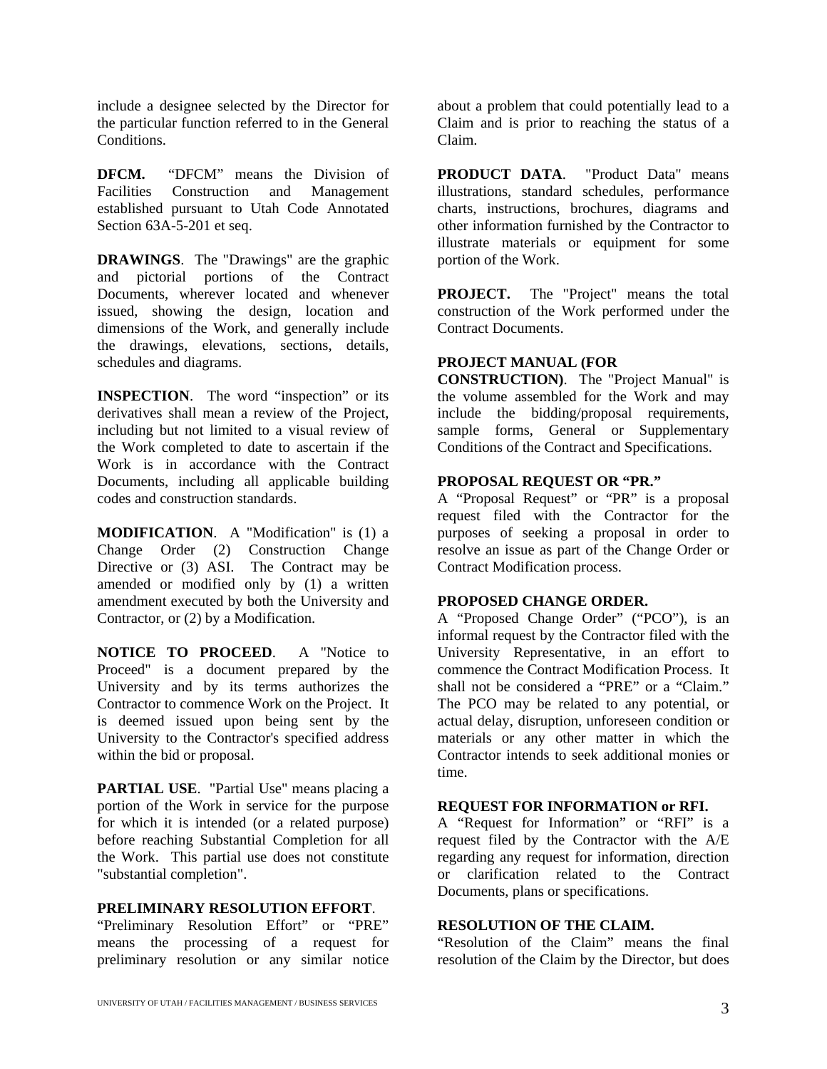include a designee selected by the Director for the particular function referred to in the General Conditions.

**DFCM.** "DFCM" means the Division of Facilities Construction and Management established pursuant to Utah Code Annotated Section 63A-5-201 et seq.

**DRAWINGS**. The "Drawings" are the graphic and pictorial portions of the Contract Documents, wherever located and whenever issued, showing the design, location and dimensions of the Work, and generally include the drawings, elevations, sections, details, schedules and diagrams.

**INSPECTION**. The word "inspection" or its derivatives shall mean a review of the Project, including but not limited to a visual review of the Work completed to date to ascertain if the Work is in accordance with the Contract Documents, including all applicable building codes and construction standards.

**MODIFICATION**. A "Modification" is (1) a Change Order (2) Construction Change Directive or (3) ASI. The Contract may be amended or modified only by (1) a written amendment executed by both the University and Contractor, or (2) by a Modification.

**NOTICE TO PROCEED**. A "Notice to Proceed" is a document prepared by the University and by its terms authorizes the Contractor to commence Work on the Project. It is deemed issued upon being sent by the University to the Contractor's specified address within the bid or proposal.

**PARTIAL USE**. "Partial Use" means placing a portion of the Work in service for the purpose for which it is intended (or a related purpose) before reaching Substantial Completion for all the Work. This partial use does not constitute "substantial completion".

**PRELIMINARY RESOLUTION EFFORT**.
"Preliminary Resolution Effort" or "PRE" means the processing of a request for preliminary resolution or any similar notice about a problem that could potentially lead to a Claim and is prior to reaching the status of a Claim.

**PRODUCT DATA**. "Product Data" means illustrations, standard schedules, performance charts, instructions, brochures, diagrams and other information furnished by the Contractor to illustrate materials or equipment for some portion of the Work.

**PROJECT.** The "Project" means the total construction of the Work performed under the Contract Documents.

**PROJECT MANUAL (FOR CONSTRUCTION)**. The "Project Manual" is the volume assembled for the Work and may include the bidding/proposal requirements, sample forms, General or Supplementary Conditions of the Contract and Specifications.

**PROPOSAL REQUEST OR "PR."**
A "Proposal Request" or "PR" is a proposal request filed with the Contractor for the purposes of seeking a proposal in order to resolve an issue as part of the Change Order or Contract Modification process.

**PROPOSED CHANGE ORDER.**
A "Proposed Change Order" ("PCO"), is an informal request by the Contractor filed with the University Representative, in an effort to commence the Contract Modification Process. It shall not be considered a "PRE" or a "Claim." The PCO may be related to any potential, or actual delay, disruption, unforeseen condition or materials or any other matter in which the Contractor intends to seek additional monies or time.

**REQUEST FOR INFORMATION or RFI.**
A "Request for Information" or "RFI" is a request filed by the Contractor with the A/E regarding any request for information, direction or clarification related to the Contract Documents, plans or specifications.

**RESOLUTION OF THE CLAIM.**
"Resolution of the Claim" means the final resolution of the Claim by the Director, but does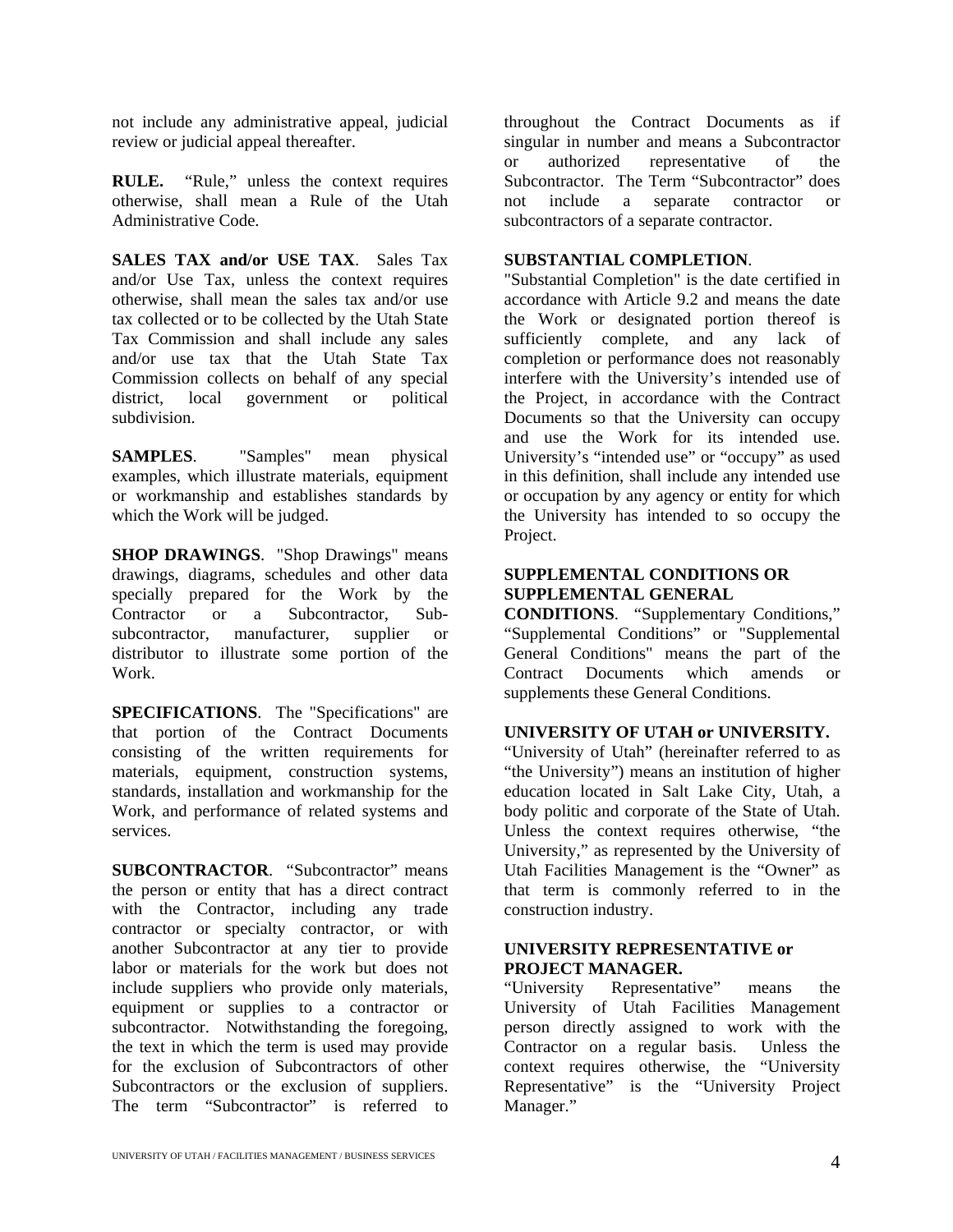not include any administrative appeal, judicial review or judicial appeal thereafter.

**RULE.** "Rule," unless the context requires otherwise, shall mean a Rule of the Utah Administrative Code.

**SALES TAX and/or USE TAX**. Sales Tax and/or Use Tax, unless the context requires otherwise, shall mean the sales tax and/or use tax collected or to be collected by the Utah State Tax Commission and shall include any sales and/or use tax that the Utah State Tax Commission collects on behalf of any special district, local government or political subdivision.

**SAMPLES**. "Samples" mean physical examples, which illustrate materials, equipment or workmanship and establishes standards by which the Work will be judged.

**SHOP DRAWINGS**. "Shop Drawings" means drawings, diagrams, schedules and other data specially prepared for the Work by the Contractor or a Subcontractor, Sub-subcontractor, manufacturer, supplier or distributor to illustrate some portion of the Work.

**SPECIFICATIONS**. The "Specifications" are that portion of the Contract Documents consisting of the written requirements for materials, equipment, construction systems, standards, installation and workmanship for the Work, and performance of related systems and services.

**SUBCONTRACTOR**. "Subcontractor" means the person or entity that has a direct contract with the Contractor, including any trade contractor or specialty contractor, or with another Subcontractor at any tier to provide labor or materials for the work but does not include suppliers who provide only materials, equipment or supplies to a contractor or subcontractor. Notwithstanding the foregoing, the text in which the term is used may provide for the exclusion of Subcontractors of other Subcontractors or the exclusion of suppliers. The term "Subcontractor" is referred to throughout the Contract Documents as if singular in number and means a Subcontractor or authorized representative of the Subcontractor. The Term "Subcontractor" does not include a separate contractor or subcontractors of a separate contractor.

**SUBSTANTIAL COMPLETION**. "Substantial Completion" is the date certified in accordance with Article 9.2 and means the date the Work or designated portion thereof is sufficiently complete, and any lack of completion or performance does not reasonably interfere with the University's intended use of the Project, in accordance with the Contract Documents so that the University can occupy and use the Work for its intended use. University's "intended use" or "occupy" as used in this definition, shall include any intended use or occupation by any agency or entity for which the University has intended to so occupy the Project.

**SUPPLEMENTAL CONDITIONS OR SUPPLEMENTAL GENERAL CONDITIONS**. "Supplementary Conditions," "Supplemental Conditions" or "Supplemental General Conditions" means the part of the Contract Documents which amends or supplements these General Conditions.

**UNIVERSITY OF UTAH or UNIVERSITY.** "University of Utah" (hereinafter referred to as "the University") means an institution of higher education located in Salt Lake City, Utah, a body politic and corporate of the State of Utah. Unless the context requires otherwise, "the University," as represented by the University of Utah Facilities Management is the "Owner" as that term is commonly referred to in the construction industry.

**UNIVERSITY REPRESENTATIVE or PROJECT MANAGER.** "University Representative" means the University of Utah Facilities Management person directly assigned to work with the Contractor on a regular basis. Unless the context requires otherwise, the "University Representative" is the "University Project Manager."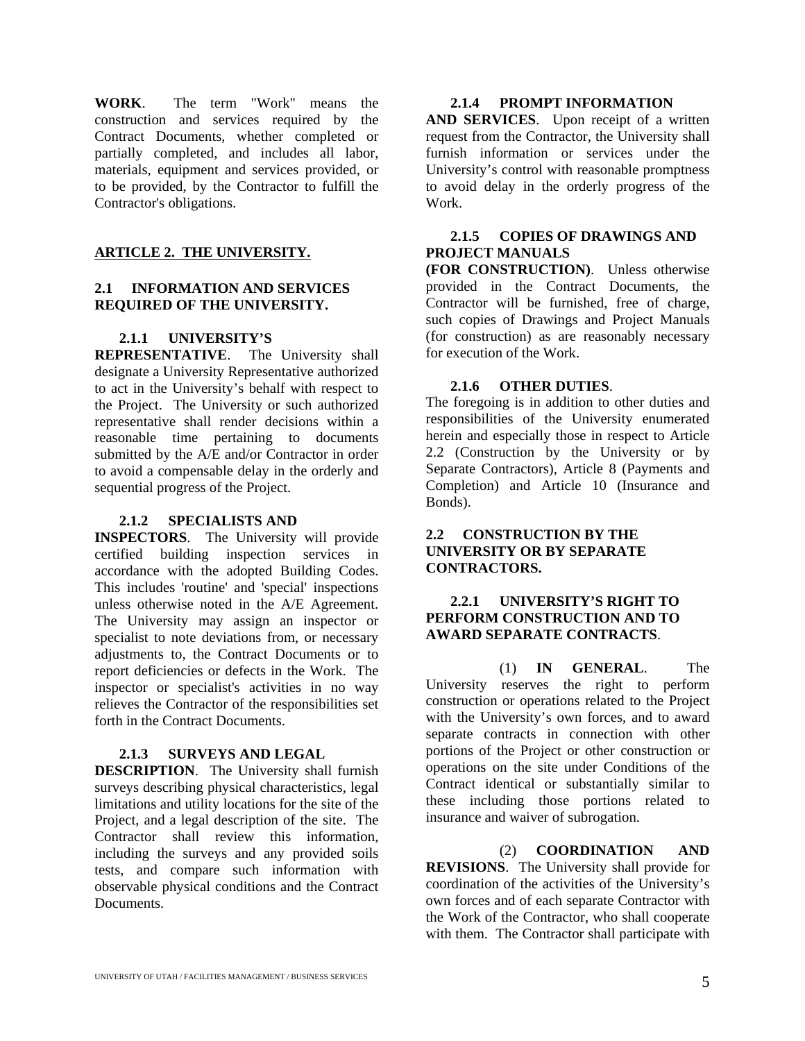**WORK**. The term "Work" means the construction and services required by the Contract Documents, whether completed or partially completed, and includes all labor, materials, equipment and services provided, or to be provided, by the Contractor to fulfill the Contractor's obligations.

## ARTICLE 2. THE UNIVERSITY.

### 2.1 INFORMATION AND SERVICES REQUIRED OF THE UNIVERSITY.

**2.1.1 UNIVERSITY'S REPRESENTATIVE**. The University shall designate a University Representative authorized to act in the University's behalf with respect to the Project. The University or such authorized representative shall render decisions within a reasonable time pertaining to documents submitted by the A/E and/or Contractor in order to avoid a compensable delay in the orderly and sequential progress of the Project.

**2.1.2 SPECIALISTS AND INSPECTORS**. The University will provide certified building inspection services in accordance with the adopted Building Codes. This includes 'routine' and 'special' inspections unless otherwise noted in the A/E Agreement. The University may assign an inspector or specialist to note deviations from, or necessary adjustments to, the Contract Documents or to report deficiencies or defects in the Work. The inspector or specialist's activities in no way relieves the Contractor of the responsibilities set forth in the Contract Documents.

**2.1.3 SURVEYS AND LEGAL DESCRIPTION**. The University shall furnish surveys describing physical characteristics, legal limitations and utility locations for the site of the Project, and a legal description of the site. The Contractor shall review this information, including the surveys and any provided soils tests, and compare such information with observable physical conditions and the Contract Documents.

**2.1.4 PROMPT INFORMATION AND SERVICES**. Upon receipt of a written request from the Contractor, the University shall furnish information or services under the University's control with reasonable promptness to avoid delay in the orderly progress of the Work.

**2.1.5 COPIES OF DRAWINGS AND PROJECT MANUALS (FOR CONSTRUCTION)**. Unless otherwise provided in the Contract Documents, the Contractor will be furnished, free of charge, such copies of Drawings and Project Manuals (for construction) as are reasonably necessary for execution of the Work.

**2.1.6 OTHER DUTIES**. The foregoing is in addition to other duties and responsibilities of the University enumerated herein and especially those in respect to Article 2.2 (Construction by the University or by Separate Contractors), Article 8 (Payments and Completion) and Article 10 (Insurance and Bonds).

### 2.2 CONSTRUCTION BY THE UNIVERSITY OR BY SEPARATE CONTRACTORS.

**2.2.1 UNIVERSITY'S RIGHT TO PERFORM CONSTRUCTION AND TO AWARD SEPARATE CONTRACTS**.

(1) **IN GENERAL**. The University reserves the right to perform construction or operations related to the Project with the University's own forces, and to award separate contracts in connection with other portions of the Project or other construction or operations on the site under Conditions of the Contract identical or substantially similar to these including those portions related to insurance and waiver of subrogation.

(2) **COORDINATION AND REVISIONS**. The University shall provide for coordination of the activities of the University's own forces and of each separate Contractor with the Work of the Contractor, who shall cooperate with them. The Contractor shall participate with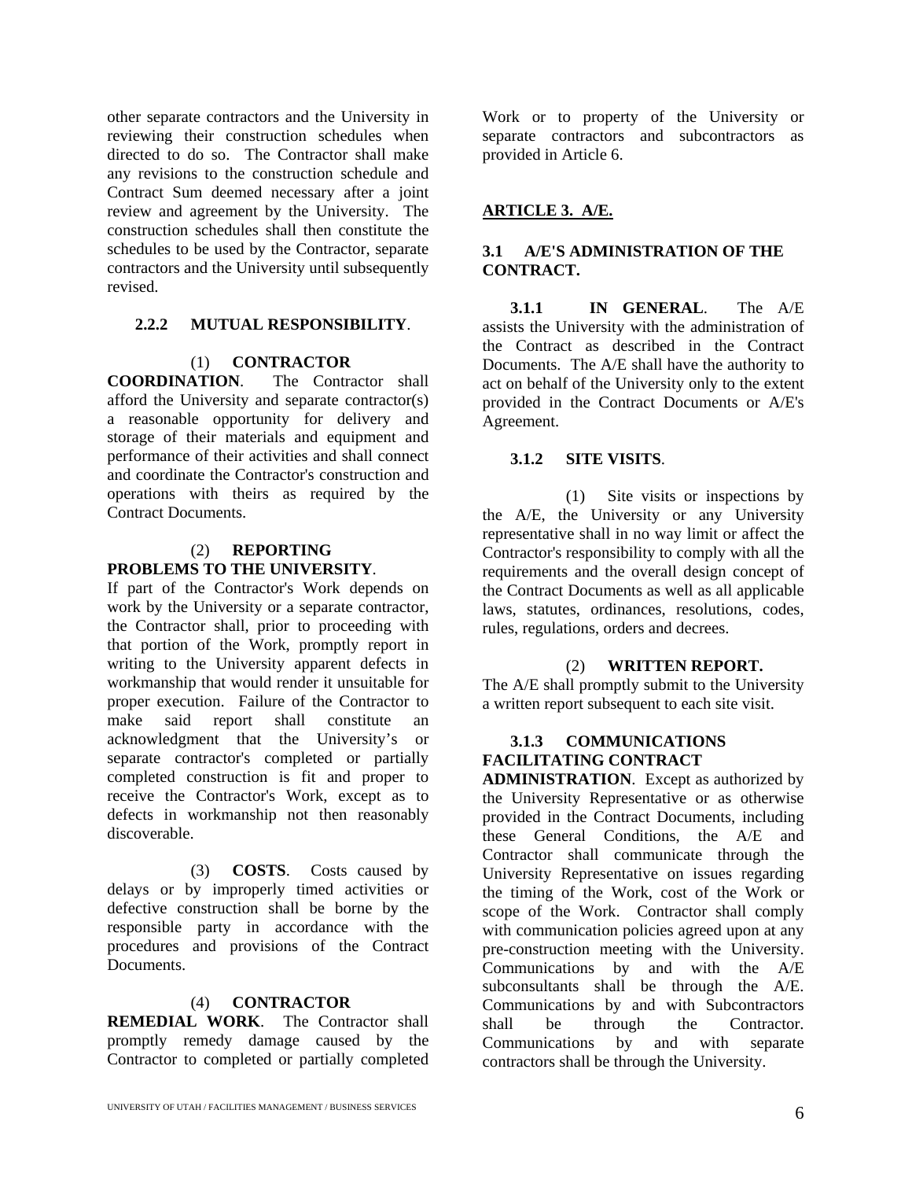other separate contractors and the University in reviewing their construction schedules when directed to do so. The Contractor shall make any revisions to the construction schedule and Contract Sum deemed necessary after a joint review and agreement by the University. The construction schedules shall then constitute the schedules to be used by the Contractor, separate contractors and the University until subsequently revised.

**2.2.2 MUTUAL RESPONSIBILITY**.

(1) **CONTRACTOR COORDINATION**. The Contractor shall afford the University and separate contractor(s) a reasonable opportunity for delivery and storage of their materials and equipment and performance of their activities and shall connect and coordinate the Contractor's construction and operations with theirs as required by the Contract Documents.

(2) **REPORTING PROBLEMS TO THE UNIVERSITY**. If part of the Contractor's Work depends on work by the University or a separate contractor, the Contractor shall, prior to proceeding with that portion of the Work, promptly report in writing to the University apparent defects in workmanship that would render it unsuitable for proper execution. Failure of the Contractor to make said report shall constitute an acknowledgment that the University's or separate contractor's completed or partially completed construction is fit and proper to receive the Contractor's Work, except as to defects in workmanship not then reasonably discoverable.

(3) **COSTS**. Costs caused by delays or by improperly timed activities or defective construction shall be borne by the responsible party in accordance with the procedures and provisions of the Contract Documents.

(4) **CONTRACTOR REMEDIAL WORK**. The Contractor shall promptly remedy damage caused by the Contractor to completed or partially completed Work or to property of the University or separate contractors and subcontractors as provided in Article 6.

## ARTICLE 3. A/E.

### 3.1 A/E'S ADMINISTRATION OF THE CONTRACT.

**3.1.1 IN GENERAL**. The A/E assists the University with the administration of the Contract as described in the Contract Documents. The A/E shall have the authority to act on behalf of the University only to the extent provided in the Contract Documents or A/E's Agreement.

**3.1.2 SITE VISITS**.

(1) Site visits or inspections by the A/E, the University or any University representative shall in no way limit or affect the Contractor's responsibility to comply with all the requirements and the overall design concept of the Contract Documents as well as all applicable laws, statutes, ordinances, resolutions, codes, rules, regulations, orders and decrees.

(2) **WRITTEN REPORT.** The A/E shall promptly submit to the University a written report subsequent to each site visit.

**3.1.3 COMMUNICATIONS FACILITATING CONTRACT ADMINISTRATION**. Except as authorized by the University Representative or as otherwise provided in the Contract Documents, including these General Conditions, the A/E and Contractor shall communicate through the University Representative on issues regarding the timing of the Work, cost of the Work or scope of the Work. Contractor shall comply with communication policies agreed upon at any pre-construction meeting with the University. Communications by and with the A/E subconsultants shall be through the A/E. Communications by and with Subcontractors shall be through the Contractor. Communications by and with separate contractors shall be through the University.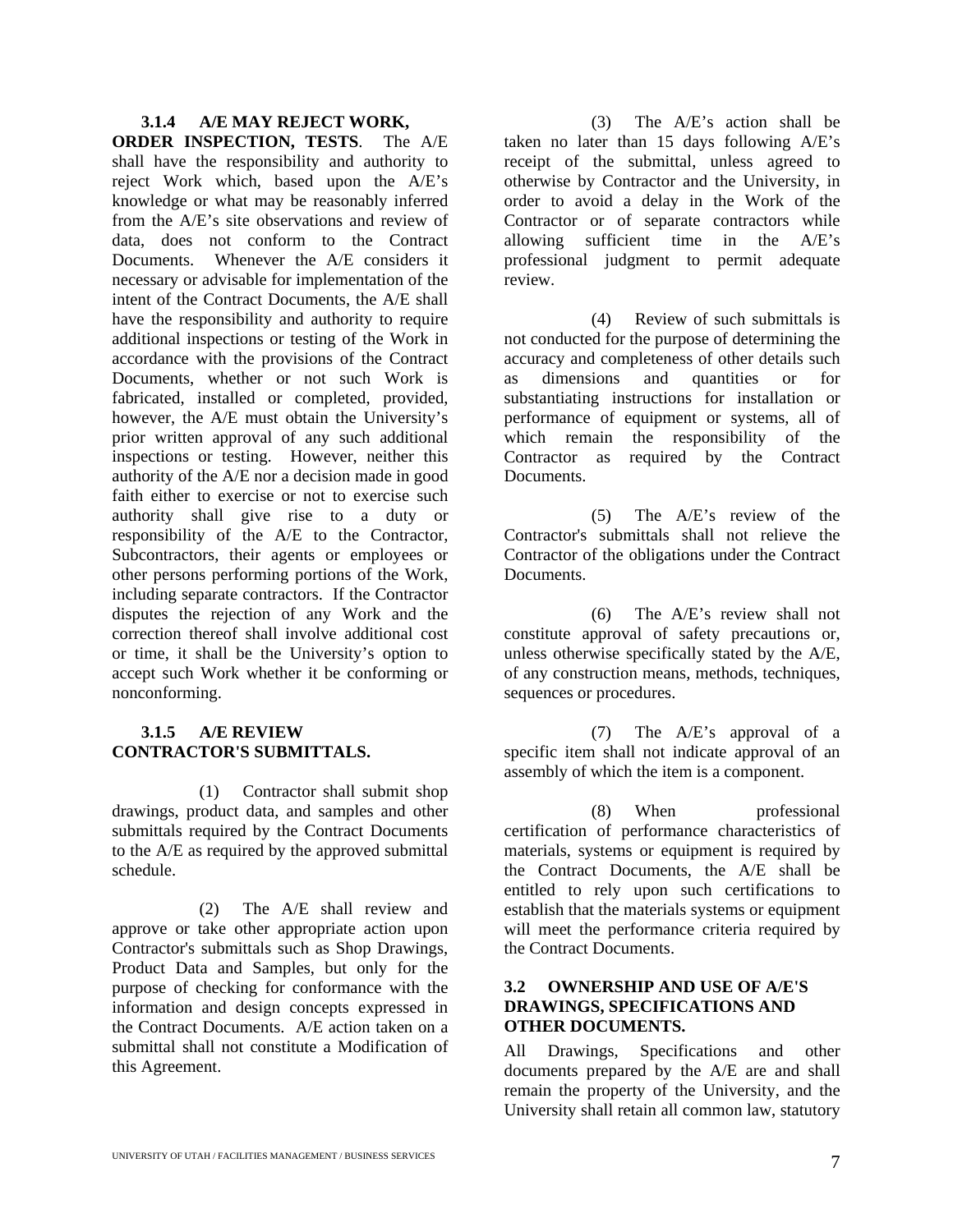**3.1.4 A/E MAY REJECT WORK, ORDER INSPECTION, TESTS**. The A/E shall have the responsibility and authority to reject Work which, based upon the A/E's knowledge or what may be reasonably inferred from the A/E's site observations and review of data, does not conform to the Contract Documents. Whenever the A/E considers it necessary or advisable for implementation of the intent of the Contract Documents, the A/E shall have the responsibility and authority to require additional inspections or testing of the Work in accordance with the provisions of the Contract Documents, whether or not such Work is fabricated, installed or completed, provided, however, the A/E must obtain the University's prior written approval of any such additional inspections or testing. However, neither this authority of the A/E nor a decision made in good faith either to exercise or not to exercise such authority shall give rise to a duty or responsibility of the A/E to the Contractor, Subcontractors, their agents or employees or other persons performing portions of the Work, including separate contractors. If the Contractor disputes the rejection of any Work and the correction thereof shall involve additional cost or time, it shall be the University's option to accept such Work whether it be conforming or nonconforming.

**3.1.5 A/E REVIEW CONTRACTOR'S SUBMITTALS.**

(1) Contractor shall submit shop drawings, product data, and samples and other submittals required by the Contract Documents to the A/E as required by the approved submittal schedule.

(2) The A/E shall review and approve or take other appropriate action upon Contractor's submittals such as Shop Drawings, Product Data and Samples, but only for the purpose of checking for conformance with the information and design concepts expressed in the Contract Documents. A/E action taken on a submittal shall not constitute a Modification of this Agreement.

(3) The A/E's action shall be taken no later than 15 days following A/E's receipt of the submittal, unless agreed to otherwise by Contractor and the University, in order to avoid a delay in the Work of the Contractor or of separate contractors while allowing sufficient time in the A/E's professional judgment to permit adequate review.

(4) Review of such submittals is not conducted for the purpose of determining the accuracy and completeness of other details such as dimensions and quantities or for substantiating instructions for installation or performance of equipment or systems, all of which remain the responsibility of the Contractor as required by the Contract Documents.

(5) The A/E's review of the Contractor's submittals shall not relieve the Contractor of the obligations under the Contract Documents.

(6) The A/E's review shall not constitute approval of safety precautions or, unless otherwise specifically stated by the A/E, of any construction means, methods, techniques, sequences or procedures.

(7) The A/E's approval of a specific item shall not indicate approval of an assembly of which the item is a component.

(8) When professional certification of performance characteristics of materials, systems or equipment is required by the Contract Documents, the A/E shall be entitled to rely upon such certifications to establish that the materials systems or equipment will meet the performance criteria required by the Contract Documents.

### 3.2 OWNERSHIP AND USE OF A/E'S DRAWINGS, SPECIFICATIONS AND OTHER DOCUMENTS.

All Drawings, Specifications and other documents prepared by the A/E are and shall remain the property of the University, and the University shall retain all common law, statutory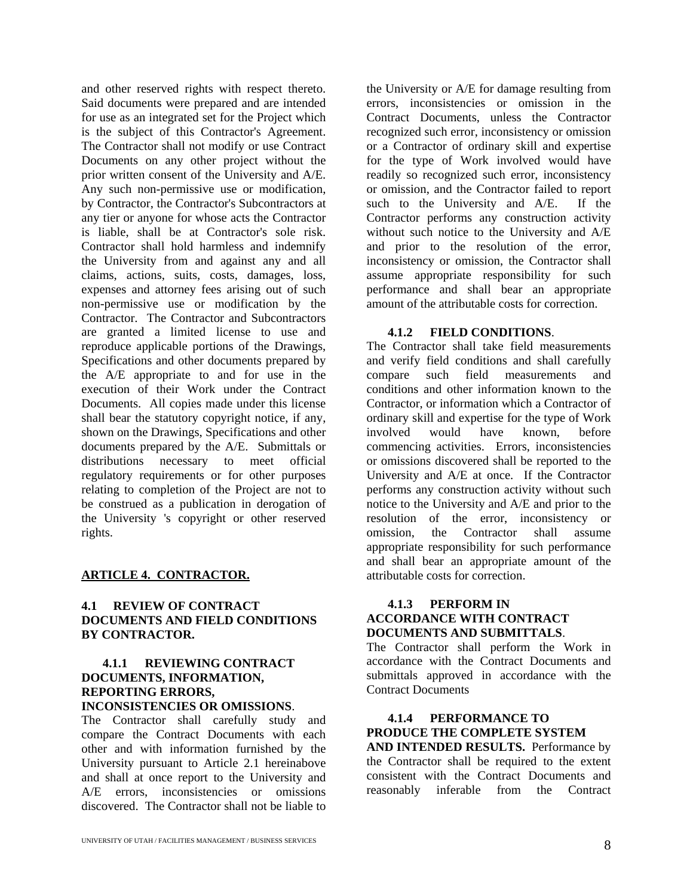and other reserved rights with respect thereto. Said documents were prepared and are intended for use as an integrated set for the Project which is the subject of this Contractor's Agreement. The Contractor shall not modify or use Contract Documents on any other project without the prior written consent of the University and A/E. Any such non-permissive use or modification, by Contractor, the Contractor's Subcontractors at any tier or anyone for whose acts the Contractor is liable, shall be at Contractor's sole risk. Contractor shall hold harmless and indemnify the University from and against any and all claims, actions, suits, costs, damages, loss, expenses and attorney fees arising out of such non-permissive use or modification by the Contractor. The Contractor and Subcontractors are granted a limited license to use and reproduce applicable portions of the Drawings, Specifications and other documents prepared by the A/E appropriate to and for use in the execution of their Work under the Contract Documents. All copies made under this license shall bear the statutory copyright notice, if any, shown on the Drawings, Specifications and other documents prepared by the A/E. Submittals or distributions necessary to meet official regulatory requirements or for other purposes relating to completion of the Project are not to be construed as a publication in derogation of the University 's copyright or other reserved rights.

## ARTICLE 4. CONTRACTOR.

### 4.1 REVIEW OF CONTRACT DOCUMENTS AND FIELD CONDITIONS BY CONTRACTOR.

**4.1.1 REVIEWING CONTRACT DOCUMENTS, INFORMATION, REPORTING ERRORS, INCONSISTENCIES OR OMISSIONS**. The Contractor shall carefully study and compare the Contract Documents with each other and with information furnished by the University pursuant to Article 2.1 hereinabove and shall at once report to the University and A/E errors, inconsistencies or omissions discovered. The Contractor shall not be liable to the University or A/E for damage resulting from errors, inconsistencies or omission in the Contract Documents, unless the Contractor recognized such error, inconsistency or omission or a Contractor of ordinary skill and expertise for the type of Work involved would have readily so recognized such error, inconsistency or omission, and the Contractor failed to report such to the University and A/E. If the Contractor performs any construction activity without such notice to the University and A/E and prior to the resolution of the error, inconsistency or omission, the Contractor shall assume appropriate responsibility for such performance and shall bear an appropriate amount of the attributable costs for correction.

**4.1.2 FIELD CONDITIONS**. The Contractor shall take field measurements and verify field conditions and shall carefully compare such field measurements and conditions and other information known to the Contractor, or information which a Contractor of ordinary skill and expertise for the type of Work involved would have known, before commencing activities. Errors, inconsistencies or omissions discovered shall be reported to the University and A/E at once. If the Contractor performs any construction activity without such notice to the University and A/E and prior to the resolution of the error, inconsistency or omission, the Contractor shall assume appropriate responsibility for such performance and shall bear an appropriate amount of the attributable costs for correction.

**4.1.3 PERFORM IN ACCORDANCE WITH CONTRACT DOCUMENTS AND SUBMITTALS**. The Contractor shall perform the Work in accordance with the Contract Documents and submittals approved in accordance with the Contract Documents

**4.1.4 PERFORMANCE TO PRODUCE THE COMPLETE SYSTEM AND INTENDED RESULTS.** Performance by the Contractor shall be required to the extent consistent with the Contract Documents and reasonably inferable from the Contract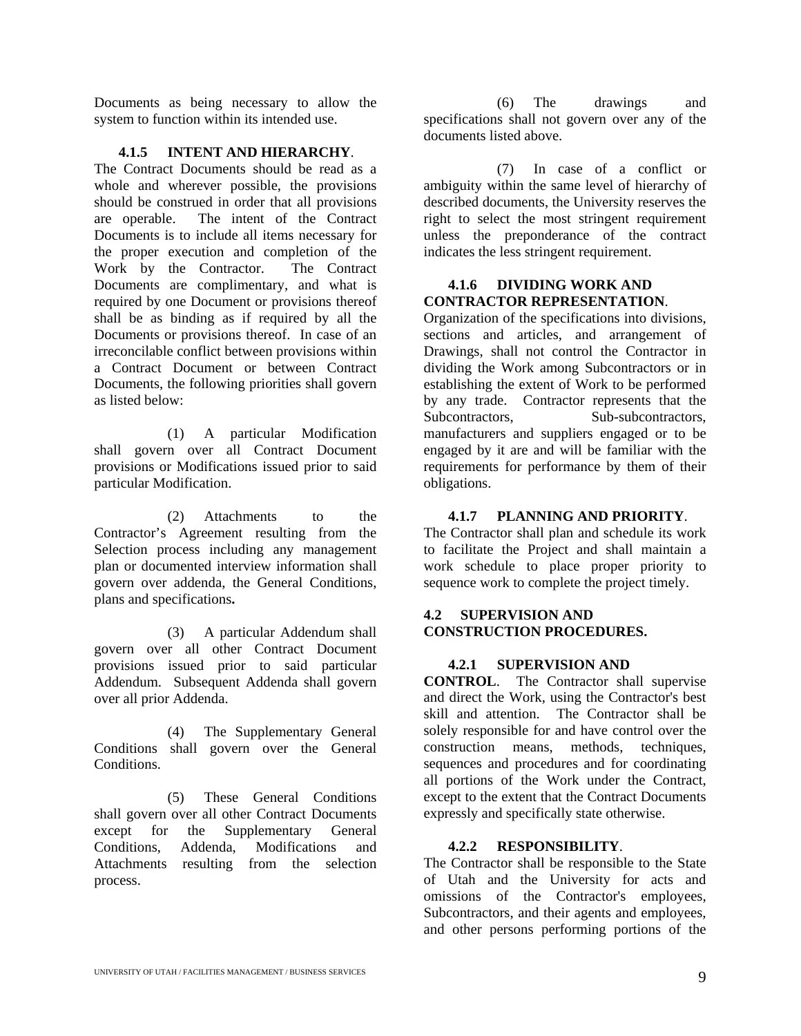Documents as being necessary to allow the system to function within its intended use.

**4.1.5 INTENT AND HIERARCHY**. The Contract Documents should be read as a whole and wherever possible, the provisions should be construed in order that all provisions are operable. The intent of the Contract Documents is to include all items necessary for the proper execution and completion of the Work by the Contractor. The Contract Documents are complimentary, and what is required by one Document or provisions thereof shall be as binding as if required by all the Documents or provisions thereof. In case of an irreconcilable conflict between provisions within a Contract Document or between Contract Documents, the following priorities shall govern as listed below:

(1) A particular Modification shall govern over all Contract Document provisions or Modifications issued prior to said particular Modification.

(2) Attachments to the Contractor's Agreement resulting from the Selection process including any management plan or documented interview information shall govern over addenda, the General Conditions, plans and specifications**.**

(3) A particular Addendum shall govern over all other Contract Document provisions issued prior to said particular Addendum. Subsequent Addenda shall govern over all prior Addenda.

(4) The Supplementary General Conditions shall govern over the General Conditions.

(5) These General Conditions shall govern over all other Contract Documents except for the Supplementary General Conditions, Addenda, Modifications and Attachments resulting from the selection process.

(6) The drawings and specifications shall not govern over any of the documents listed above.

(7) In case of a conflict or ambiguity within the same level of hierarchy of described documents, the University reserves the right to select the most stringent requirement unless the preponderance of the contract indicates the less stringent requirement.

**4.1.6 DIVIDING WORK AND CONTRACTOR REPRESENTATION**. Organization of the specifications into divisions, sections and articles, and arrangement of Drawings, shall not control the Contractor in dividing the Work among Subcontractors or in establishing the extent of Work to be performed by any trade. Contractor represents that the Subcontractors, Sub-subcontractors, manufacturers and suppliers engaged or to be engaged by it are and will be familiar with the requirements for performance by them of their obligations.

**4.1.7 PLANNING AND PRIORITY**. The Contractor shall plan and schedule its work to facilitate the Project and shall maintain a work schedule to place proper priority to sequence work to complete the project timely.

## 4.2 SUPERVISION AND CONSTRUCTION PROCEDURES.

**4.2.1 SUPERVISION AND CONTROL**. The Contractor shall supervise and direct the Work, using the Contractor's best skill and attention. The Contractor shall be solely responsible for and have control over the construction means, methods, techniques, sequences and procedures and for coordinating all portions of the Work under the Contract, except to the extent that the Contract Documents expressly and specifically state otherwise.

**4.2.2 RESPONSIBILITY**. The Contractor shall be responsible to the State of Utah and the University for acts and omissions of the Contractor's employees, Subcontractors, and their agents and employees, and other persons performing portions of the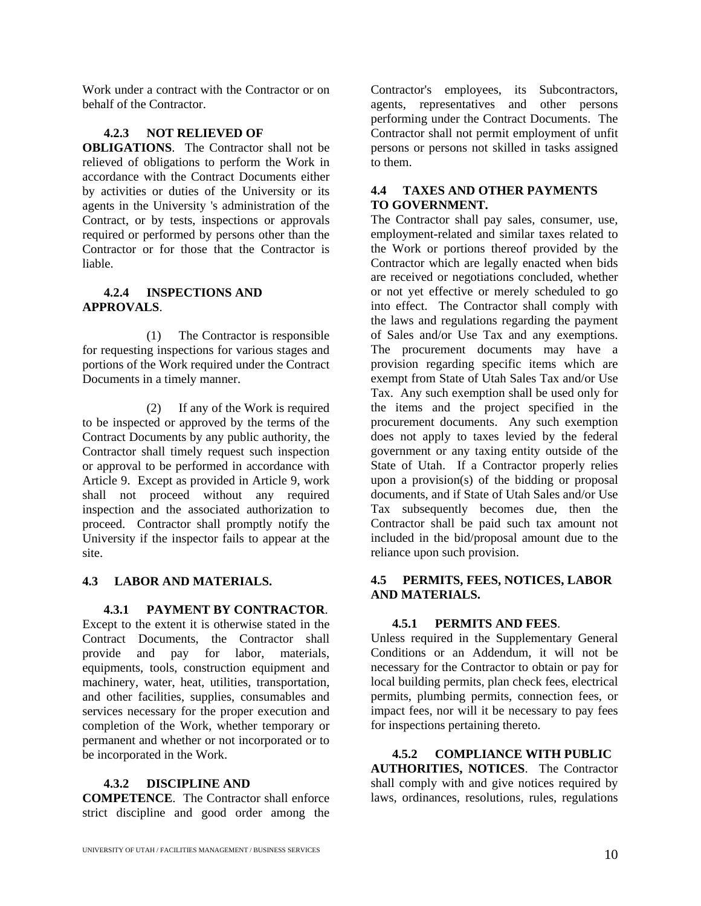Work under a contract with the Contractor or on behalf of the Contractor.

**4.2.3 NOT RELIEVED OF OBLIGATIONS**. The Contractor shall not be relieved of obligations to perform the Work in accordance with the Contract Documents either by activities or duties of the University or its agents in the University 's administration of the Contract, or by tests, inspections or approvals required or performed by persons other than the Contractor or for those that the Contractor is liable.

**4.2.4 INSPECTIONS AND APPROVALS**.

(1) The Contractor is responsible for requesting inspections for various stages and portions of the Work required under the Contract Documents in a timely manner.

(2) If any of the Work is required to be inspected or approved by the terms of the Contract Documents by any public authority, the Contractor shall timely request such inspection or approval to be performed in accordance with Article 9. Except as provided in Article 9, work shall not proceed without any required inspection and the associated authorization to proceed. Contractor shall promptly notify the University if the inspector fails to appear at the site.

### 4.3 LABOR AND MATERIALS.

**4.3.1 PAYMENT BY CONTRACTOR**. Except to the extent it is otherwise stated in the Contract Documents, the Contractor shall provide and pay for labor, materials, equipments, tools, construction equipment and machinery, water, heat, utilities, transportation, and other facilities, supplies, consumables and services necessary for the proper execution and completion of the Work, whether temporary or permanent and whether or not incorporated or to be incorporated in the Work.

**4.3.2 DISCIPLINE AND COMPETENCE**. The Contractor shall enforce strict discipline and good order among the Contractor's employees, its Subcontractors, agents, representatives and other persons performing under the Contract Documents. The Contractor shall not permit employment of unfit persons or persons not skilled in tasks assigned to them.

### 4.4 TAXES AND OTHER PAYMENTS TO GOVERNMENT.

The Contractor shall pay sales, consumer, use, employment-related and similar taxes related to the Work or portions thereof provided by the Contractor which are legally enacted when bids are received or negotiations concluded, whether or not yet effective or merely scheduled to go into effect. The Contractor shall comply with the laws and regulations regarding the payment of Sales and/or Use Tax and any exemptions. The procurement documents may have a provision regarding specific items which are exempt from State of Utah Sales Tax and/or Use Tax. Any such exemption shall be used only for the items and the project specified in the procurement documents. Any such exemption does not apply to taxes levied by the federal government or any taxing entity outside of the State of Utah. If a Contractor properly relies upon a provision(s) of the bidding or proposal documents, and if State of Utah Sales and/or Use Tax subsequently becomes due, then the Contractor shall be paid such tax amount not included in the bid/proposal amount due to the reliance upon such provision.

### 4.5 PERMITS, FEES, NOTICES, LABOR AND MATERIALS.

**4.5.1 PERMITS AND FEES**. Unless required in the Supplementary General Conditions or an Addendum, it will not be necessary for the Contractor to obtain or pay for local building permits, plan check fees, electrical permits, plumbing permits, connection fees, or impact fees, nor will it be necessary to pay fees for inspections pertaining thereto.

**4.5.2 COMPLIANCE WITH PUBLIC AUTHORITIES, NOTICES**. The Contractor shall comply with and give notices required by laws, ordinances, resolutions, rules, regulations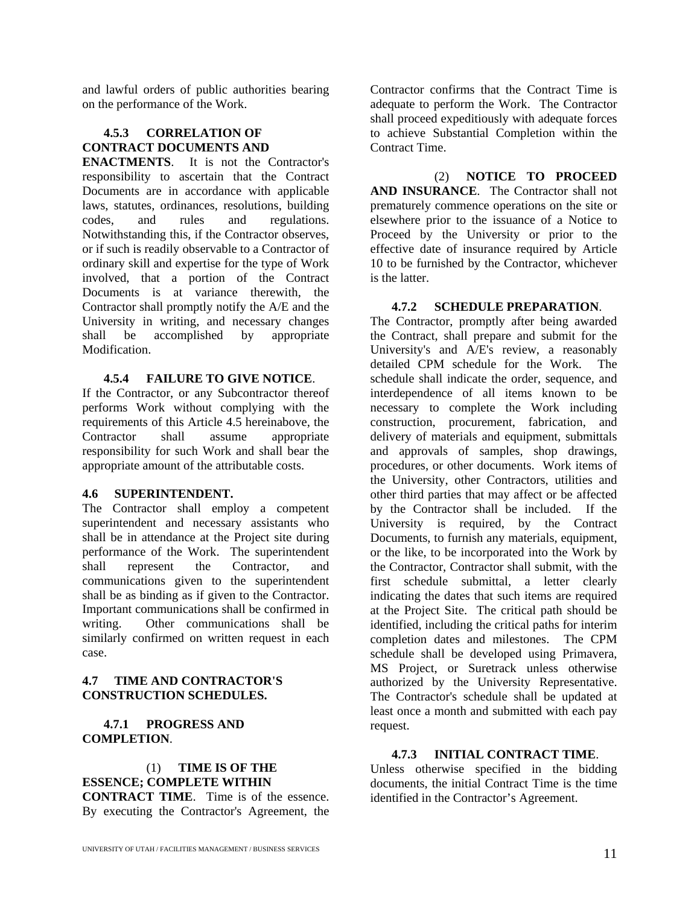and lawful orders of public authorities bearing on the performance of the Work.

**4.5.3 CORRELATION OF CONTRACT DOCUMENTS AND ENACTMENTS**. It is not the Contractor's responsibility to ascertain that the Contract Documents are in accordance with applicable laws, statutes, ordinances, resolutions, building codes, and rules and regulations. Notwithstanding this, if the Contractor observes, or if such is readily observable to a Contractor of ordinary skill and expertise for the type of Work involved, that a portion of the Contract Documents is at variance therewith, the Contractor shall promptly notify the A/E and the University in writing, and necessary changes shall be accomplished by appropriate Modification.

**4.5.4 FAILURE TO GIVE NOTICE**. If the Contractor, or any Subcontractor thereof performs Work without complying with the requirements of this Article 4.5 hereinabove, the Contractor shall assume appropriate responsibility for such Work and shall bear the appropriate amount of the attributable costs.

## 4.6 SUPERINTENDENT.

The Contractor shall employ a competent superintendent and necessary assistants who shall be in attendance at the Project site during performance of the Work. The superintendent shall represent the Contractor, and communications given to the superintendent shall be as binding as if given to the Contractor. Important communications shall be confirmed in writing. Other communications shall be similarly confirmed on written request in each case.

## 4.7 TIME AND CONTRACTOR'S CONSTRUCTION SCHEDULES.

**4.7.1 PROGRESS AND COMPLETION**.

(1) **TIME IS OF THE ESSENCE; COMPLETE WITHIN CONTRACT TIME**. Time is of the essence. By executing the Contractor's Agreement, the Contractor confirms that the Contract Time is adequate to perform the Work. The Contractor shall proceed expeditiously with adequate forces to achieve Substantial Completion within the Contract Time.

(2) **NOTICE TO PROCEED AND INSURANCE**. The Contractor shall not prematurely commence operations on the site or elsewhere prior to the issuance of a Notice to Proceed by the University or prior to the effective date of insurance required by Article 10 to be furnished by the Contractor, whichever is the latter.

**4.7.2 SCHEDULE PREPARATION**. The Contractor, promptly after being awarded the Contract, shall prepare and submit for the University's and A/E's review, a reasonably detailed CPM schedule for the Work. The schedule shall indicate the order, sequence, and interdependence of all items known to be necessary to complete the Work including construction, procurement, fabrication, and delivery of materials and equipment, submittals and approvals of samples, shop drawings, procedures, or other documents. Work items of the University, other Contractors, utilities and other third parties that may affect or be affected by the Contractor shall be included. If the University is required, by the Contract Documents, to furnish any materials, equipment, or the like, to be incorporated into the Work by the Contractor, Contractor shall submit, with the first schedule submittal, a letter clearly indicating the dates that such items are required at the Project Site. The critical path should be identified, including the critical paths for interim completion dates and milestones. The CPM schedule shall be developed using Primavera, MS Project, or Suretrack unless otherwise authorized by the University Representative. The Contractor's schedule shall be updated at least once a month and submitted with each pay request.

**4.7.3 INITIAL CONTRACT TIME**. Unless otherwise specified in the bidding documents, the initial Contract Time is the time identified in the Contractor's Agreement.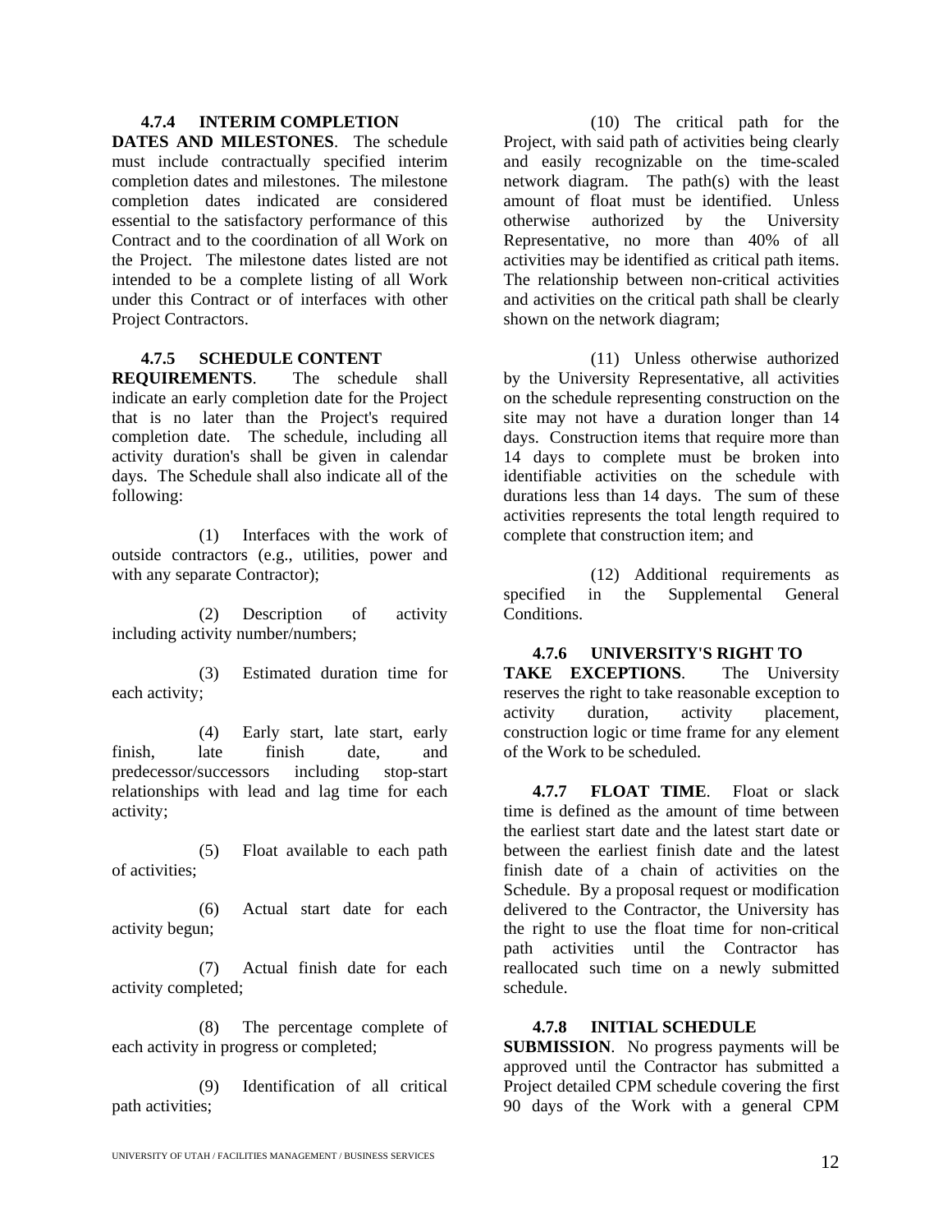**4.7.4 INTERIM COMPLETION DATES AND MILESTONES**. The schedule must include contractually specified interim completion dates and milestones. The milestone completion dates indicated are considered essential to the satisfactory performance of this Contract and to the coordination of all Work on the Project. The milestone dates listed are not intended to be a complete listing of all Work under this Contract or of interfaces with other Project Contractors.

**4.7.5 SCHEDULE CONTENT REQUIREMENTS**. The schedule shall indicate an early completion date for the Project that is no later than the Project's required completion date. The schedule, including all activity duration's shall be given in calendar days. The Schedule shall also indicate all of the following:

(1) Interfaces with the work of outside contractors (e.g., utilities, power and with any separate Contractor);

(2) Description of activity including activity number/numbers;

(3) Estimated duration time for each activity;

(4) Early start, late start, early finish, late finish date, and predecessor/successors including stop-start relationships with lead and lag time for each activity;

(5) Float available to each path of activities;

(6) Actual start date for each activity begun;

(7) Actual finish date for each activity completed;

(8) The percentage complete of each activity in progress or completed;

(9) Identification of all critical path activities;

(10) The critical path for the Project, with said path of activities being clearly and easily recognizable on the time-scaled network diagram. The path(s) with the least amount of float must be identified. Unless otherwise authorized by the University Representative, no more than 40% of all activities may be identified as critical path items. The relationship between non-critical activities and activities on the critical path shall be clearly shown on the network diagram;

(11) Unless otherwise authorized by the University Representative, all activities on the schedule representing construction on the site may not have a duration longer than 14 days. Construction items that require more than 14 days to complete must be broken into identifiable activities on the schedule with durations less than 14 days. The sum of these activities represents the total length required to complete that construction item; and

(12) Additional requirements as specified in the Supplemental General Conditions.

**4.7.6 UNIVERSITY'S RIGHT TO TAKE EXCEPTIONS**. The University reserves the right to take reasonable exception to activity duration, activity placement, construction logic or time frame for any element of the Work to be scheduled.

**4.7.7 FLOAT TIME**. Float or slack time is defined as the amount of time between the earliest start date and the latest start date or between the earliest finish date and the latest finish date of a chain of activities on the Schedule. By a proposal request or modification delivered to the Contractor, the University has the right to use the float time for non-critical path activities until the Contractor has reallocated such time on a newly submitted schedule.

**4.7.8 INITIAL SCHEDULE SUBMISSION**. No progress payments will be approved until the Contractor has submitted a Project detailed CPM schedule covering the first 90 days of the Work with a general CPM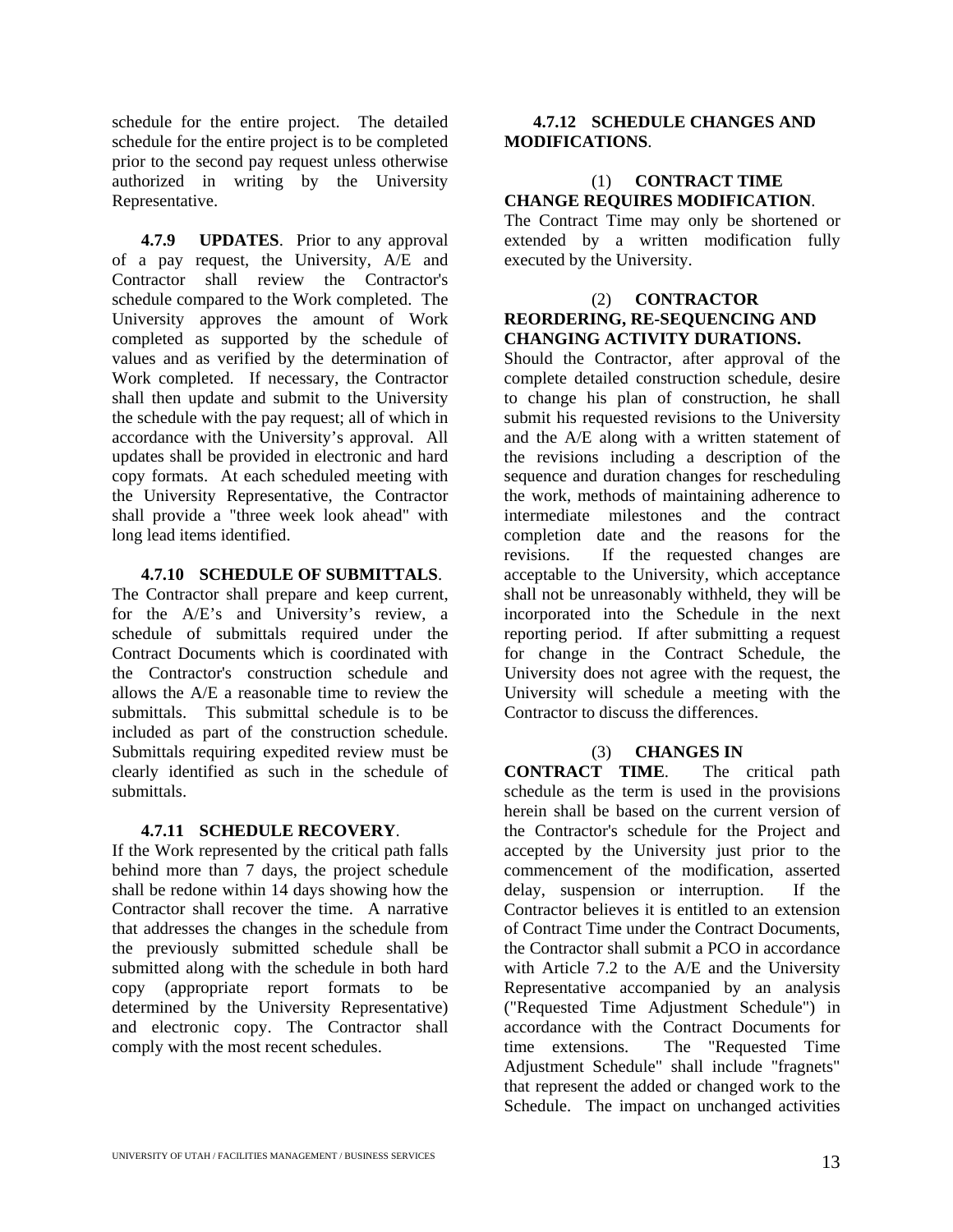schedule for the entire project. The detailed schedule for the entire project is to be completed prior to the second pay request unless otherwise authorized in writing by the University Representative.

**4.7.9 UPDATES**. Prior to any approval of a pay request, the University, A/E and Contractor shall review the Contractor's schedule compared to the Work completed. The University approves the amount of Work completed as supported by the schedule of values and as verified by the determination of Work completed. If necessary, the Contractor shall then update and submit to the University the schedule with the pay request; all of which in accordance with the University's approval. All updates shall be provided in electronic and hard copy formats. At each scheduled meeting with the University Representative, the Contractor shall provide a "three week look ahead" with long lead items identified.

**4.7.10 SCHEDULE OF SUBMITTALS**. The Contractor shall prepare and keep current, for the A/E's and University's review, a schedule of submittals required under the Contract Documents which is coordinated with the Contractor's construction schedule and allows the A/E a reasonable time to review the submittals. This submittal schedule is to be included as part of the construction schedule. Submittals requiring expedited review must be clearly identified as such in the schedule of submittals.

**4.7.11 SCHEDULE RECOVERY**. If the Work represented by the critical path falls behind more than 7 days, the project schedule shall be redone within 14 days showing how the Contractor shall recover the time. A narrative that addresses the changes in the schedule from the previously submitted schedule shall be submitted along with the schedule in both hard copy (appropriate report formats to be determined by the University Representative) and electronic copy. The Contractor shall comply with the most recent schedules.

**4.7.12 SCHEDULE CHANGES AND MODIFICATIONS**.

(1) **CONTRACT TIME CHANGE REQUIRES MODIFICATION**. The Contract Time may only be shortened or extended by a written modification fully executed by the University.

(2) **CONTRACTOR REORDERING, RE-SEQUENCING AND CHANGING ACTIVITY DURATIONS.** Should the Contractor, after approval of the complete detailed construction schedule, desire to change his plan of construction, he shall submit his requested revisions to the University and the A/E along with a written statement of the revisions including a description of the sequence and duration changes for rescheduling the work, methods of maintaining adherence to intermediate milestones and the contract completion date and the reasons for the revisions. If the requested changes are acceptable to the University, which acceptance shall not be unreasonably withheld, they will be incorporated into the Schedule in the next reporting period. If after submitting a request for change in the Contract Schedule, the University does not agree with the request, the University will schedule a meeting with the Contractor to discuss the differences.

(3) **CHANGES IN CONTRACT TIME**. The critical path schedule as the term is used in the provisions herein shall be based on the current version of the Contractor's schedule for the Project and accepted by the University just prior to the commencement of the modification, asserted delay, suspension or interruption. If the Contractor believes it is entitled to an extension of Contract Time under the Contract Documents, the Contractor shall submit a PCO in accordance with Article 7.2 to the A/E and the University Representative accompanied by an analysis ("Requested Time Adjustment Schedule") in accordance with the Contract Documents for time extensions. The "Requested Time Adjustment Schedule" shall include "fragnets" that represent the added or changed work to the Schedule. The impact on unchanged activities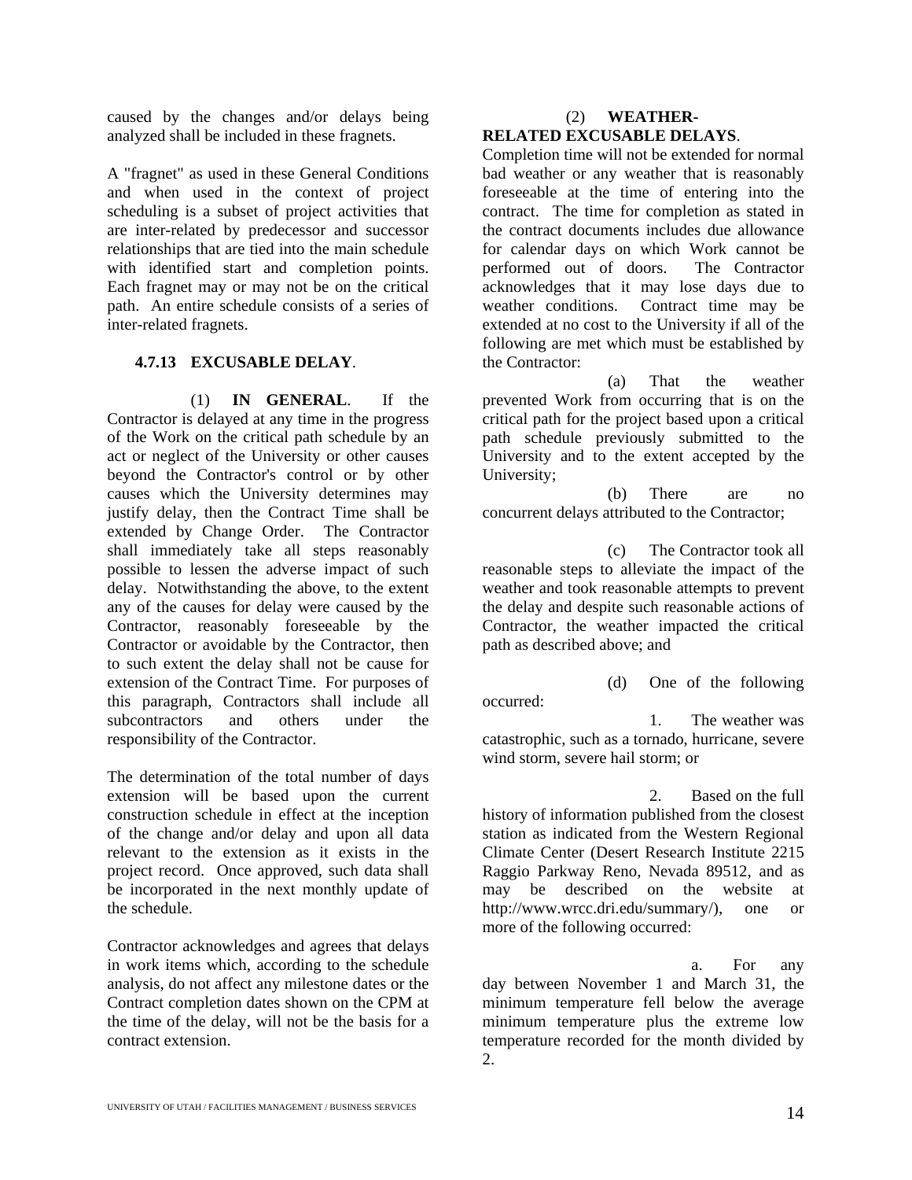caused by the changes and/or delays being analyzed shall be included in these fragnets.

A "fragnet" as used in these General Conditions and when used in the context of project scheduling is a subset of project activities that are inter-related by predecessor and successor relationships that are tied into the main schedule with identified start and completion points. Each fragnet may or may not be on the critical path. An entire schedule consists of a series of inter-related fragnets.

### 4.7.13 EXCUSABLE DELAY.

(1) **IN GENERAL**. If the Contractor is delayed at any time in the progress of the Work on the critical path schedule by an act or neglect of the University or other causes beyond the Contractor's control or by other causes which the University determines may justify delay, then the Contract Time shall be extended by Change Order. The Contractor shall immediately take all steps reasonably possible to lessen the adverse impact of such delay. Notwithstanding the above, to the extent any of the causes for delay were caused by the Contractor, reasonably foreseeable by the Contractor or avoidable by the Contractor, then to such extent the delay shall not be cause for extension of the Contract Time. For purposes of this paragraph, Contractors shall include all subcontractors and others under the responsibility of the Contractor.

The determination of the total number of days extension will be based upon the current construction schedule in effect at the inception of the change and/or delay and upon all data relevant to the extension as it exists in the project record. Once approved, such data shall be incorporated in the next monthly update of the schedule.

Contractor acknowledges and agrees that delays in work items which, according to the schedule analysis, do not affect any milestone dates or the Contract completion dates shown on the CPM at the time of the delay, will not be the basis for a contract extension.

(2) **WEATHER-RELATED EXCUSABLE DELAYS**. Completion time will not be extended for normal bad weather or any weather that is reasonably foreseeable at the time of entering into the contract. The time for completion as stated in the contract documents includes due allowance for calendar days on which Work cannot be performed out of doors. The Contractor acknowledges that it may lose days due to weather conditions. Contract time may be extended at no cost to the University if all of the following are met which must be established by the Contractor:

(a) That the weather prevented Work from occurring that is on the critical path for the project based upon a critical path schedule previously submitted to the University and to the extent accepted by the University;

(b) There are no concurrent delays attributed to the Contractor;

(c) The Contractor took all reasonable steps to alleviate the impact of the weather and took reasonable attempts to prevent the delay and despite such reasonable actions of Contractor, the weather impacted the critical path as described above; and

(d) One of the following occurred:

1. The weather was catastrophic, such as a tornado, hurricane, severe wind storm, severe hail storm; or

2. Based on the full history of information published from the closest station as indicated from the Western Regional Climate Center (Desert Research Institute 2215 Raggio Parkway Reno, Nevada 89512, and as may be described on the website at http://www.wrcc.dri.edu/summary/), one or more of the following occurred:

a. For any day between November 1 and March 31, the minimum temperature fell below the average minimum temperature plus the extreme low temperature recorded for the month divided by 2.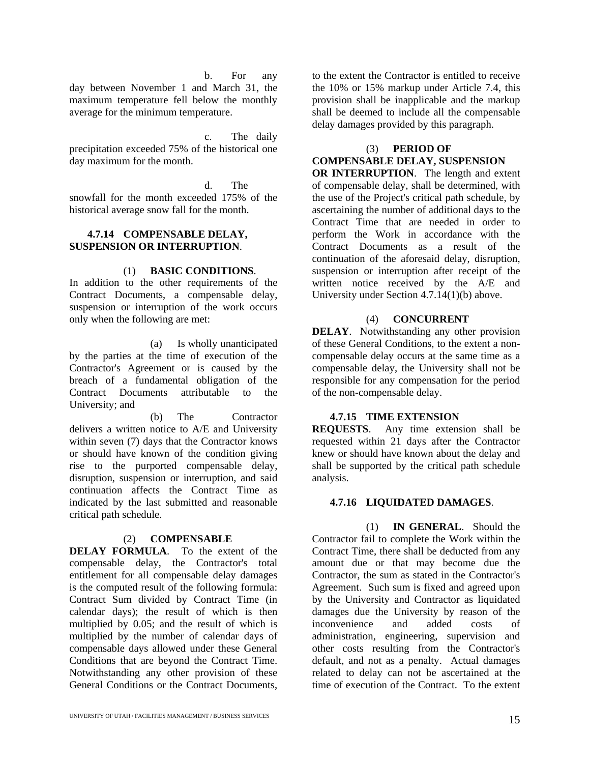b. For any day between November 1 and March 31, the maximum temperature fell below the monthly average for the minimum temperature.

c. The daily precipitation exceeded 75% of the historical one day maximum for the month.

d. The snowfall for the month exceeded 175% of the historical average snow fall for the month.

**4.7.14 COMPENSABLE DELAY, SUSPENSION OR INTERRUPTION**.

(1) **BASIC CONDITIONS**. In addition to the other requirements of the Contract Documents, a compensable delay, suspension or interruption of the work occurs only when the following are met:

(a) Is wholly unanticipated by the parties at the time of execution of the Contractor's Agreement or is caused by the breach of a fundamental obligation of the Contract Documents attributable to the University; and

(b) The Contractor delivers a written notice to A/E and University within seven (7) days that the Contractor knows or should have known of the condition giving rise to the purported compensable delay, disruption, suspension or interruption, and said continuation affects the Contract Time as indicated by the last submitted and reasonable critical path schedule.

(2) **COMPENSABLE DELAY FORMULA**. To the extent of the compensable delay, the Contractor's total entitlement for all compensable delay damages is the computed result of the following formula: Contract Sum divided by Contract Time (in calendar days); the result of which is then multiplied by 0.05; and the result of which is multiplied by the number of calendar days of compensable days allowed under these General Conditions that are beyond the Contract Time. Notwithstanding any other provision of these General Conditions or the Contract Documents, to the extent the Contractor is entitled to receive the 10% or 15% markup under Article 7.4, this provision shall be inapplicable and the markup shall be deemed to include all the compensable delay damages provided by this paragraph.

(3) **PERIOD OF COMPENSABLE DELAY, SUSPENSION OR INTERRUPTION**. The length and extent of compensable delay, shall be determined, with the use of the Project's critical path schedule, by ascertaining the number of additional days to the Contract Time that are needed in order to perform the Work in accordance with the Contract Documents as a result of the continuation of the aforesaid delay, disruption, suspension or interruption after receipt of the written notice received by the A/E and University under Section 4.7.14(1)(b) above.

(4) **CONCURRENT DELAY**. Notwithstanding any other provision of these General Conditions, to the extent a non-compensable delay occurs at the same time as a compensable delay, the University shall not be responsible for any compensation for the period of the non-compensable delay.

**4.7.15 TIME EXTENSION REQUESTS**. Any time extension shall be requested within 21 days after the Contractor knew or should have known about the delay and shall be supported by the critical path schedule analysis.

**4.7.16 LIQUIDATED DAMAGES**.

(1) **IN GENERAL**. Should the Contractor fail to complete the Work within the Contract Time, there shall be deducted from any amount due or that may become due the Contractor, the sum as stated in the Contractor's Agreement. Such sum is fixed and agreed upon by the University and Contractor as liquidated damages due the University by reason of the inconvenience and added costs of administration, engineering, supervision and other costs resulting from the Contractor's default, and not as a penalty. Actual damages related to delay can not be ascertained at the time of execution of the Contract. To the extent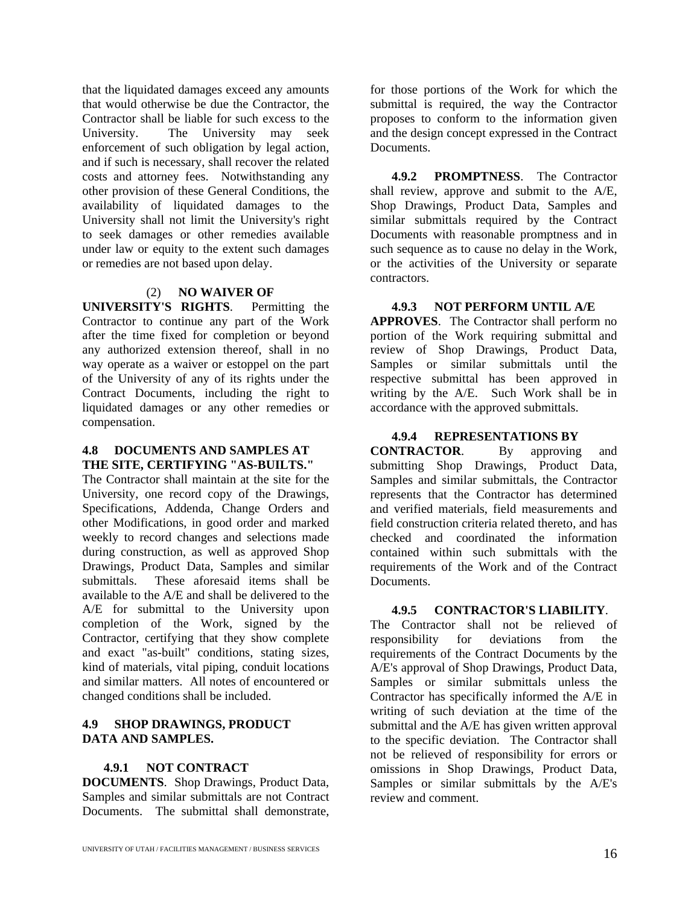that the liquidated damages exceed any amounts that would otherwise be due the Contractor, the Contractor shall be liable for such excess to the University. The University may seek enforcement of such obligation by legal action, and if such is necessary, shall recover the related costs and attorney fees. Notwithstanding any other provision of these General Conditions, the availability of liquidated damages to the University shall not limit the University's right to seek damages or other remedies available under law or equity to the extent such damages or remedies are not based upon delay.

(2) **NO WAIVER OF UNIVERSITY'S RIGHTS**. Permitting the Contractor to continue any part of the Work after the time fixed for completion or beyond any authorized extension thereof, shall in no way operate as a waiver or estoppel on the part of the University of any of its rights under the Contract Documents, including the right to liquidated damages or any other remedies or compensation.

**4.8 DOCUMENTS AND SAMPLES AT THE SITE, CERTIFYING "AS-BUILTS."** The Contractor shall maintain at the site for the University, one record copy of the Drawings, Specifications, Addenda, Change Orders and other Modifications, in good order and marked weekly to record changes and selections made during construction, as well as approved Shop Drawings, Product Data, Samples and similar submittals. These aforesaid items shall be available to the A/E and shall be delivered to the A/E for submittal to the University upon completion of the Work, signed by the Contractor, certifying that they show complete and exact "as-built" conditions, stating sizes, kind of materials, vital piping, conduit locations and similar matters. All notes of encountered or changed conditions shall be included.

**4.9 SHOP DRAWINGS, PRODUCT DATA AND SAMPLES.**

**4.9.1 NOT CONTRACT DOCUMENTS**. Shop Drawings, Product Data, Samples and similar submittals are not Contract Documents. The submittal shall demonstrate, for those portions of the Work for which the submittal is required, the way the Contractor proposes to conform to the information given and the design concept expressed in the Contract Documents.

**4.9.2 PROMPTNESS**. The Contractor shall review, approve and submit to the A/E, Shop Drawings, Product Data, Samples and similar submittals required by the Contract Documents with reasonable promptness and in such sequence as to cause no delay in the Work, or the activities of the University or separate contractors.

**4.9.3 NOT PERFORM UNTIL A/E APPROVES**. The Contractor shall perform no portion of the Work requiring submittal and review of Shop Drawings, Product Data, Samples or similar submittals until the respective submittal has been approved in writing by the A/E. Such Work shall be in accordance with the approved submittals.

**4.9.4 REPRESENTATIONS BY CONTRACTOR**. By approving and submitting Shop Drawings, Product Data, Samples and similar submittals, the Contractor represents that the Contractor has determined and verified materials, field measurements and field construction criteria related thereto, and has checked and coordinated the information contained within such submittals with the requirements of the Work and of the Contract Documents.

**4.9.5 CONTRACTOR'S LIABILITY**. The Contractor shall not be relieved of responsibility for deviations from the requirements of the Contract Documents by the A/E's approval of Shop Drawings, Product Data, Samples or similar submittals unless the Contractor has specifically informed the A/E in writing of such deviation at the time of the submittal and the A/E has given written approval to the specific deviation. The Contractor shall not be relieved of responsibility for errors or omissions in Shop Drawings, Product Data, Samples or similar submittals by the A/E's review and comment.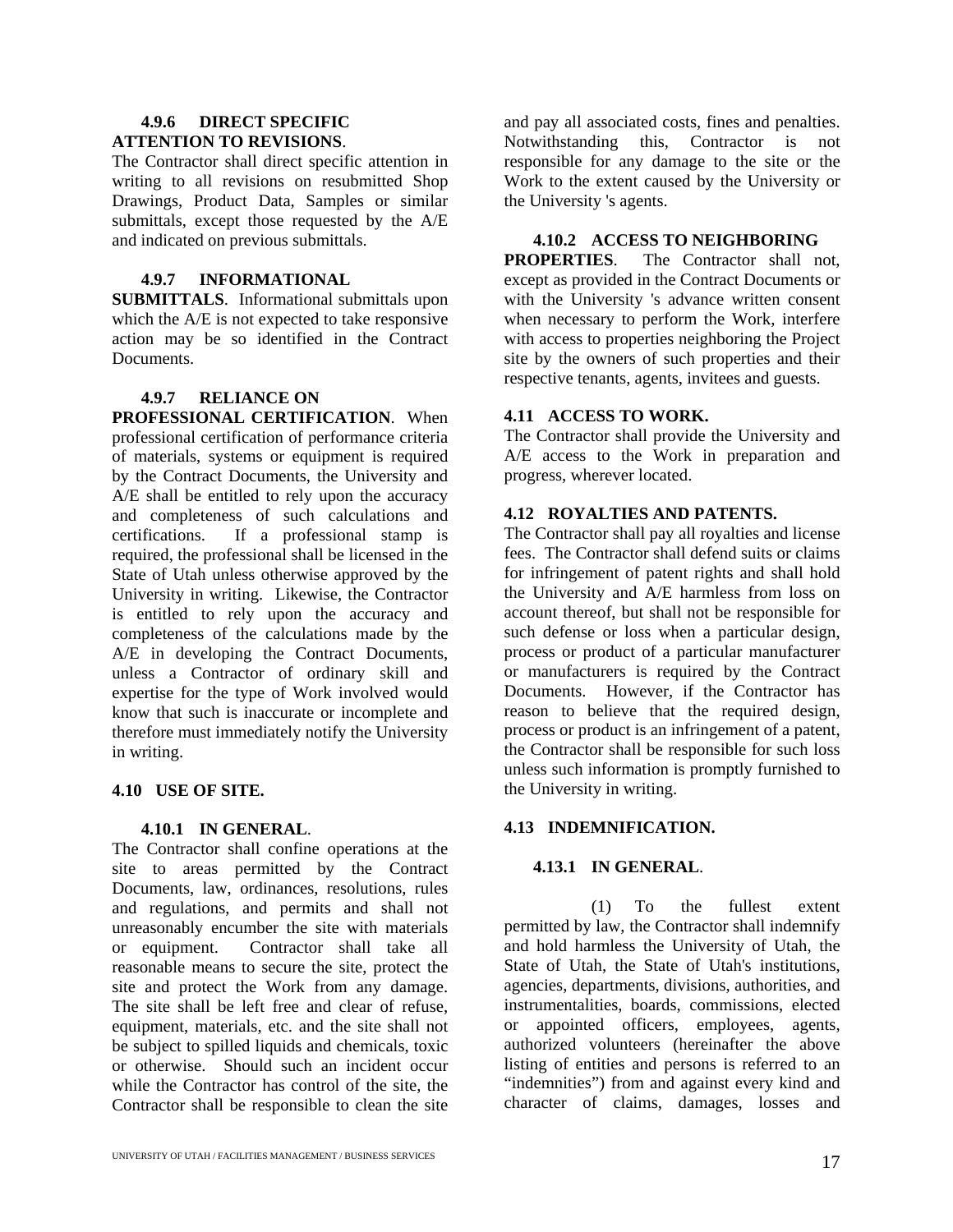**4.9.6 DIRECT SPECIFIC ATTENTION TO REVISIONS**. The Contractor shall direct specific attention in writing to all revisions on resubmitted Shop Drawings, Product Data, Samples or similar submittals, except those requested by the A/E and indicated on previous submittals.

**4.9.7 INFORMATIONAL SUBMITTALS**. Informational submittals upon which the A/E is not expected to take responsive action may be so identified in the Contract Documents.

**4.9.7 RELIANCE ON PROFESSIONAL CERTIFICATION**. When professional certification of performance criteria of materials, systems or equipment is required by the Contract Documents, the University and A/E shall be entitled to rely upon the accuracy and completeness of such calculations and certifications. If a professional stamp is required, the professional shall be licensed in the State of Utah unless otherwise approved by the University in writing. Likewise, the Contractor is entitled to rely upon the accuracy and completeness of the calculations made by the A/E in developing the Contract Documents, unless a Contractor of ordinary skill and expertise for the type of Work involved would know that such is inaccurate or incomplete and therefore must immediately notify the University in writing.

## 4.10 USE OF SITE.

**4.10.1 IN GENERAL**. The Contractor shall confine operations at the site to areas permitted by the Contract Documents, law, ordinances, resolutions, rules and regulations, and permits and shall not unreasonably encumber the site with materials or equipment. Contractor shall take all reasonable means to secure the site, protect the site and protect the Work from any damage. The site shall be left free and clear of refuse, equipment, materials, etc. and the site shall not be subject to spilled liquids and chemicals, toxic or otherwise. Should such an incident occur while the Contractor has control of the site, the Contractor shall be responsible to clean the site and pay all associated costs, fines and penalties. Notwithstanding this, Contractor is not responsible for any damage to the site or the Work to the extent caused by the University or the University 's agents.

**4.10.2 ACCESS TO NEIGHBORING PROPERTIES**. The Contractor shall not, except as provided in the Contract Documents or with the University 's advance written consent when necessary to perform the Work, interfere with access to properties neighboring the Project site by the owners of such properties and their respective tenants, agents, invitees and guests.

## 4.11 ACCESS TO WORK.

The Contractor shall provide the University and A/E access to the Work in preparation and progress, wherever located.

## 4.12 ROYALTIES AND PATENTS.

The Contractor shall pay all royalties and license fees. The Contractor shall defend suits or claims for infringement of patent rights and shall hold the University and A/E harmless from loss on account thereof, but shall not be responsible for such defense or loss when a particular design, process or product of a particular manufacturer or manufacturers is required by the Contract Documents. However, if the Contractor has reason to believe that the required design, process or product is an infringement of a patent, the Contractor shall be responsible for such loss unless such information is promptly furnished to the University in writing.

## 4.13 INDEMNIFICATION.

**4.13.1 IN GENERAL**.

(1) To the fullest extent permitted by law, the Contractor shall indemnify and hold harmless the University of Utah, the State of Utah, the State of Utah's institutions, agencies, departments, divisions, authorities, and instrumentalities, boards, commissions, elected or appointed officers, employees, agents, authorized volunteers (hereinafter the above listing of entities and persons is referred to an "indemnities") from and against every kind and character of claims, damages, losses and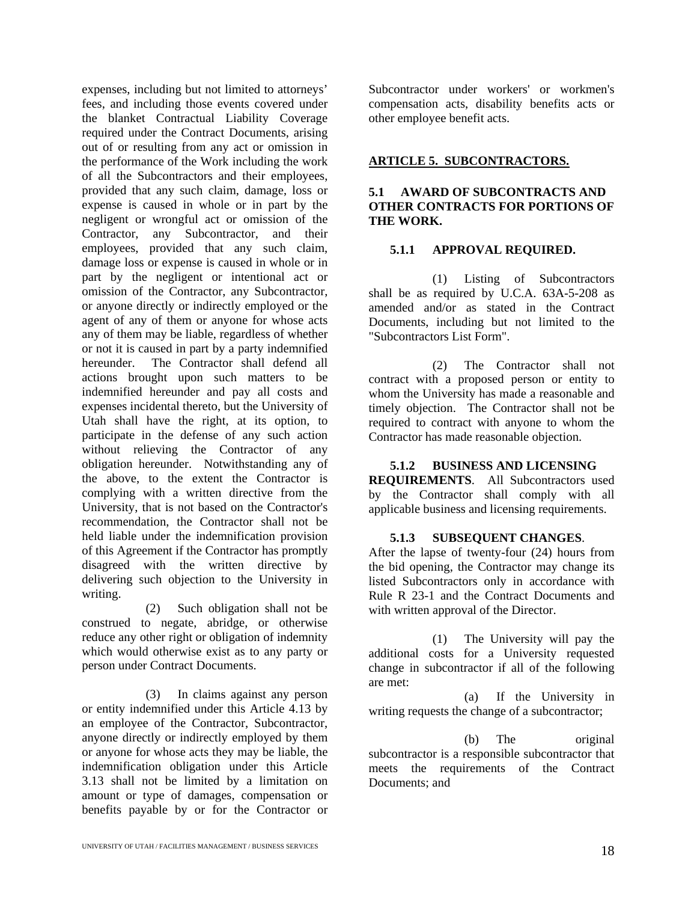expenses, including but not limited to attorneys' fees, and including those events covered under the blanket Contractual Liability Coverage required under the Contract Documents, arising out of or resulting from any act or omission in the performance of the Work including the work of all the Subcontractors and their employees, provided that any such claim, damage, loss or expense is caused in whole or in part by the negligent or wrongful act or omission of the Contractor, any Subcontractor, and their employees, provided that any such claim, damage loss or expense is caused in whole or in part by the negligent or intentional act or omission of the Contractor, any Subcontractor, or anyone directly or indirectly employed or the agent of any of them or anyone for whose acts any of them may be liable, regardless of whether or not it is caused in part by a party indemnified hereunder. The Contractor shall defend all actions brought upon such matters to be indemnified hereunder and pay all costs and expenses incidental thereto, but the University of Utah shall have the right, at its option, to participate in the defense of any such action without relieving the Contractor of any obligation hereunder. Notwithstanding any of the above, to the extent the Contractor is complying with a written directive from the University, that is not based on the Contractor's recommendation, the Contractor shall not be held liable under the indemnification provision of this Agreement if the Contractor has promptly disagreed with the written directive by delivering such objection to the University in writing.

(2) Such obligation shall not be construed to negate, abridge, or otherwise reduce any other right or obligation of indemnity which would otherwise exist as to any party or person under Contract Documents.

(3) In claims against any person or entity indemnified under this Article 4.13 by an employee of the Contractor, Subcontractor, anyone directly or indirectly employed by them or anyone for whose acts they may be liable, the indemnification obligation under this Article 3.13 shall not be limited by a limitation on amount or type of damages, compensation or benefits payable by or for the Contractor or Subcontractor under workers' or workmen's compensation acts, disability benefits acts or other employee benefit acts.

## ARTICLE 5. SUBCONTRACTORS.

### 5.1 AWARD OF SUBCONTRACTS AND OTHER CONTRACTS FOR PORTIONS OF THE WORK.

#### 5.1.1 APPROVAL REQUIRED.

(1) Listing of Subcontractors shall be as required by U.C.A. 63A-5-208 as amended and/or as stated in the Contract Documents, including but not limited to the "Subcontractors List Form".

(2) The Contractor shall not contract with a proposed person or entity to whom the University has made a reasonable and timely objection. The Contractor shall not be required to contract with anyone to whom the Contractor has made reasonable objection.

**5.1.2 BUSINESS AND LICENSING REQUIREMENTS**. All Subcontractors used by the Contractor shall comply with all applicable business and licensing requirements.

**5.1.3 SUBSEQUENT CHANGES**. After the lapse of twenty-four (24) hours from the bid opening, the Contractor may change its listed Subcontractors only in accordance with Rule R 23-1 and the Contract Documents and with written approval of the Director.

(1) The University will pay the additional costs for a University requested change in subcontractor if all of the following are met:

(a) If the University in writing requests the change of a subcontractor;

(b) The original subcontractor is a responsible subcontractor that meets the requirements of the Contract Documents; and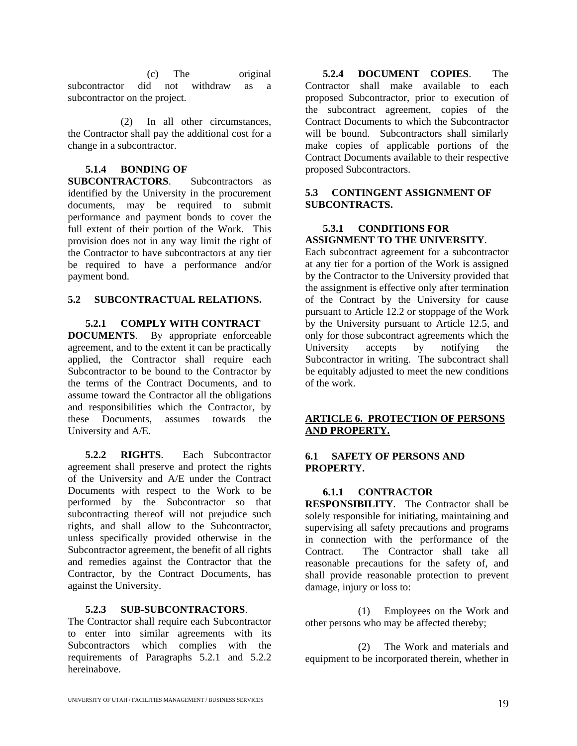(c) The original subcontractor did not withdraw as a subcontractor on the project.

(2) In all other circumstances, the Contractor shall pay the additional cost for a change in a subcontractor.

**5.1.4 BONDING OF SUBCONTRACTORS**. Subcontractors as identified by the University in the procurement documents, may be required to submit performance and payment bonds to cover the full extent of their portion of the Work. This provision does not in any way limit the right of the Contractor to have subcontractors at any tier be required to have a performance and/or payment bond.

**5.2 SUBCONTRACTUAL RELATIONS.**

**5.2.1 COMPLY WITH CONTRACT DOCUMENTS**. By appropriate enforceable agreement, and to the extent it can be practically applied, the Contractor shall require each Subcontractor to be bound to the Contractor by the terms of the Contract Documents, and to assume toward the Contractor all the obligations and responsibilities which the Contractor, by these Documents, assumes towards the University and A/E.

**5.2.2 RIGHTS**. Each Subcontractor agreement shall preserve and protect the rights of the University and A/E under the Contract Documents with respect to the Work to be performed by the Subcontractor so that subcontracting thereof will not prejudice such rights, and shall allow to the Subcontractor, unless specifically provided otherwise in the Subcontractor agreement, the benefit of all rights and remedies against the Contractor that the Contractor, by the Contract Documents, has against the University.

**5.2.3 SUB-SUBCONTRACTORS**. The Contractor shall require each Subcontractor to enter into similar agreements with its Subcontractors which complies with the requirements of Paragraphs 5.2.1 and 5.2.2 hereinabove.

**5.2.4 DOCUMENT COPIES**. The Contractor shall make available to each proposed Subcontractor, prior to execution of the subcontract agreement, copies of the Contract Documents to which the Subcontractor will be bound. Subcontractors shall similarly make copies of applicable portions of the Contract Documents available to their respective proposed Subcontractors.

**5.3 CONTINGENT ASSIGNMENT OF SUBCONTRACTS.**

**5.3.1 CONDITIONS FOR ASSIGNMENT TO THE UNIVERSITY**. Each subcontract agreement for a subcontractor at any tier for a portion of the Work is assigned by the Contractor to the University provided that the assignment is effective only after termination of the Contract by the University for cause pursuant to Article 12.2 or stoppage of the Work by the University pursuant to Article 12.5, and only for those subcontract agreements which the University accepts by notifying the Subcontractor in writing. The subcontract shall be equitably adjusted to meet the new conditions of the work.

## <u>ARTICLE 6. PROTECTION OF PERSONS AND PROPERTY.</u>

**6.1 SAFETY OF PERSONS AND PROPERTY.**

**6.1.1 CONTRACTOR RESPONSIBILITY**. The Contractor shall be solely responsible for initiating, maintaining and supervising all safety precautions and programs in connection with the performance of the Contract. The Contractor shall take all reasonable precautions for the safety of, and shall provide reasonable protection to prevent damage, injury or loss to:

(1) Employees on the Work and other persons who may be affected thereby;

(2) The Work and materials and equipment to be incorporated therein, whether in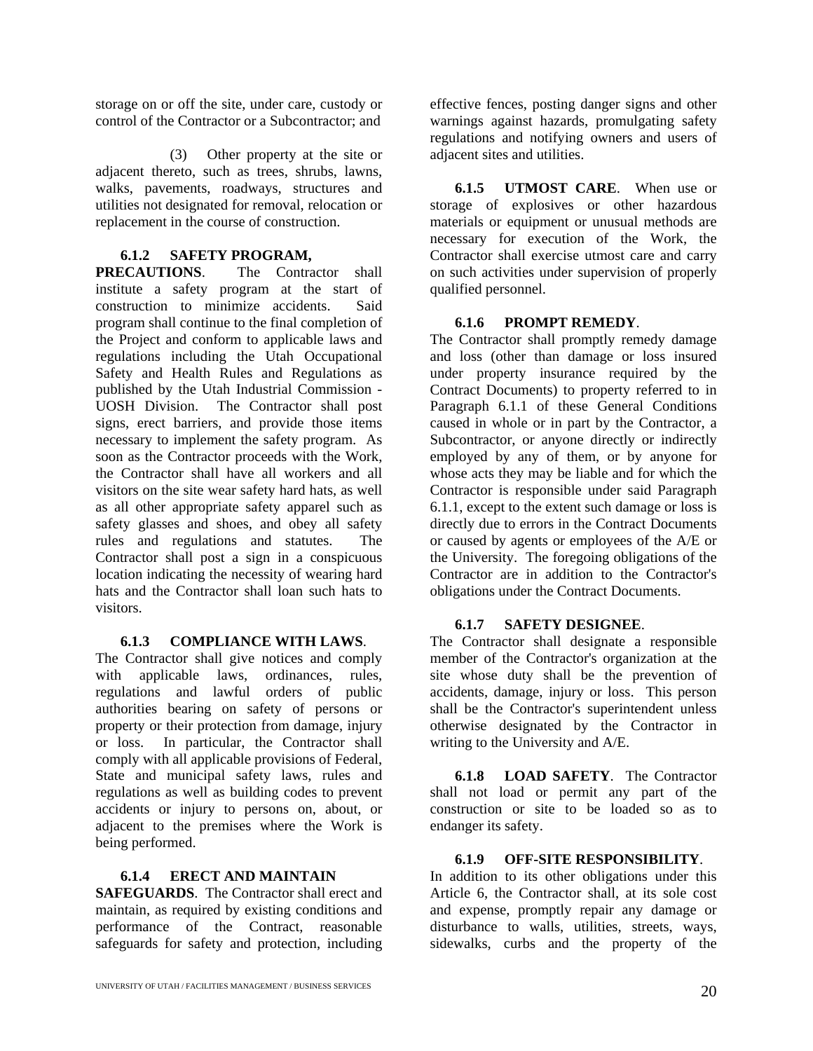storage on or off the site, under care, custody or control of the Contractor or a Subcontractor; and

(3) Other property at the site or adjacent thereto, such as trees, shrubs, lawns, walks, pavements, roadways, structures and utilities not designated for removal, relocation or replacement in the course of construction.

**6.1.2 SAFETY PROGRAM, PRECAUTIONS**. The Contractor shall institute a safety program at the start of construction to minimize accidents. Said program shall continue to the final completion of the Project and conform to applicable laws and regulations including the Utah Occupational Safety and Health Rules and Regulations as published by the Utah Industrial Commission - UOSH Division. The Contractor shall post signs, erect barriers, and provide those items necessary to implement the safety program. As soon as the Contractor proceeds with the Work, the Contractor shall have all workers and all visitors on the site wear safety hard hats, as well as all other appropriate safety apparel such as safety glasses and shoes, and obey all safety rules and regulations and statutes. The Contractor shall post a sign in a conspicuous location indicating the necessity of wearing hard hats and the Contractor shall loan such hats to visitors.

**6.1.3 COMPLIANCE WITH LAWS**. The Contractor shall give notices and comply with applicable laws, ordinances, rules, regulations and lawful orders of public authorities bearing on safety of persons or property or their protection from damage, injury or loss. In particular, the Contractor shall comply with all applicable provisions of Federal, State and municipal safety laws, rules and regulations as well as building codes to prevent accidents or injury to persons on, about, or adjacent to the premises where the Work is being performed.

**6.1.4 ERECT AND MAINTAIN SAFEGUARDS**. The Contractor shall erect and maintain, as required by existing conditions and performance of the Contract, reasonable safeguards for safety and protection, including effective fences, posting danger signs and other warnings against hazards, promulgating safety regulations and notifying owners and users of adjacent sites and utilities.

**6.1.5 UTMOST CARE**. When use or storage of explosives or other hazardous materials or equipment or unusual methods are necessary for execution of the Work, the Contractor shall exercise utmost care and carry on such activities under supervision of properly qualified personnel.

**6.1.6 PROMPT REMEDY**. The Contractor shall promptly remedy damage and loss (other than damage or loss insured under property insurance required by the Contract Documents) to property referred to in Paragraph 6.1.1 of these General Conditions caused in whole or in part by the Contractor, a Subcontractor, or anyone directly or indirectly employed by any of them, or by anyone for whose acts they may be liable and for which the Contractor is responsible under said Paragraph 6.1.1, except to the extent such damage or loss is directly due to errors in the Contract Documents or caused by agents or employees of the A/E or the University. The foregoing obligations of the Contractor are in addition to the Contractor's obligations under the Contract Documents.

**6.1.7 SAFETY DESIGNEE**. The Contractor shall designate a responsible member of the Contractor's organization at the site whose duty shall be the prevention of accidents, damage, injury or loss. This person shall be the Contractor's superintendent unless otherwise designated by the Contractor in writing to the University and A/E.

**6.1.8 LOAD SAFETY**. The Contractor shall not load or permit any part of the construction or site to be loaded so as to endanger its safety.

**6.1.9 OFF-SITE RESPONSIBILITY**. In addition to its other obligations under this Article 6, the Contractor shall, at its sole cost and expense, promptly repair any damage or disturbance to walls, utilities, streets, ways, sidewalks, curbs and the property of the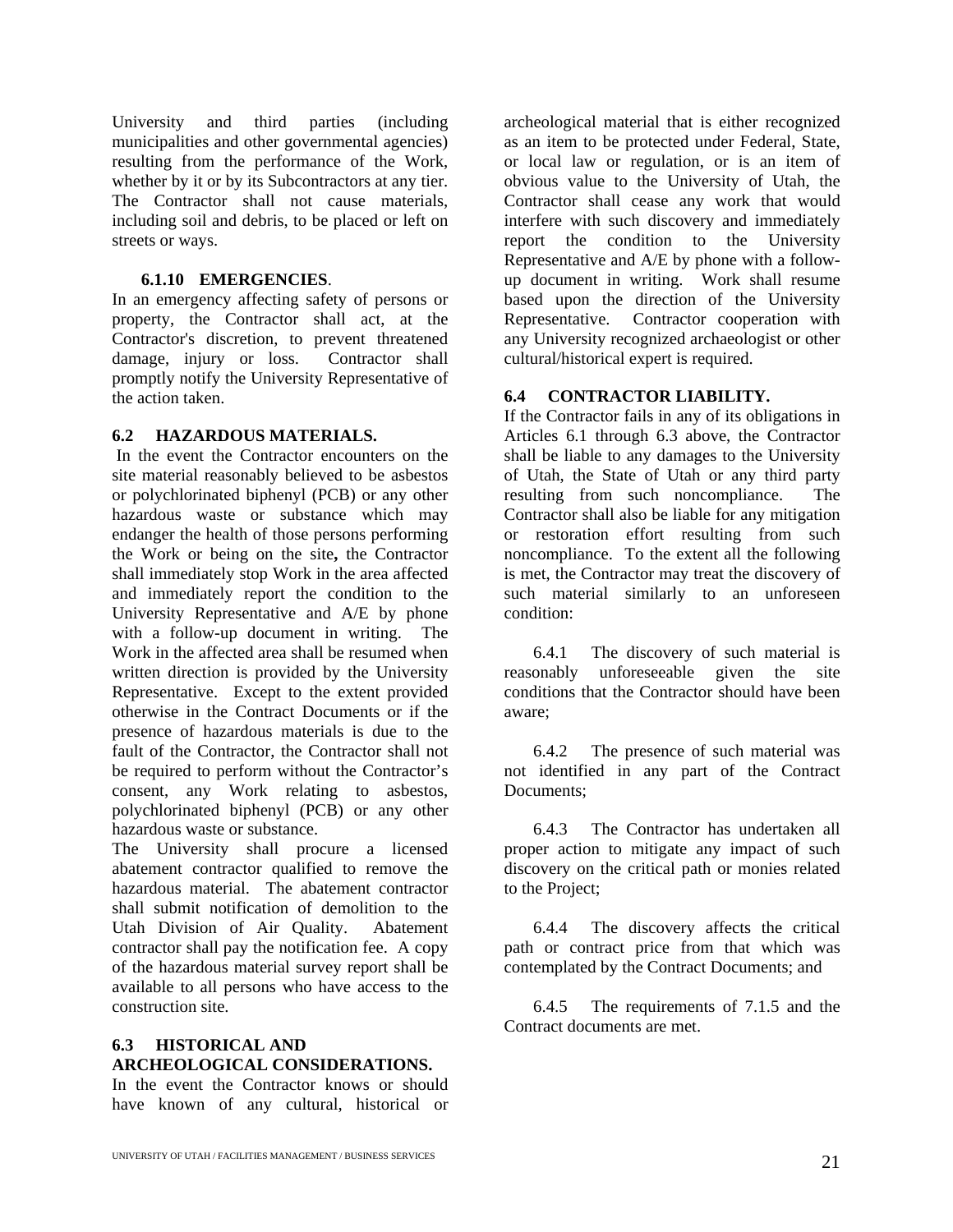University and third parties (including municipalities and other governmental agencies) resulting from the performance of the Work, whether by it or by its Subcontractors at any tier. The Contractor shall not cause materials, including soil and debris, to be placed or left on streets or ways.

**6.1.10 EMERGENCIES**.

In an emergency affecting safety of persons or property, the Contractor shall act, at the Contractor's discretion, to prevent threatened damage, injury or loss. Contractor shall promptly notify the University Representative of the action taken.

**6.2 HAZARDOUS MATERIALS.**

In the event the Contractor encounters on the site material reasonably believed to be asbestos or polychlorinated biphenyl (PCB) or any other hazardous waste or substance which may endanger the health of those persons performing the Work or being on the site**,** the Contractor shall immediately stop Work in the area affected and immediately report the condition to the University Representative and A/E by phone with a follow-up document in writing. The Work in the affected area shall be resumed when written direction is provided by the University Representative. Except to the extent provided otherwise in the Contract Documents or if the presence of hazardous materials is due to the fault of the Contractor, the Contractor shall not be required to perform without the Contractor's consent, any Work relating to asbestos, polychlorinated biphenyl (PCB) or any other hazardous waste or substance.

The University shall procure a licensed abatement contractor qualified to remove the hazardous material. The abatement contractor shall submit notification of demolition to the Utah Division of Air Quality. Abatement contractor shall pay the notification fee. A copy of the hazardous material survey report shall be available to all persons who have access to the construction site.

**6.3 HISTORICAL AND ARCHEOLOGICAL CONSIDERATIONS.**

In the event the Contractor knows or should have known of any cultural, historical or archeological material that is either recognized as an item to be protected under Federal, State, or local law or regulation, or is an item of obvious value to the University of Utah, the Contractor shall cease any work that would interfere with such discovery and immediately report the condition to the University Representative and A/E by phone with a follow-up document in writing. Work shall resume based upon the direction of the University Representative. Contractor cooperation with any University recognized archaeologist or other cultural/historical expert is required.

**6.4 CONTRACTOR LIABILITY.**

If the Contractor fails in any of its obligations in Articles 6.1 through 6.3 above, the Contractor shall be liable to any damages to the University of Utah, the State of Utah or any third party resulting from such noncompliance. The Contractor shall also be liable for any mitigation or restoration effort resulting from such noncompliance. To the extent all the following is met, the Contractor may treat the discovery of such material similarly to an unforeseen condition:

6.4.1 The discovery of such material is reasonably unforeseeable given the site conditions that the Contractor should have been aware;

6.4.2 The presence of such material was not identified in any part of the Contract Documents;

6.4.3 The Contractor has undertaken all proper action to mitigate any impact of such discovery on the critical path or monies related to the Project;

6.4.4 The discovery affects the critical path or contract price from that which was contemplated by the Contract Documents; and

6.4.5 The requirements of 7.1.5 and the Contract documents are met.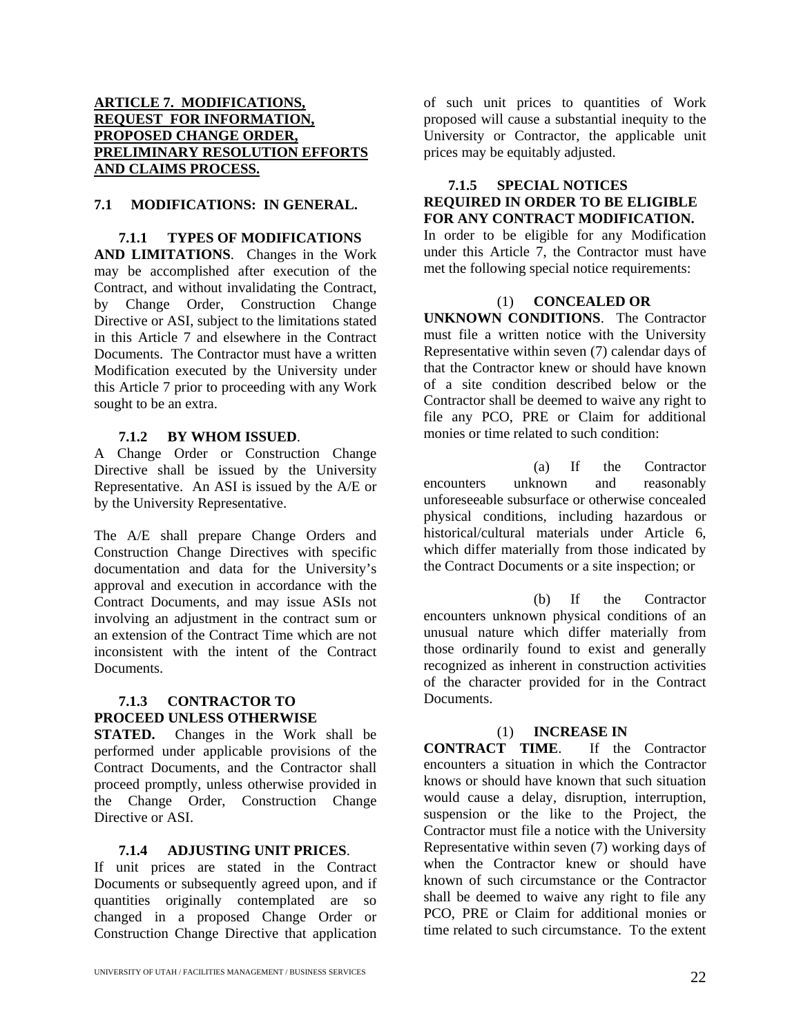## ARTICLE 7. MODIFICATIONS, REQUEST FOR INFORMATION, PROPOSED CHANGE ORDER, PRELIMINARY RESOLUTION EFFORTS AND CLAIMS PROCESS.

### 7.1 MODIFICATIONS: IN GENERAL.

**7.1.1 TYPES OF MODIFICATIONS AND LIMITATIONS**. Changes in the Work may be accomplished after execution of the Contract, and without invalidating the Contract, by Change Order, Construction Change Directive or ASI, subject to the limitations stated in this Article 7 and elsewhere in the Contract Documents. The Contractor must have a written Modification executed by the University under this Article 7 prior to proceeding with any Work sought to be an extra.

**7.1.2 BY WHOM ISSUED**. A Change Order or Construction Change Directive shall be issued by the University Representative. An ASI is issued by the A/E or by the University Representative.

The A/E shall prepare Change Orders and Construction Change Directives with specific documentation and data for the University's approval and execution in accordance with the Contract Documents, and may issue ASIs not involving an adjustment in the contract sum or an extension of the Contract Time which are not inconsistent with the intent of the Contract Documents.

**7.1.3 CONTRACTOR TO PROCEED UNLESS OTHERWISE STATED.** Changes in the Work shall be performed under applicable provisions of the Contract Documents, and the Contractor shall proceed promptly, unless otherwise provided in the Change Order, Construction Change Directive or ASI.

**7.1.4 ADJUSTING UNIT PRICES**. If unit prices are stated in the Contract Documents or subsequently agreed upon, and if quantities originally contemplated are so changed in a proposed Change Order or Construction Change Directive that application of such unit prices to quantities of Work proposed will cause a substantial inequity to the University or Contractor, the applicable unit prices may be equitably adjusted.

**7.1.5 SPECIAL NOTICES REQUIRED IN ORDER TO BE ELIGIBLE FOR ANY CONTRACT MODIFICATION.** In order to be eligible for any Modification under this Article 7, the Contractor must have met the following special notice requirements:

(1) **CONCEALED OR UNKNOWN CONDITIONS**. The Contractor must file a written notice with the University Representative within seven (7) calendar days of that the Contractor knew or should have known of a site condition described below or the Contractor shall be deemed to waive any right to file any PCO, PRE or Claim for additional monies or time related to such condition:

(a) If the Contractor encounters unknown and reasonably unforeseeable subsurface or otherwise concealed physical conditions, including hazardous or historical/cultural materials under Article 6, which differ materially from those indicated by the Contract Documents or a site inspection; or

(b) If the Contractor encounters unknown physical conditions of an unusual nature which differ materially from those ordinarily found to exist and generally recognized as inherent in construction activities of the character provided for in the Contract Documents.

(1) **INCREASE IN CONTRACT TIME**. If the Contractor encounters a situation in which the Contractor knows or should have known that such situation would cause a delay, disruption, interruption, suspension or the like to the Project, the Contractor must file a notice with the University Representative within seven (7) working days of when the Contractor knew or should have known of such circumstance or the Contractor shall be deemed to waive any right to file any PCO, PRE or Claim for additional monies or time related to such circumstance. To the extent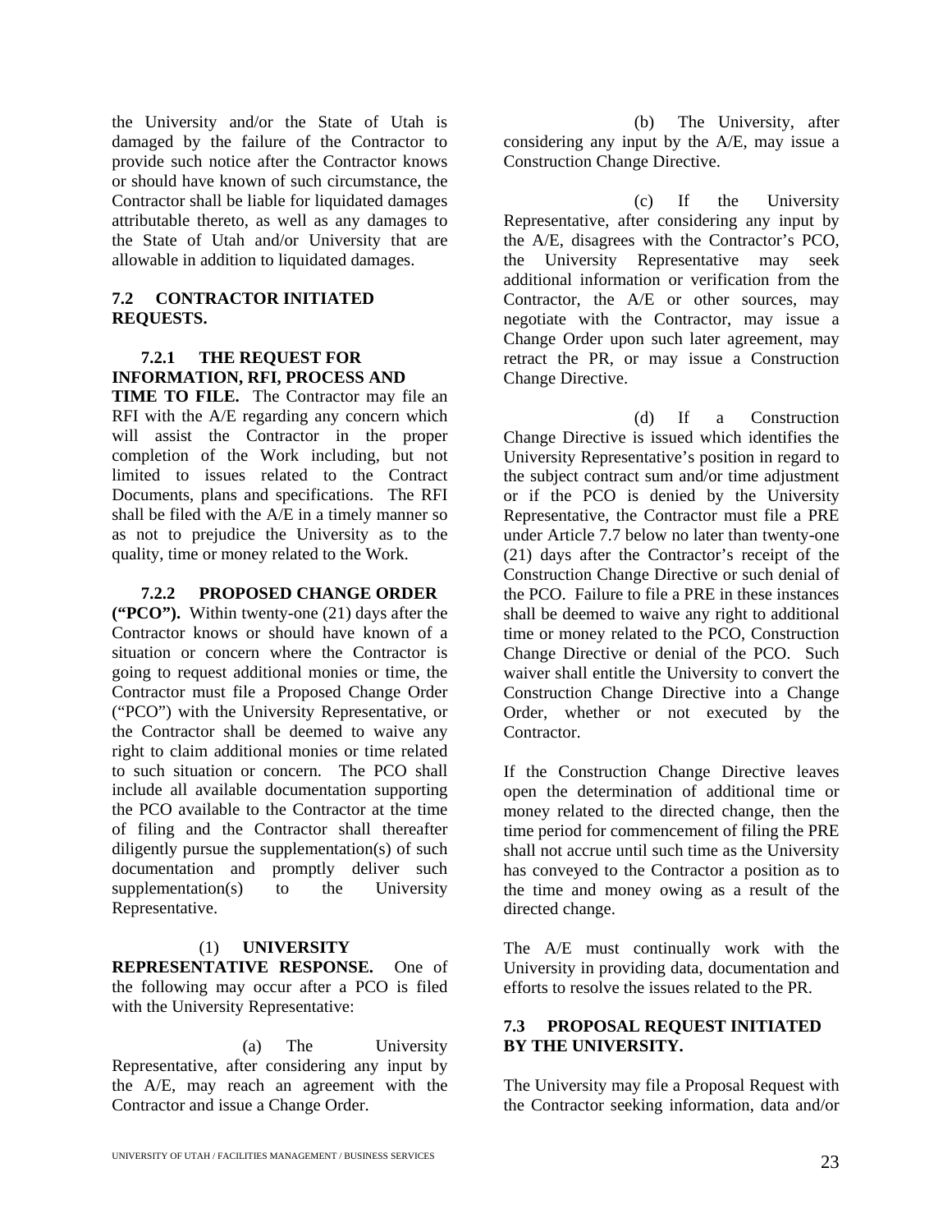the University and/or the State of Utah is damaged by the failure of the Contractor to provide such notice after the Contractor knows or should have known of such circumstance, the Contractor shall be liable for liquidated damages attributable thereto, as well as any damages to the State of Utah and/or University that are allowable in addition to liquidated damages.

## 7.2 CONTRACTOR INITIATED REQUESTS.

**7.2.1 THE REQUEST FOR INFORMATION, RFI, PROCESS AND TIME TO FILE.** The Contractor may file an RFI with the A/E regarding any concern which will assist the Contractor in the proper completion of the Work including, but not limited to issues related to the Contract Documents, plans and specifications. The RFI shall be filed with the A/E in a timely manner so as not to prejudice the University as to the quality, time or money related to the Work.

**7.2.2 PROPOSED CHANGE ORDER ("PCO").** Within twenty-one (21) days after the Contractor knows or should have known of a situation or concern where the Contractor is going to request additional monies or time, the Contractor must file a Proposed Change Order ("PCO") with the University Representative, or the Contractor shall be deemed to waive any right to claim additional monies or time related to such situation or concern. The PCO shall include all available documentation supporting the PCO available to the Contractor at the time of filing and the Contractor shall thereafter diligently pursue the supplementation(s) of such documentation and promptly deliver such supplementation(s) to the University Representative.

(1) **UNIVERSITY REPRESENTATIVE RESPONSE.** One of the following may occur after a PCO is filed with the University Representative:

(a) The University Representative, after considering any input by the A/E, may reach an agreement with the Contractor and issue a Change Order.

(b) The University, after considering any input by the A/E, may issue a Construction Change Directive.

(c) If the University Representative, after considering any input by the A/E, disagrees with the Contractor's PCO, the University Representative may seek additional information or verification from the Contractor, the A/E or other sources, may negotiate with the Contractor, may issue a Change Order upon such later agreement, may retract the PR, or may issue a Construction Change Directive.

(d) If a Construction Change Directive is issued which identifies the University Representative's position in regard to the subject contract sum and/or time adjustment or if the PCO is denied by the University Representative, the Contractor must file a PRE under Article 7.7 below no later than twenty-one (21) days after the Contractor's receipt of the Construction Change Directive or such denial of the PCO. Failure to file a PRE in these instances shall be deemed to waive any right to additional time or money related to the PCO, Construction Change Directive or denial of the PCO. Such waiver shall entitle the University to convert the Construction Change Directive into a Change Order, whether or not executed by the Contractor.

If the Construction Change Directive leaves open the determination of additional time or money related to the directed change, then the time period for commencement of filing the PRE shall not accrue until such time as the University has conveyed to the Contractor a position as to the time and money owing as a result of the directed change.

The A/E must continually work with the University in providing data, documentation and efforts to resolve the issues related to the PR.

## 7.3 PROPOSAL REQUEST INITIATED BY THE UNIVERSITY.

The University may file a Proposal Request with the Contractor seeking information, data and/or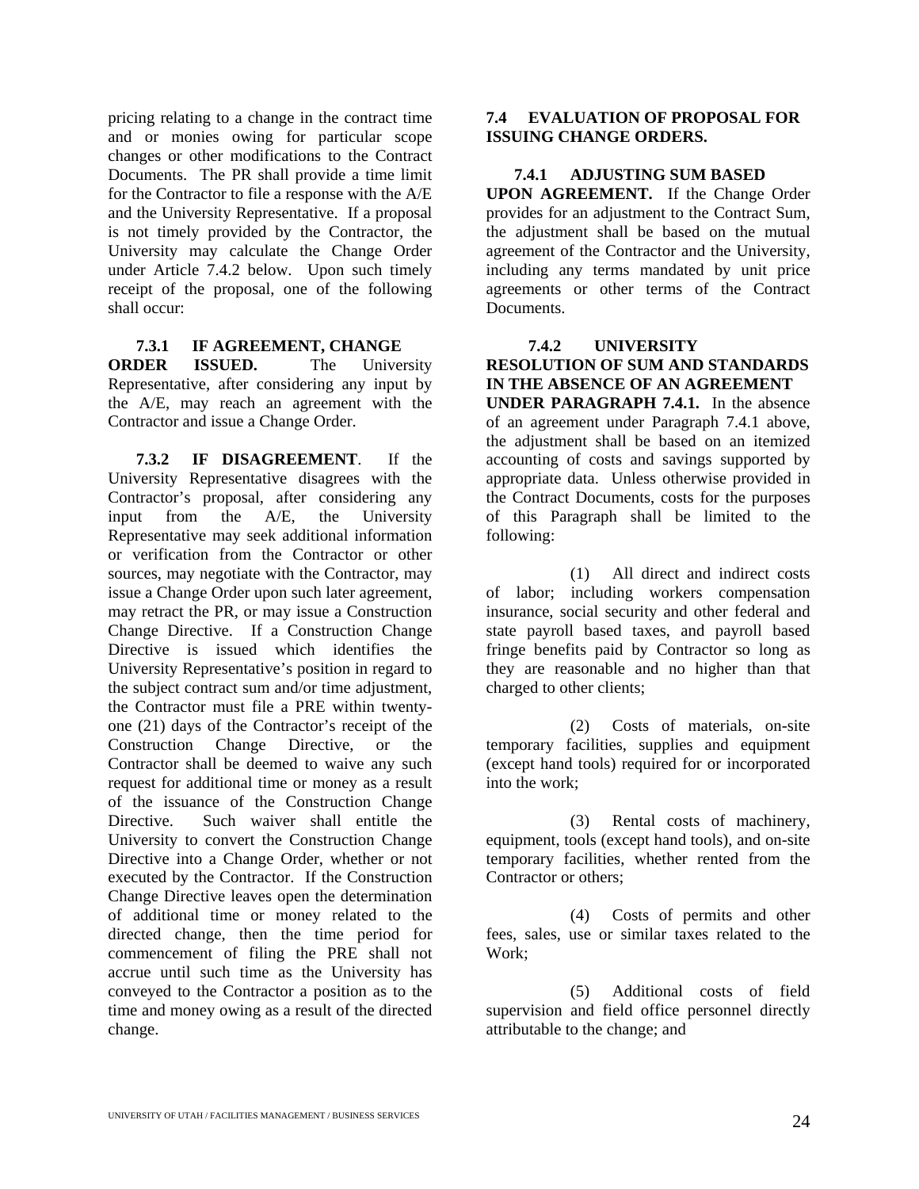pricing relating to a change in the contract time and or monies owing for particular scope changes or other modifications to the Contract Documents. The PR shall provide a time limit for the Contractor to file a response with the A/E and the University Representative. If a proposal is not timely provided by the Contractor, the University may calculate the Change Order under Article 7.4.2 below. Upon such timely receipt of the proposal, one of the following shall occur:

**7.3.1 IF AGREEMENT, CHANGE ORDER ISSUED.** The University Representative, after considering any input by the A/E, may reach an agreement with the Contractor and issue a Change Order.

**7.3.2 IF DISAGREEMENT**. If the University Representative disagrees with the Contractor's proposal, after considering any input from the A/E, the University Representative may seek additional information or verification from the Contractor or other sources, may negotiate with the Contractor, may issue a Change Order upon such later agreement, may retract the PR, or may issue a Construction Change Directive. If a Construction Change Directive is issued which identifies the University Representative's position in regard to the subject contract sum and/or time adjustment, the Contractor must file a PRE within twenty-one (21) days of the Contractor's receipt of the Construction Change Directive, or the Contractor shall be deemed to waive any such request for additional time or money as a result of the issuance of the Construction Change Directive. Such waiver shall entitle the University to convert the Construction Change Directive into a Change Order, whether or not executed by the Contractor. If the Construction Change Directive leaves open the determination of additional time or money related to the directed change, then the time period for commencement of filing the PRE shall not accrue until such time as the University has conveyed to the Contractor a position as to the time and money owing as a result of the directed change.

**7.4 EVALUATION OF PROPOSAL FOR ISSUING CHANGE ORDERS.**

**7.4.1 ADJUSTING SUM BASED UPON AGREEMENT.** If the Change Order provides for an adjustment to the Contract Sum, the adjustment shall be based on the mutual agreement of the Contractor and the University, including any terms mandated by unit price agreements or other terms of the Contract Documents.

**7.4.2 UNIVERSITY RESOLUTION OF SUM AND STANDARDS IN THE ABSENCE OF AN AGREEMENT UNDER PARAGRAPH 7.4.1.** In the absence of an agreement under Paragraph 7.4.1 above, the adjustment shall be based on an itemized accounting of costs and savings supported by appropriate data. Unless otherwise provided in the Contract Documents, costs for the purposes of this Paragraph shall be limited to the following:

(1) All direct and indirect costs of labor; including workers compensation insurance, social security and other federal and state payroll based taxes, and payroll based fringe benefits paid by Contractor so long as they are reasonable and no higher than that charged to other clients;

(2) Costs of materials, on-site temporary facilities, supplies and equipment (except hand tools) required for or incorporated into the work;

(3) Rental costs of machinery, equipment, tools (except hand tools), and on-site temporary facilities, whether rented from the Contractor or others;

(4) Costs of permits and other fees, sales, use or similar taxes related to the Work;

(5) Additional costs of field supervision and field office personnel directly attributable to the change; and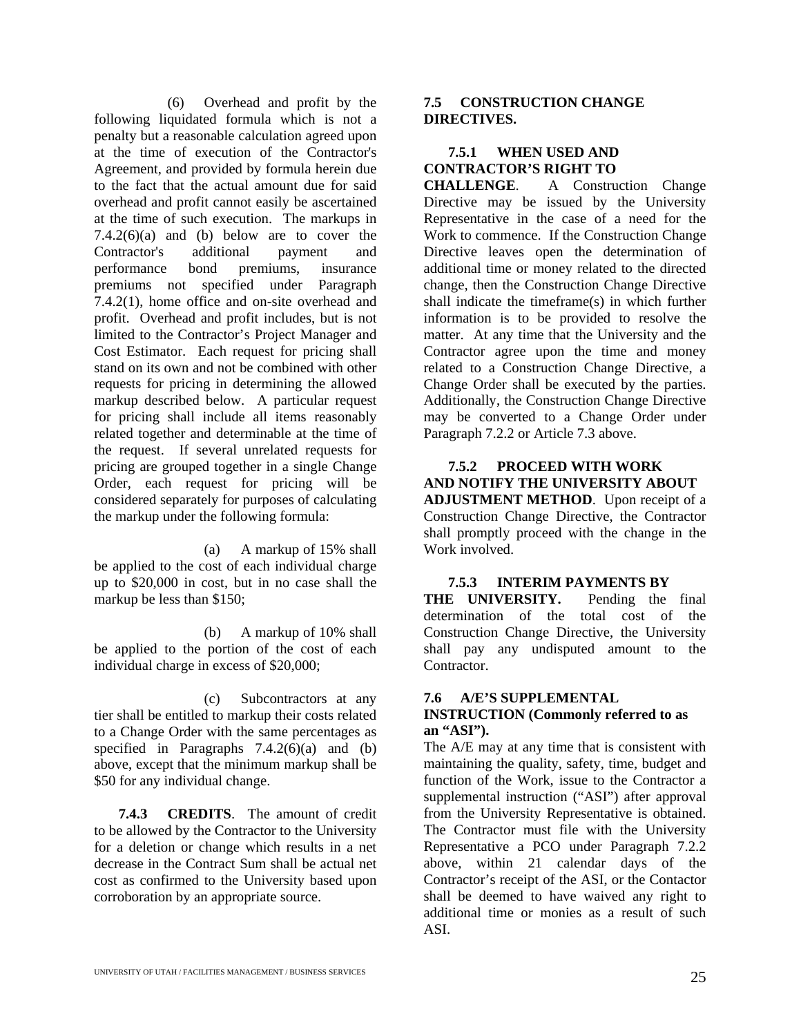(6) Overhead and profit by the following liquidated formula which is not a penalty but a reasonable calculation agreed upon at the time of execution of the Contractor's Agreement, and provided by formula herein due to the fact that the actual amount due for said overhead and profit cannot easily be ascertained at the time of such execution. The markups in 7.4.2(6)(a) and (b) below are to cover the Contractor's additional payment and performance bond premiums, insurance premiums not specified under Paragraph 7.4.2(1), home office and on-site overhead and profit. Overhead and profit includes, but is not limited to the Contractor's Project Manager and Cost Estimator. Each request for pricing shall stand on its own and not be combined with other requests for pricing in determining the allowed markup described below. A particular request for pricing shall include all items reasonably related together and determinable at the time of the request. If several unrelated requests for pricing are grouped together in a single Change Order, each request for pricing will be considered separately for purposes of calculating the markup under the following formula:

(a) A markup of 15% shall be applied to the cost of each individual charge up to $20,000 in cost, but in no case shall the markup be less than $150;

(b) A markup of 10% shall be applied to the portion of the cost of each individual charge in excess of $20,000;

(c) Subcontractors at any tier shall be entitled to markup their costs related to a Change Order with the same percentages as specified in Paragraphs 7.4.2(6)(a) and (b) above, except that the minimum markup shall be $50 for any individual change.

**7.4.3 CREDITS**. The amount of credit to be allowed by the Contractor to the University for a deletion or change which results in a net decrease in the Contract Sum shall be actual net cost as confirmed to the University based upon corroboration by an appropriate source.

## 7.5 CONSTRUCTION CHANGE DIRECTIVES.

**7.5.1 WHEN USED AND CONTRACTOR'S RIGHT TO CHALLENGE**. A Construction Change Directive may be issued by the University Representative in the case of a need for the Work to commence. If the Construction Change Directive leaves open the determination of additional time or money related to the directed change, then the Construction Change Directive shall indicate the timeframe(s) in which further information is to be provided to resolve the matter. At any time that the University and the Contractor agree upon the time and money related to a Construction Change Directive, a Change Order shall be executed by the parties. Additionally, the Construction Change Directive may be converted to a Change Order under Paragraph 7.2.2 or Article 7.3 above.

**7.5.2 PROCEED WITH WORK AND NOTIFY THE UNIVERSITY ABOUT ADJUSTMENT METHOD**. Upon receipt of a Construction Change Directive, the Contractor shall promptly proceed with the change in the Work involved.

**7.5.3 INTERIM PAYMENTS BY THE UNIVERSITY.** Pending the final determination of the total cost of the Construction Change Directive, the University shall pay any undisputed amount to the Contractor.

## 7.6 A/E'S SUPPLEMENTAL INSTRUCTION (Commonly referred to as an "ASI").

The A/E may at any time that is consistent with maintaining the quality, safety, time, budget and function of the Work, issue to the Contractor a supplemental instruction ("ASI") after approval from the University Representative is obtained. The Contractor must file with the University Representative a PCO under Paragraph 7.2.2 above, within 21 calendar days of the Contractor's receipt of the ASI, or the Contactor shall be deemed to have waived any right to additional time or monies as a result of such ASI.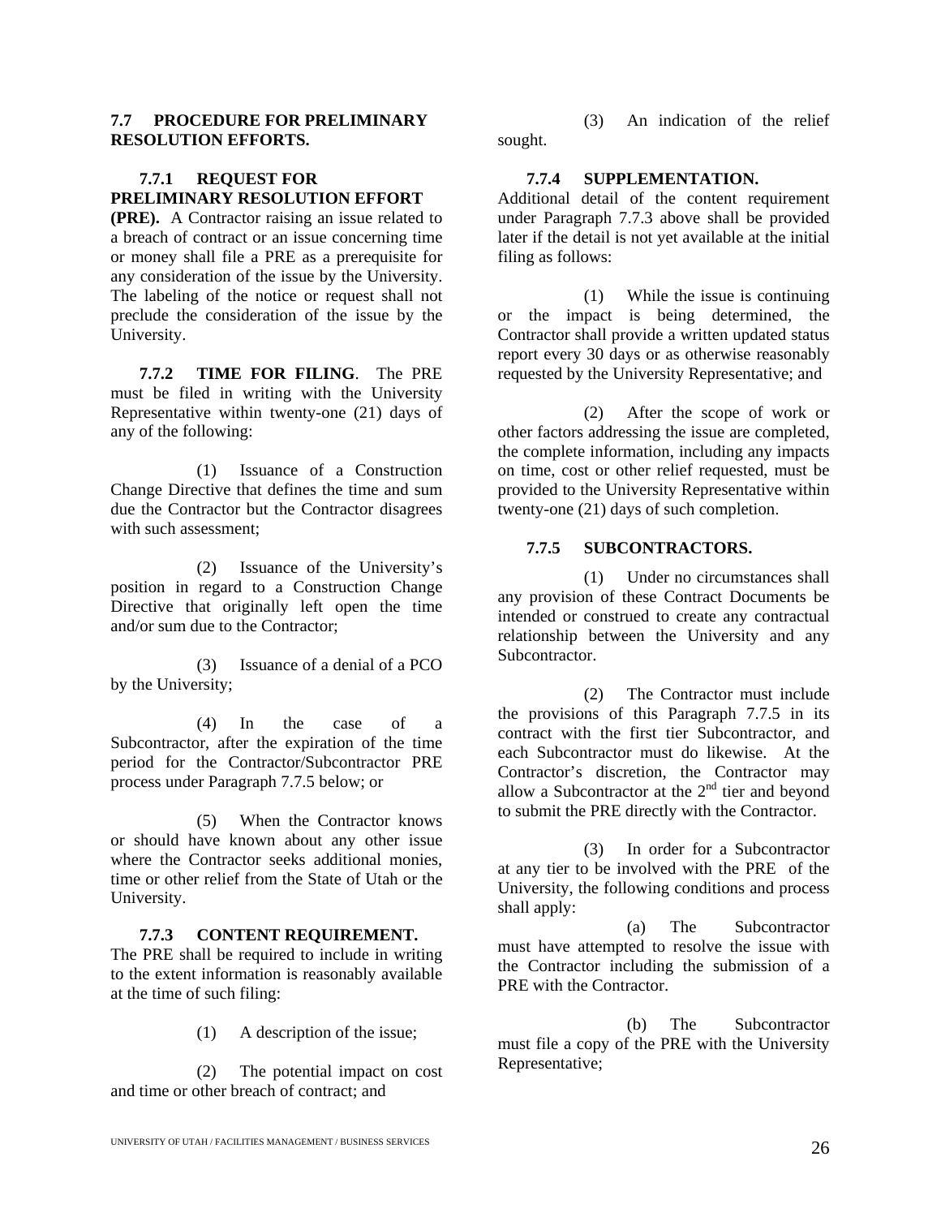**7.7 PROCEDURE FOR PRELIMINARY RESOLUTION EFFORTS.**

**7.7.1 REQUEST FOR PRELIMINARY RESOLUTION EFFORT (PRE).** A Contractor raising an issue related to a breach of contract or an issue concerning time or money shall file a PRE as a prerequisite for any consideration of the issue by the University. The labeling of the notice or request shall not preclude the consideration of the issue by the University.

**7.7.2 TIME FOR FILING**. The PRE must be filed in writing with the University Representative within twenty-one (21) days of any of the following:

(1) Issuance of a Construction Change Directive that defines the time and sum due the Contractor but the Contractor disagrees with such assessment;

(2) Issuance of the University's position in regard to a Construction Change Directive that originally left open the time and/or sum due to the Contractor;

(3) Issuance of a denial of a PCO by the University;

(4) In the case of a Subcontractor, after the expiration of the time period for the Contractor/Subcontractor PRE process under Paragraph 7.7.5 below; or

(5) When the Contractor knows or should have known about any other issue where the Contractor seeks additional monies, time or other relief from the State of Utah or the University.

**7.7.3 CONTENT REQUIREMENT.** The PRE shall be required to include in writing to the extent information is reasonably available at the time of such filing:

(1) A description of the issue;

(2) The potential impact on cost and time or other breach of contract; and

(3) An indication of the relief sought.

**7.7.4 SUPPLEMENTATION.** Additional detail of the content requirement under Paragraph 7.7.3 above shall be provided later if the detail is not yet available at the initial filing as follows:

(1) While the issue is continuing or the impact is being determined, the Contractor shall provide a written updated status report every 30 days or as otherwise reasonably requested by the University Representative; and

(2) After the scope of work or other factors addressing the issue are completed, the complete information, including any impacts on time, cost or other relief requested, must be provided to the University Representative within twenty-one (21) days of such completion.

**7.7.5 SUBCONTRACTORS.**

(1) Under no circumstances shall any provision of these Contract Documents be intended or construed to create any contractual relationship between the University and any Subcontractor.

(2) The Contractor must include the provisions of this Paragraph 7.7.5 in its contract with the first tier Subcontractor, and each Subcontractor must do likewise. At the Contractor's discretion, the Contractor may allow a Subcontractor at the 2nd tier and beyond to submit the PRE directly with the Contractor.

(3) In order for a Subcontractor at any tier to be involved with the PRE of the University, the following conditions and process shall apply:

(a) The Subcontractor must have attempted to resolve the issue with the Contractor including the submission of a PRE with the Contractor.

(b) The Subcontractor must file a copy of the PRE with the University Representative;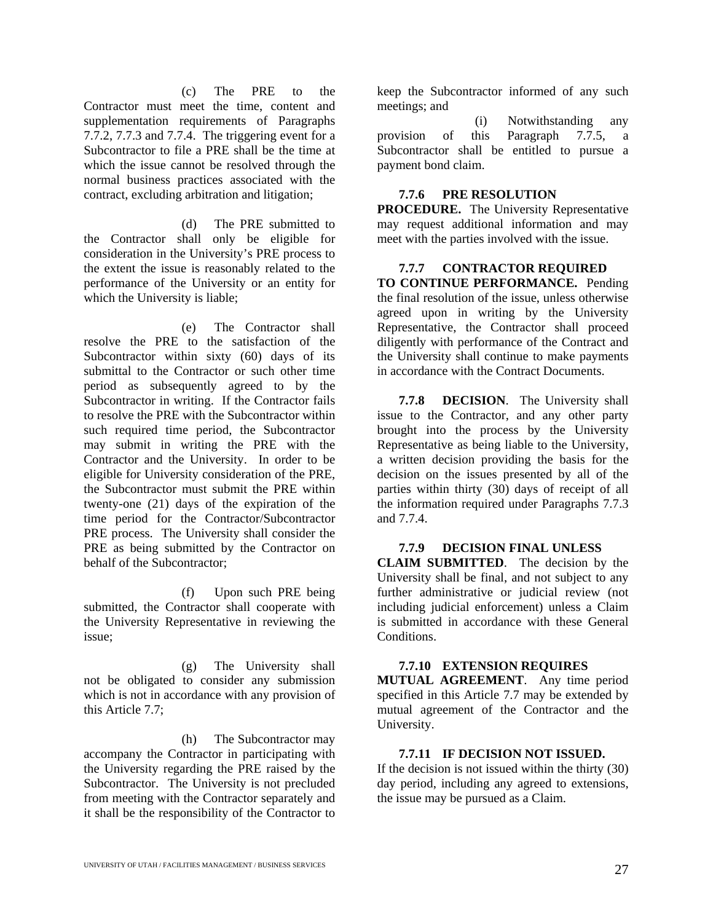(c) The PRE to the Contractor must meet the time, content and supplementation requirements of Paragraphs 7.7.2, 7.7.3 and 7.7.4. The triggering event for a Subcontractor to file a PRE shall be the time at which the issue cannot be resolved through the normal business practices associated with the contract, excluding arbitration and litigation;

(d) The PRE submitted to the Contractor shall only be eligible for consideration in the University's PRE process to the extent the issue is reasonably related to the performance of the University or an entity for which the University is liable;

(e) The Contractor shall resolve the PRE to the satisfaction of the Subcontractor within sixty (60) days of its submittal to the Contractor or such other time period as subsequently agreed to by the Subcontractor in writing. If the Contractor fails to resolve the PRE with the Subcontractor within such required time period, the Subcontractor may submit in writing the PRE with the Contractor and the University. In order to be eligible for University consideration of the PRE, the Subcontractor must submit the PRE within twenty-one (21) days of the expiration of the time period for the Contractor/Subcontractor PRE process. The University shall consider the PRE as being submitted by the Contractor on behalf of the Subcontractor;

(f) Upon such PRE being submitted, the Contractor shall cooperate with the University Representative in reviewing the issue;

(g) The University shall not be obligated to consider any submission which is not in accordance with any provision of this Article 7.7;

(h) The Subcontractor may accompany the Contractor in participating with the University regarding the PRE raised by the Subcontractor. The University is not precluded from meeting with the Contractor separately and it shall be the responsibility of the Contractor to keep the Subcontractor informed of any such meetings; and

(i) Notwithstanding any provision of this Paragraph 7.7.5, a Subcontractor shall be entitled to pursue a payment bond claim.

**7.7.6 PRE RESOLUTION PROCEDURE.** The University Representative may request additional information and may meet with the parties involved with the issue.

**7.7.7 CONTRACTOR REQUIRED TO CONTINUE PERFORMANCE.** Pending the final resolution of the issue, unless otherwise agreed upon in writing by the University Representative, the Contractor shall proceed diligently with performance of the Contract and the University shall continue to make payments in accordance with the Contract Documents.

**7.7.8 DECISION**. The University shall issue to the Contractor, and any other party brought into the process by the University Representative as being liable to the University, a written decision providing the basis for the decision on the issues presented by all of the parties within thirty (30) days of receipt of all the information required under Paragraphs 7.7.3 and 7.7.4.

**7.7.9 DECISION FINAL UNLESS CLAIM SUBMITTED**. The decision by the University shall be final, and not subject to any further administrative or judicial review (not including judicial enforcement) unless a Claim is submitted in accordance with these General Conditions.

**7.7.10 EXTENSION REQUIRES MUTUAL AGREEMENT**. Any time period specified in this Article 7.7 may be extended by mutual agreement of the Contractor and the University.

**7.7.11 IF DECISION NOT ISSUED.** If the decision is not issued within the thirty (30) day period, including any agreed to extensions, the issue may be pursued as a Claim.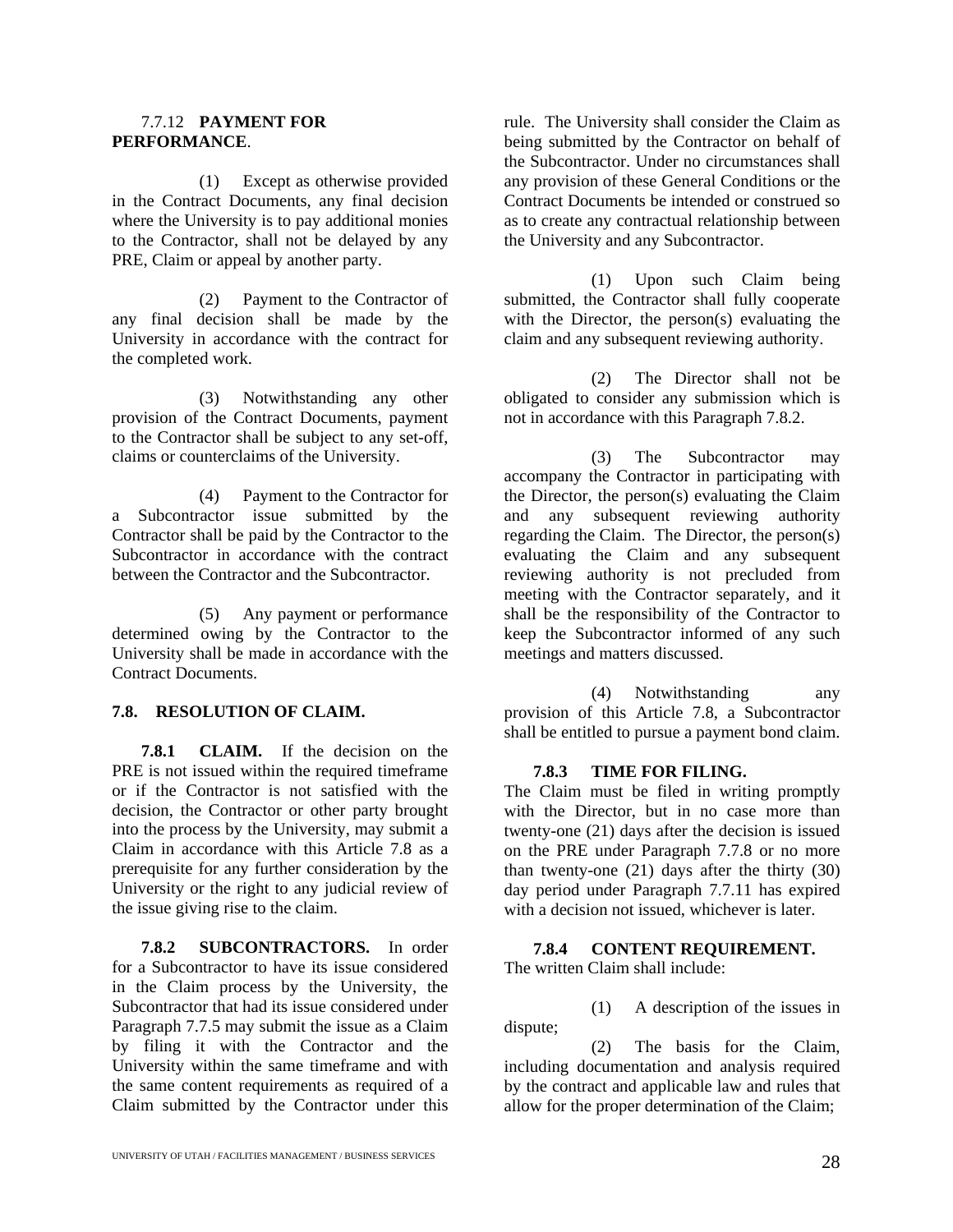7.7.12 **PAYMENT FOR PERFORMANCE**.

(1) Except as otherwise provided in the Contract Documents, any final decision where the University is to pay additional monies to the Contractor, shall not be delayed by any PRE, Claim or appeal by another party.

(2) Payment to the Contractor of any final decision shall be made by the University in accordance with the contract for the completed work.

(3) Notwithstanding any other provision of the Contract Documents, payment to the Contractor shall be subject to any set-off, claims or counterclaims of the University.

(4) Payment to the Contractor for a Subcontractor issue submitted by the Contractor shall be paid by the Contractor to the Subcontractor in accordance with the contract between the Contractor and the Subcontractor.

(5) Any payment or performance determined owing by the Contractor to the University shall be made in accordance with the Contract Documents.

## 7.8. RESOLUTION OF CLAIM.

**7.8.1 CLAIM.** If the decision on the PRE is not issued within the required timeframe or if the Contractor is not satisfied with the decision, the Contractor or other party brought into the process by the University, may submit a Claim in accordance with this Article 7.8 as a prerequisite for any further consideration by the University or the right to any judicial review of the issue giving rise to the claim.

**7.8.2 SUBCONTRACTORS.** In order for a Subcontractor to have its issue considered in the Claim process by the University, the Subcontractor that had its issue considered under Paragraph 7.7.5 may submit the issue as a Claim by filing it with the Contractor and the University within the same timeframe and with the same content requirements as required of a Claim submitted by the Contractor under this rule. The University shall consider the Claim as being submitted by the Contractor on behalf of the Subcontractor. Under no circumstances shall any provision of these General Conditions or the Contract Documents be intended or construed so as to create any contractual relationship between the University and any Subcontractor.

(1) Upon such Claim being submitted, the Contractor shall fully cooperate with the Director, the person(s) evaluating the claim and any subsequent reviewing authority.

(2) The Director shall not be obligated to consider any submission which is not in accordance with this Paragraph 7.8.2.

(3) The Subcontractor may accompany the Contractor in participating with the Director, the person(s) evaluating the Claim and any subsequent reviewing authority regarding the Claim. The Director, the person(s) evaluating the Claim and any subsequent reviewing authority is not precluded from meeting with the Contractor separately, and it shall be the responsibility of the Contractor to keep the Subcontractor informed of any such meetings and matters discussed.

(4) Notwithstanding any provision of this Article 7.8, a Subcontractor shall be entitled to pursue a payment bond claim.

**7.8.3 TIME FOR FILING.** The Claim must be filed in writing promptly with the Director, but in no case more than twenty-one (21) days after the decision is issued on the PRE under Paragraph 7.7.8 or no more than twenty-one (21) days after the thirty (30) day period under Paragraph 7.7.11 has expired with a decision not issued, whichever is later.

**7.8.4 CONTENT REQUIREMENT.** The written Claim shall include:

(1) A description of the issues in dispute;

(2) The basis for the Claim, including documentation and analysis required by the contract and applicable law and rules that allow for the proper determination of the Claim;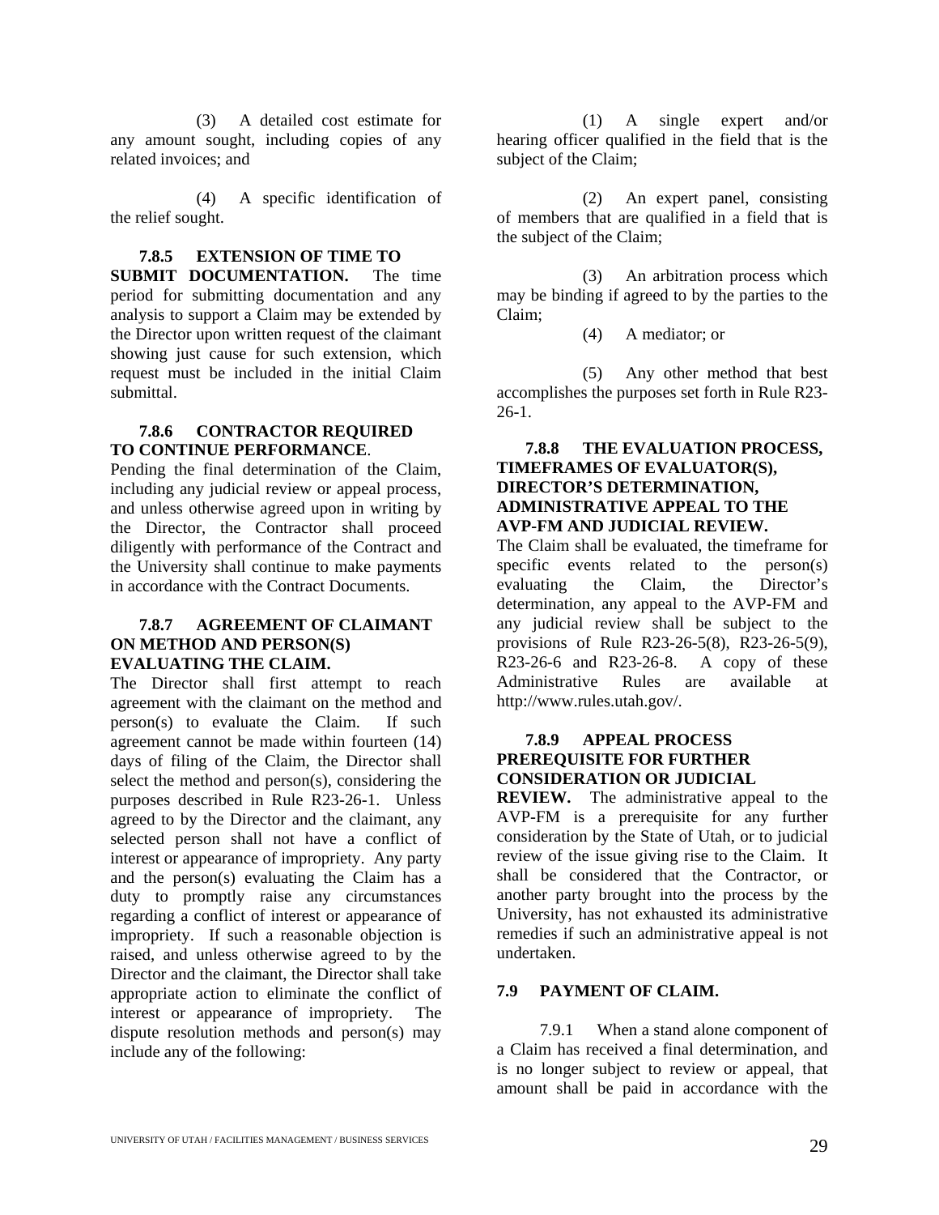(3) A detailed cost estimate for any amount sought, including copies of any related invoices; and

(4) A specific identification of the relief sought.

**7.8.5 EXTENSION OF TIME TO SUBMIT DOCUMENTATION.** The time period for submitting documentation and any analysis to support a Claim may be extended by the Director upon written request of the claimant showing just cause for such extension, which request must be included in the initial Claim submittal.

**7.8.6 CONTRACTOR REQUIRED TO CONTINUE PERFORMANCE**. Pending the final determination of the Claim, including any judicial review or appeal process, and unless otherwise agreed upon in writing by the Director, the Contractor shall proceed diligently with performance of the Contract and the University shall continue to make payments in accordance with the Contract Documents.

**7.8.7 AGREEMENT OF CLAIMANT ON METHOD AND PERSON(S) EVALUATING THE CLAIM.** The Director shall first attempt to reach agreement with the claimant on the method and person(s) to evaluate the Claim. If such agreement cannot be made within fourteen (14) days of filing of the Claim, the Director shall select the method and person(s), considering the purposes described in Rule R23-26-1. Unless agreed to by the Director and the claimant, any selected person shall not have a conflict of interest or appearance of impropriety. Any party and the person(s) evaluating the Claim has a duty to promptly raise any circumstances regarding a conflict of interest or appearance of impropriety. If such a reasonable objection is raised, and unless otherwise agreed to by the Director and the claimant, the Director shall take appropriate action to eliminate the conflict of interest or appearance of impropriety. The dispute resolution methods and person(s) may include any of the following:

(1) A single expert and/or hearing officer qualified in the field that is the subject of the Claim;

(2) An expert panel, consisting of members that are qualified in a field that is the subject of the Claim;

(3) An arbitration process which may be binding if agreed to by the parties to the Claim;

(4) A mediator; or

(5) Any other method that best accomplishes the purposes set forth in Rule R23-26-1.

**7.8.8 THE EVALUATION PROCESS, TIMEFRAMES OF EVALUATOR(S), DIRECTOR'S DETERMINATION, ADMINISTRATIVE APPEAL TO THE AVP-FM AND JUDICIAL REVIEW.** The Claim shall be evaluated, the timeframe for specific events related to the person(s) evaluating the Claim, the Director's determination, any appeal to the AVP-FM and any judicial review shall be subject to the provisions of Rule R23-26-5(8), R23-26-5(9), R23-26-6 and R23-26-8. A copy of these Administrative Rules are available at http://www.rules.utah.gov/.

**7.8.9 APPEAL PROCESS PREREQUISITE FOR FURTHER CONSIDERATION OR JUDICIAL REVIEW.** The administrative appeal to the AVP-FM is a prerequisite for any further consideration by the State of Utah, or to judicial review of the issue giving rise to the Claim. It shall be considered that the Contractor, or another party brought into the process by the University, has not exhausted its administrative remedies if such an administrative appeal is not undertaken.

**7.9 PAYMENT OF CLAIM.**

7.9.1 When a stand alone component of a Claim has received a final determination, and is no longer subject to review or appeal, that amount shall be paid in accordance with the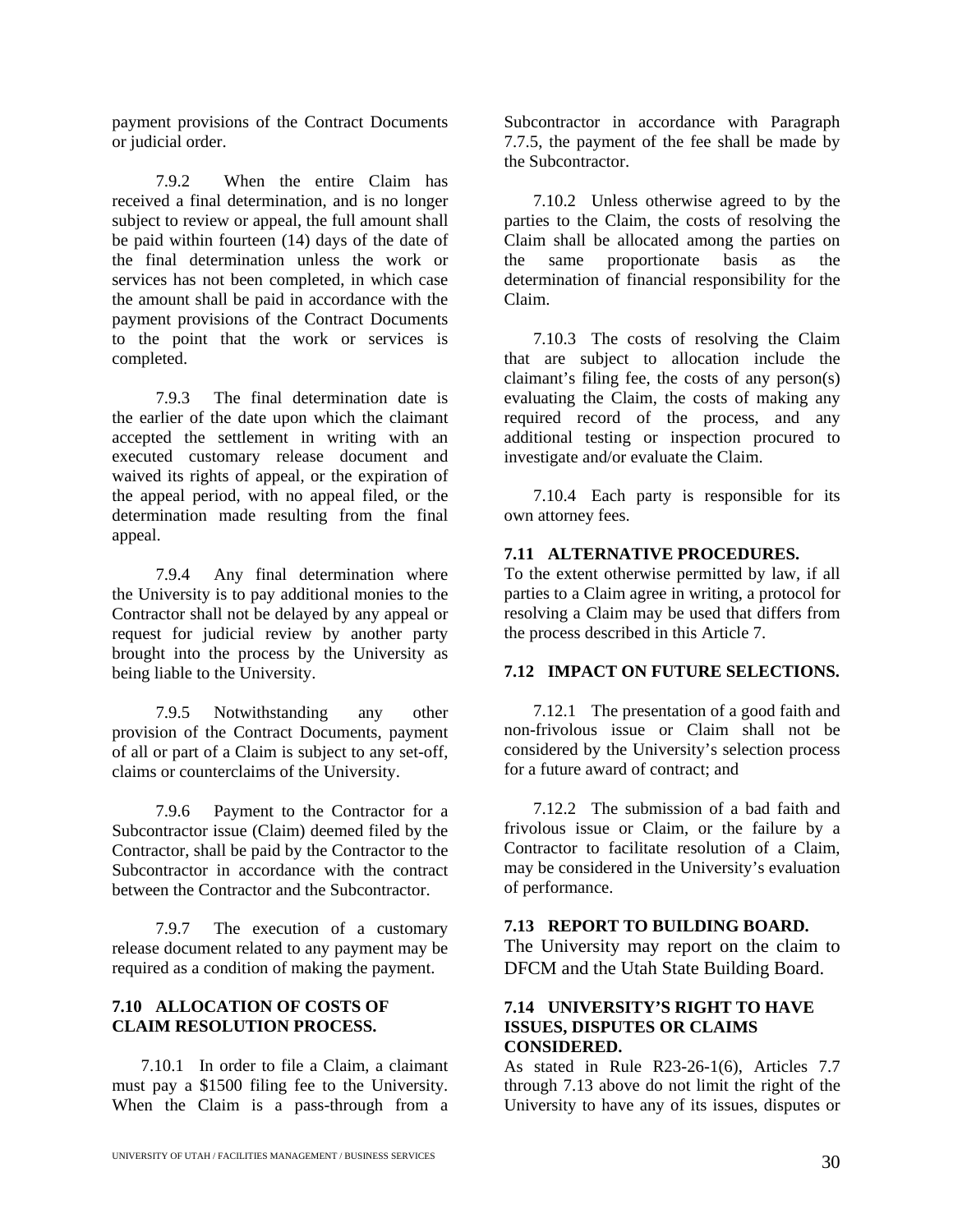payment provisions of the Contract Documents or judicial order.

7.9.2 When the entire Claim has received a final determination, and is no longer subject to review or appeal, the full amount shall be paid within fourteen (14) days of the date of the final determination unless the work or services has not been completed, in which case the amount shall be paid in accordance with the payment provisions of the Contract Documents to the point that the work or services is completed.

7.9.3 The final determination date is the earlier of the date upon which the claimant accepted the settlement in writing with an executed customary release document and waived its rights of appeal, or the expiration of the appeal period, with no appeal filed, or the determination made resulting from the final appeal.

7.9.4 Any final determination where the University is to pay additional monies to the Contractor shall not be delayed by any appeal or request for judicial review by another party brought into the process by the University as being liable to the University.

7.9.5 Notwithstanding any other provision of the Contract Documents, payment of all or part of a Claim is subject to any set-off, claims or counterclaims of the University.

7.9.6 Payment to the Contractor for a Subcontractor issue (Claim) deemed filed by the Contractor, shall be paid by the Contractor to the Subcontractor in accordance with the contract between the Contractor and the Subcontractor.

7.9.7 The execution of a customary release document related to any payment may be required as a condition of making the payment.

**7.10 ALLOCATION OF COSTS OF CLAIM RESOLUTION PROCESS.**

7.10.1 In order to file a Claim, a claimant must pay a $1500 filing fee to the University. When the Claim is a pass-through from a Subcontractor in accordance with Paragraph 7.7.5, the payment of the fee shall be made by the Subcontractor.

7.10.2 Unless otherwise agreed to by the parties to the Claim, the costs of resolving the Claim shall be allocated among the parties on the same proportionate basis as the determination of financial responsibility for the Claim.

7.10.3 The costs of resolving the Claim that are subject to allocation include the claimant's filing fee, the costs of any person(s) evaluating the Claim, the costs of making any required record of the process, and any additional testing or inspection procured to investigate and/or evaluate the Claim.

7.10.4 Each party is responsible for its own attorney fees.

**7.11 ALTERNATIVE PROCEDURES.**

To the extent otherwise permitted by law, if all parties to a Claim agree in writing, a protocol for resolving a Claim may be used that differs from the process described in this Article 7.

**7.12 IMPACT ON FUTURE SELECTIONS.**

7.12.1 The presentation of a good faith and non-frivolous issue or Claim shall not be considered by the University's selection process for a future award of contract; and

7.12.2 The submission of a bad faith and frivolous issue or Claim, or the failure by a Contractor to facilitate resolution of a Claim, may be considered in the University's evaluation of performance.

**7.13 REPORT TO BUILDING BOARD.**

The University may report on the claim to DFCM and the Utah State Building Board.

**7.14 UNIVERSITY'S RIGHT TO HAVE ISSUES, DISPUTES OR CLAIMS CONSIDERED.**

As stated in Rule R23-26-1(6), Articles 7.7 through 7.13 above do not limit the right of the University to have any of its issues, disputes or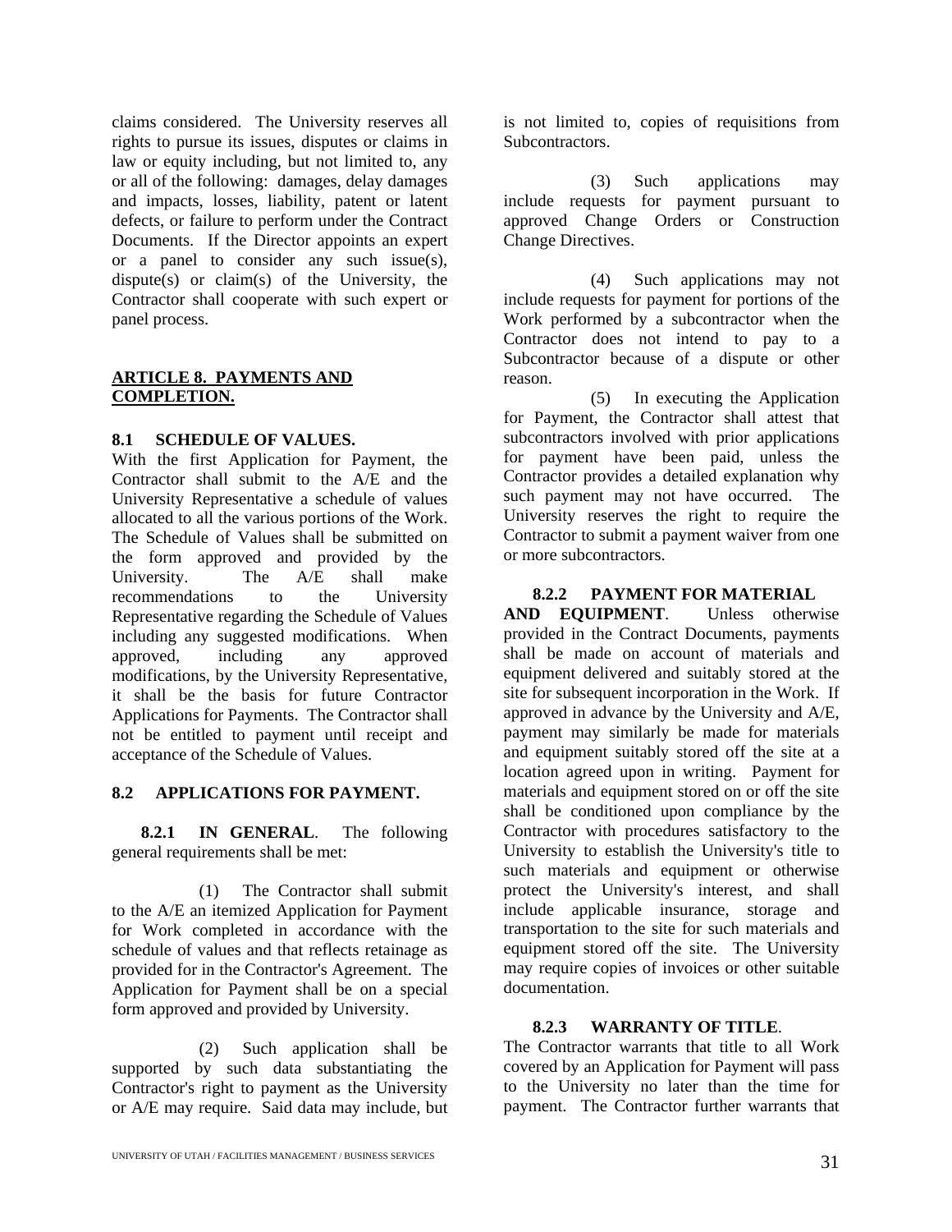claims considered. The University reserves all rights to pursue its issues, disputes or claims in law or equity including, but not limited to, any or all of the following: damages, delay damages and impacts, losses, liability, patent or latent defects, or failure to perform under the Contract Documents. If the Director appoints an expert or a panel to consider any such issue(s), dispute(s) or claim(s) of the University, the Contractor shall cooperate with such expert or panel process.

## ARTICLE 8. PAYMENTS AND COMPLETION.

### 8.1 SCHEDULE OF VALUES.

With the first Application for Payment, the Contractor shall submit to the A/E and the University Representative a schedule of values allocated to all the various portions of the Work. The Schedule of Values shall be submitted on the form approved and provided by the University. The A/E shall make recommendations to the University Representative regarding the Schedule of Values including any suggested modifications. When approved, including any approved modifications, by the University Representative, it shall be the basis for future Contractor Applications for Payments. The Contractor shall not be entitled to payment until receipt and acceptance of the Schedule of Values.

### 8.2 APPLICATIONS FOR PAYMENT.

**8.2.1 IN GENERAL**. The following general requirements shall be met:

(1) The Contractor shall submit to the A/E an itemized Application for Payment for Work completed in accordance with the schedule of values and that reflects retainage as provided for in the Contractor's Agreement. The Application for Payment shall be on a special form approved and provided by University.

(2) Such application shall be supported by such data substantiating the Contractor's right to payment as the University or A/E may require. Said data may include, but is not limited to, copies of requisitions from Subcontractors.

(3) Such applications may include requests for payment pursuant to approved Change Orders or Construction Change Directives.

(4) Such applications may not include requests for payment for portions of the Work performed by a subcontractor when the Contractor does not intend to pay to a Subcontractor because of a dispute or other reason.

(5) In executing the Application for Payment, the Contractor shall attest that subcontractors involved with prior applications for payment have been paid, unless the Contractor provides a detailed explanation why such payment may not have occurred. The University reserves the right to require the Contractor to submit a payment waiver from one or more subcontractors.

**8.2.2 PAYMENT FOR MATERIAL AND EQUIPMENT**. Unless otherwise provided in the Contract Documents, payments shall be made on account of materials and equipment delivered and suitably stored at the site for subsequent incorporation in the Work. If approved in advance by the University and A/E, payment may similarly be made for materials and equipment suitably stored off the site at a location agreed upon in writing. Payment for materials and equipment stored on or off the site shall be conditioned upon compliance by the Contractor with procedures satisfactory to the University to establish the University's title to such materials and equipment or otherwise protect the University's interest, and shall include applicable insurance, storage and transportation to the site for such materials and equipment stored off the site. The University may require copies of invoices or other suitable documentation.

**8.2.3 WARRANTY OF TITLE**. The Contractor warrants that title to all Work covered by an Application for Payment will pass to the University no later than the time for payment. The Contractor further warrants that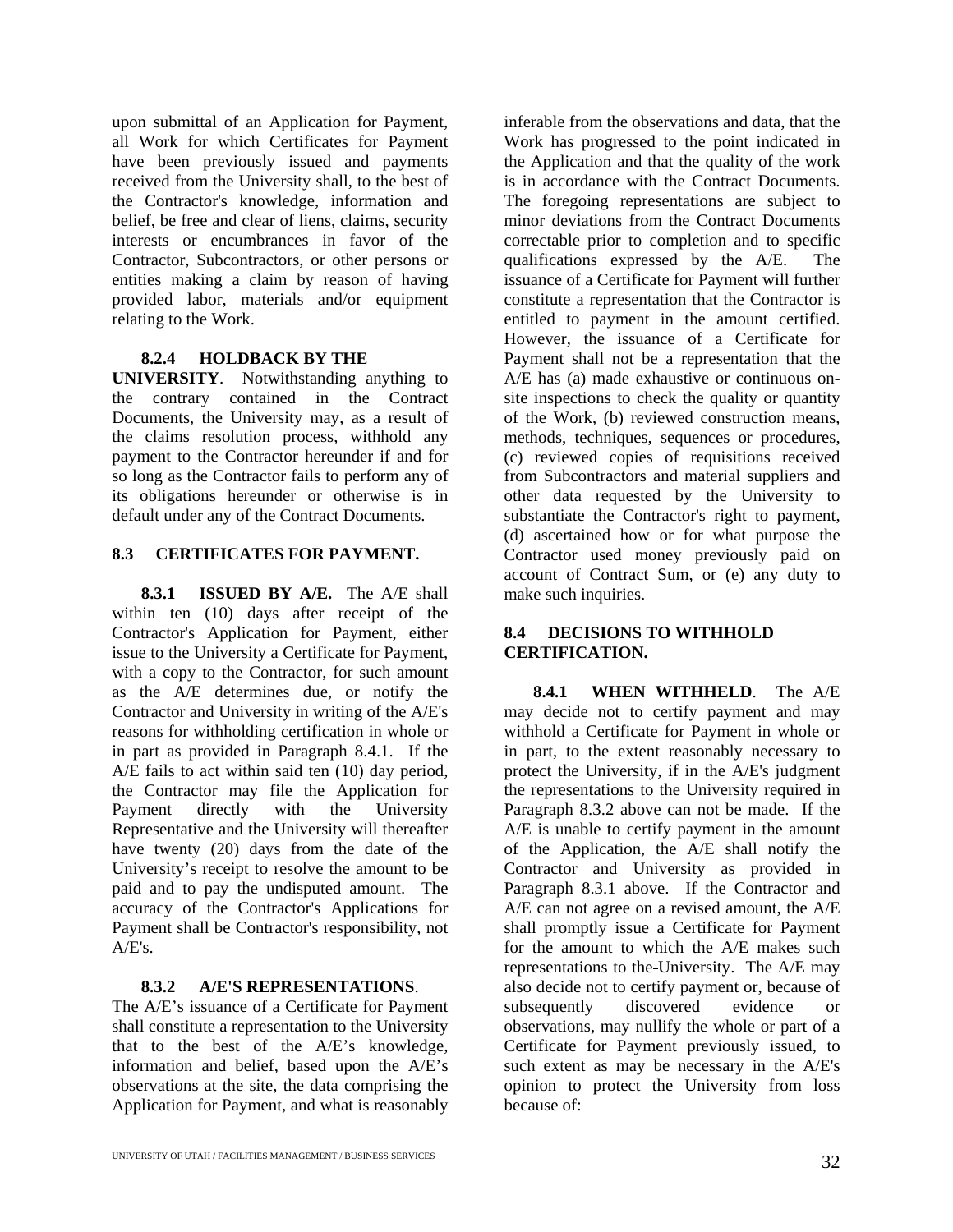upon submittal of an Application for Payment, all Work for which Certificates for Payment have been previously issued and payments received from the University shall, to the best of the Contractor's knowledge, information and belief, be free and clear of liens, claims, security interests or encumbrances in favor of the Contractor, Subcontractors, or other persons or entities making a claim by reason of having provided labor, materials and/or equipment relating to the Work.

**8.2.4 HOLDBACK BY THE UNIVERSITY**. Notwithstanding anything to the contrary contained in the Contract Documents, the University may, as a result of the claims resolution process, withhold any payment to the Contractor hereunder if and for so long as the Contractor fails to perform any of its obligations hereunder or otherwise is in default under any of the Contract Documents.

### 8.3 CERTIFICATES FOR PAYMENT.

**8.3.1 ISSUED BY A/E.** The A/E shall within ten (10) days after receipt of the Contractor's Application for Payment, either issue to the University a Certificate for Payment, with a copy to the Contractor, for such amount as the A/E determines due, or notify the Contractor and University in writing of the A/E's reasons for withholding certification in whole or in part as provided in Paragraph 8.4.1. If the A/E fails to act within said ten (10) day period, the Contractor may file the Application for Payment directly with the University Representative and the University will thereafter have twenty (20) days from the date of the University's receipt to resolve the amount to be paid and to pay the undisputed amount. The accuracy of the Contractor's Applications for Payment shall be Contractor's responsibility, not A/E's.

**8.3.2 A/E'S REPRESENTATIONS**. The A/E's issuance of a Certificate for Payment shall constitute a representation to the University that to the best of the A/E's knowledge, information and belief, based upon the A/E's observations at the site, the data comprising the Application for Payment, and what is reasonably inferable from the observations and data, that the Work has progressed to the point indicated in the Application and that the quality of the work is in accordance with the Contract Documents. The foregoing representations are subject to minor deviations from the Contract Documents correctable prior to completion and to specific qualifications expressed by the A/E. The issuance of a Certificate for Payment will further constitute a representation that the Contractor is entitled to payment in the amount certified. However, the issuance of a Certificate for Payment shall not be a representation that the A/E has (a) made exhaustive or continuous on-site inspections to check the quality or quantity of the Work, (b) reviewed construction means, methods, techniques, sequences or procedures, (c) reviewed copies of requisitions received from Subcontractors and material suppliers and other data requested by the University to substantiate the Contractor's right to payment, (d) ascertained how or for what purpose the Contractor used money previously paid on account of Contract Sum, or (e) any duty to make such inquiries.

### 8.4 DECISIONS TO WITHHOLD CERTIFICATION.

**8.4.1 WHEN WITHHELD**. The A/E may decide not to certify payment and may withhold a Certificate for Payment in whole or in part, to the extent reasonably necessary to protect the University, if in the A/E's judgment the representations to the University required in Paragraph 8.3.2 above can not be made. If the A/E is unable to certify payment in the amount of the Application, the A/E shall notify the Contractor and University as provided in Paragraph 8.3.1 above. If the Contractor and A/E can not agree on a revised amount, the A/E shall promptly issue a Certificate for Payment for the amount to which the A/E makes such representations to the University. The A/E may also decide not to certify payment or, because of subsequently discovered evidence or observations, may nullify the whole or part of a Certificate for Payment previously issued, to such extent as may be necessary in the A/E's opinion to protect the University from loss because of: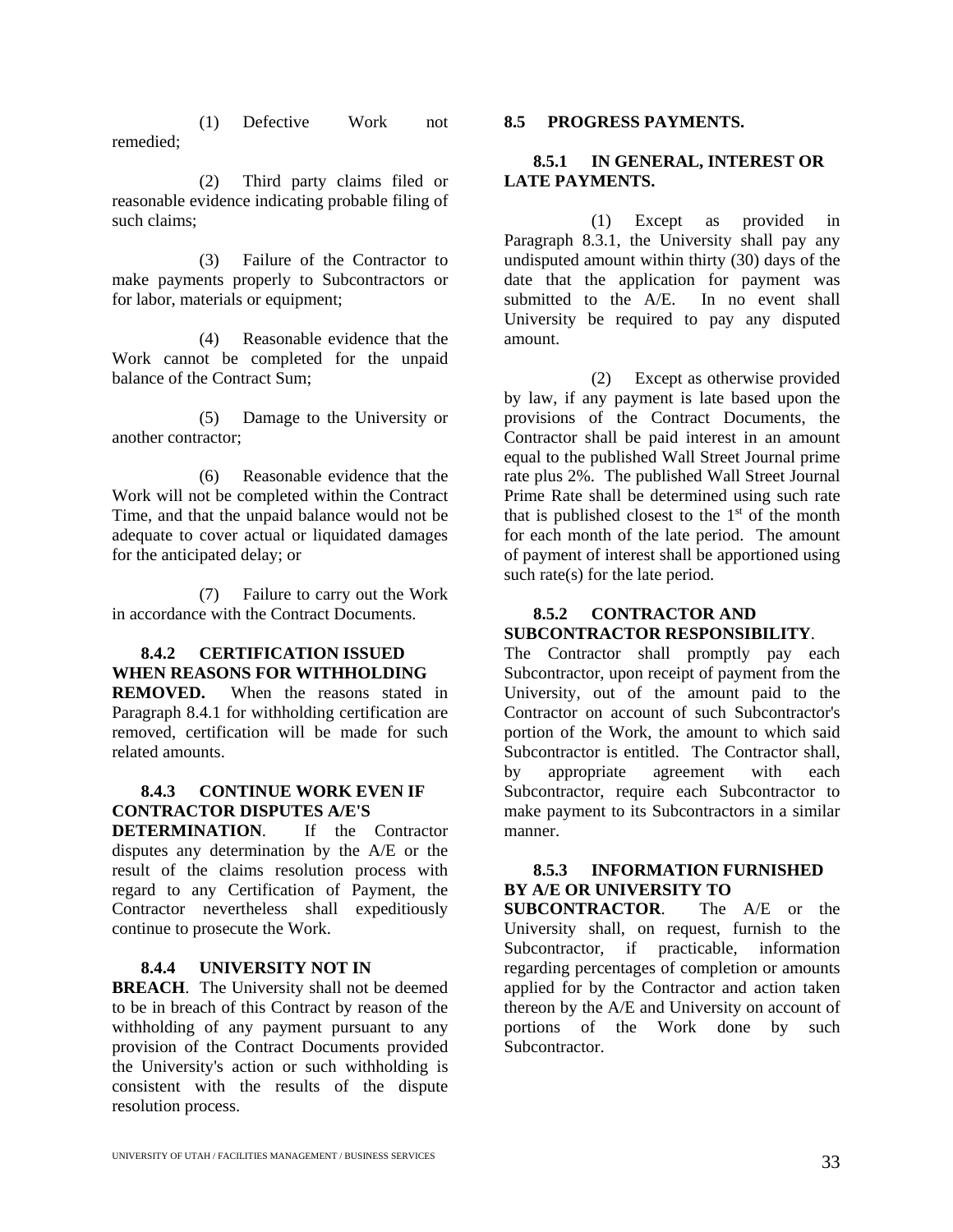(1) Defective Work not remedied;

(2) Third party claims filed or reasonable evidence indicating probable filing of such claims;

(3) Failure of the Contractor to make payments properly to Subcontractors or for labor, materials or equipment;

(4) Reasonable evidence that the Work cannot be completed for the unpaid balance of the Contract Sum;

(5) Damage to the University or another contractor;

(6) Reasonable evidence that the Work will not be completed within the Contract Time, and that the unpaid balance would not be adequate to cover actual or liquidated damages for the anticipated delay; or

(7) Failure to carry out the Work in accordance with the Contract Documents.

**8.4.2 CERTIFICATION ISSUED WHEN REASONS FOR WITHHOLDING REMOVED.** When the reasons stated in Paragraph 8.4.1 for withholding certification are removed, certification will be made for such related amounts.

**8.4.3 CONTINUE WORK EVEN IF CONTRACTOR DISPUTES A/E'S DETERMINATION**. If the Contractor disputes any determination by the A/E or the result of the claims resolution process with regard to any Certification of Payment, the Contractor nevertheless shall expeditiously continue to prosecute the Work.

**8.4.4 UNIVERSITY NOT IN BREACH**. The University shall not be deemed to be in breach of this Contract by reason of the withholding of any payment pursuant to any provision of the Contract Documents provided the University's action or such withholding is consistent with the results of the dispute resolution process.

## 8.5 PROGRESS PAYMENTS.

### 8.5.1 IN GENERAL, INTEREST OR LATE PAYMENTS.

(1) Except as provided in Paragraph 8.3.1, the University shall pay any undisputed amount within thirty (30) days of the date that the application for payment was submitted to the A/E. In no event shall University be required to pay any disputed amount.

(2) Except as otherwise provided by law, if any payment is late based upon the provisions of the Contract Documents, the Contractor shall be paid interest in an amount equal to the published Wall Street Journal prime rate plus 2%. The published Wall Street Journal Prime Rate shall be determined using such rate that is published closest to the 1st of the month for each month of the late period. The amount of payment of interest shall be apportioned using such rate(s) for the late period.

**8.5.2 CONTRACTOR AND SUBCONTRACTOR RESPONSIBILITY**. The Contractor shall promptly pay each Subcontractor, upon receipt of payment from the University, out of the amount paid to the Contractor on account of such Subcontractor's portion of the Work, the amount to which said Subcontractor is entitled. The Contractor shall, by appropriate agreement with each Subcontractor, require each Subcontractor to make payment to its Subcontractors in a similar manner.

**8.5.3 INFORMATION FURNISHED BY A/E OR UNIVERSITY TO SUBCONTRACTOR**. The A/E or the University shall, on request, furnish to the Subcontractor, if practicable, information regarding percentages of completion or amounts applied for by the Contractor and action taken thereon by the A/E and University on account of portions of the Work done by such Subcontractor.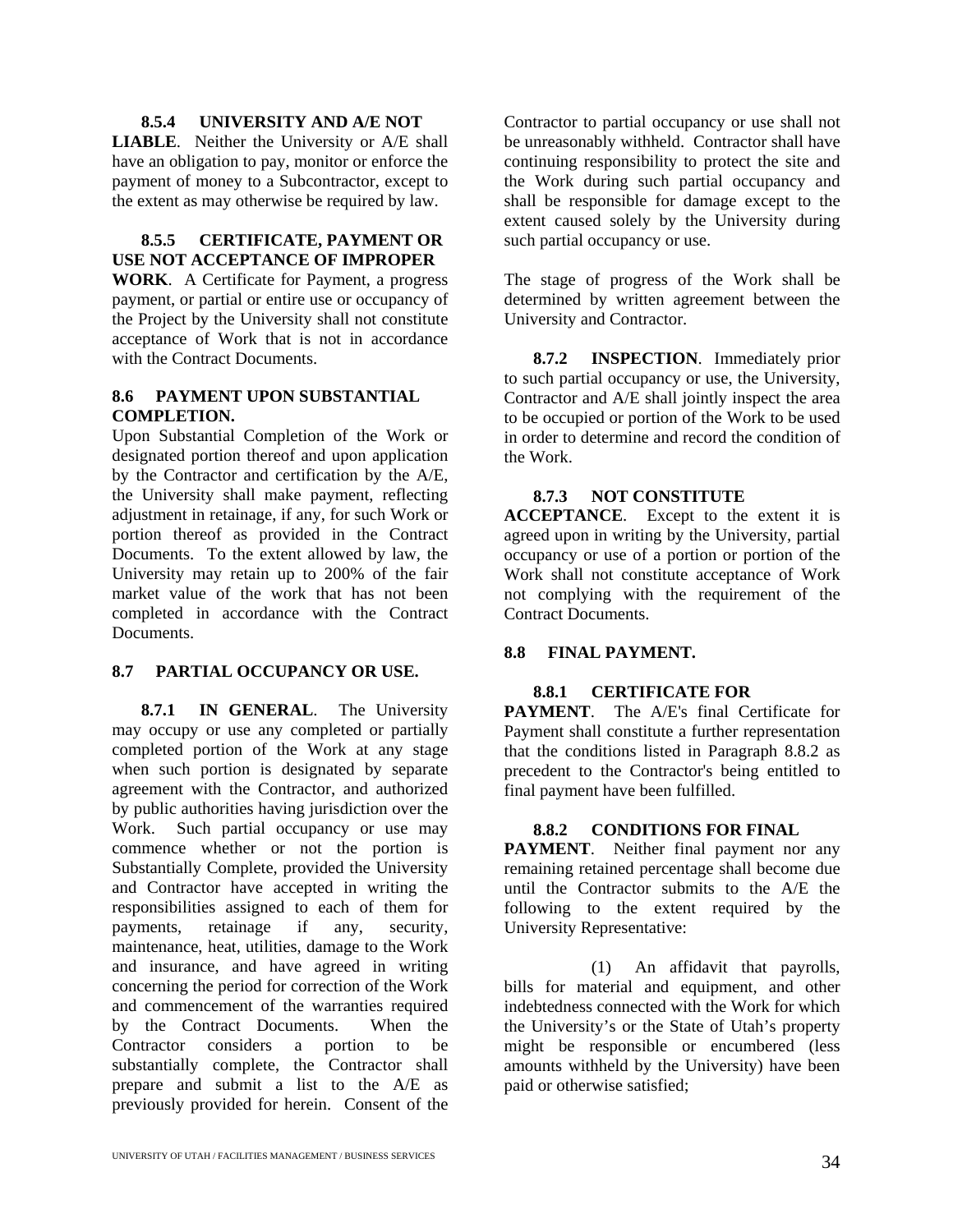**8.5.4 UNIVERSITY AND A/E NOT LIABLE**. Neither the University or A/E shall have an obligation to pay, monitor or enforce the payment of money to a Subcontractor, except to the extent as may otherwise be required by law.

**8.5.5 CERTIFICATE, PAYMENT OR USE NOT ACCEPTANCE OF IMPROPER WORK**. A Certificate for Payment, a progress payment, or partial or entire use or occupancy of the Project by the University shall not constitute acceptance of Work that is not in accordance with the Contract Documents.

## 8.6 PAYMENT UPON SUBSTANTIAL COMPLETION.

Upon Substantial Completion of the Work or designated portion thereof and upon application by the Contractor and certification by the A/E, the University shall make payment, reflecting adjustment in retainage, if any, for such Work or portion thereof as provided in the Contract Documents. To the extent allowed by law, the University may retain up to 200% of the fair market value of the work that has not been completed in accordance with the Contract Documents.

## 8.7 PARTIAL OCCUPANCY OR USE.

**8.7.1 IN GENERAL**. The University may occupy or use any completed or partially completed portion of the Work at any stage when such portion is designated by separate agreement with the Contractor, and authorized by public authorities having jurisdiction over the Work. Such partial occupancy or use may commence whether or not the portion is Substantially Complete, provided the University and Contractor have accepted in writing the responsibilities assigned to each of them for payments, retainage if any, security, maintenance, heat, utilities, damage to the Work and insurance, and have agreed in writing concerning the period for correction of the Work and commencement of the warranties required by the Contract Documents. When the Contractor considers a portion to be substantially complete, the Contractor shall prepare and submit a list to the A/E as previously provided for herein. Consent of the Contractor to partial occupancy or use shall not be unreasonably withheld. Contractor shall have continuing responsibility to protect the site and the Work during such partial occupancy and shall be responsible for damage except to the extent caused solely by the University during such partial occupancy or use.

The stage of progress of the Work shall be determined by written agreement between the University and Contractor.

**8.7.2 INSPECTION**. Immediately prior to such partial occupancy or use, the University, Contractor and A/E shall jointly inspect the area to be occupied or portion of the Work to be used in order to determine and record the condition of the Work.

**8.7.3 NOT CONSTITUTE ACCEPTANCE**. Except to the extent it is agreed upon in writing by the University, partial occupancy or use of a portion or portion of the Work shall not constitute acceptance of Work not complying with the requirement of the Contract Documents.

## 8.8 FINAL PAYMENT.

**8.8.1 CERTIFICATE FOR PAYMENT**. The A/E's final Certificate for Payment shall constitute a further representation that the conditions listed in Paragraph 8.8.2 as precedent to the Contractor's being entitled to final payment have been fulfilled.

**8.8.2 CONDITIONS FOR FINAL PAYMENT**. Neither final payment nor any remaining retained percentage shall become due until the Contractor submits to the A/E the following to the extent required by the University Representative:

(1) An affidavit that payrolls, bills for material and equipment, and other indebtedness connected with the Work for which the University's or the State of Utah's property might be responsible or encumbered (less amounts withheld by the University) have been paid or otherwise satisfied;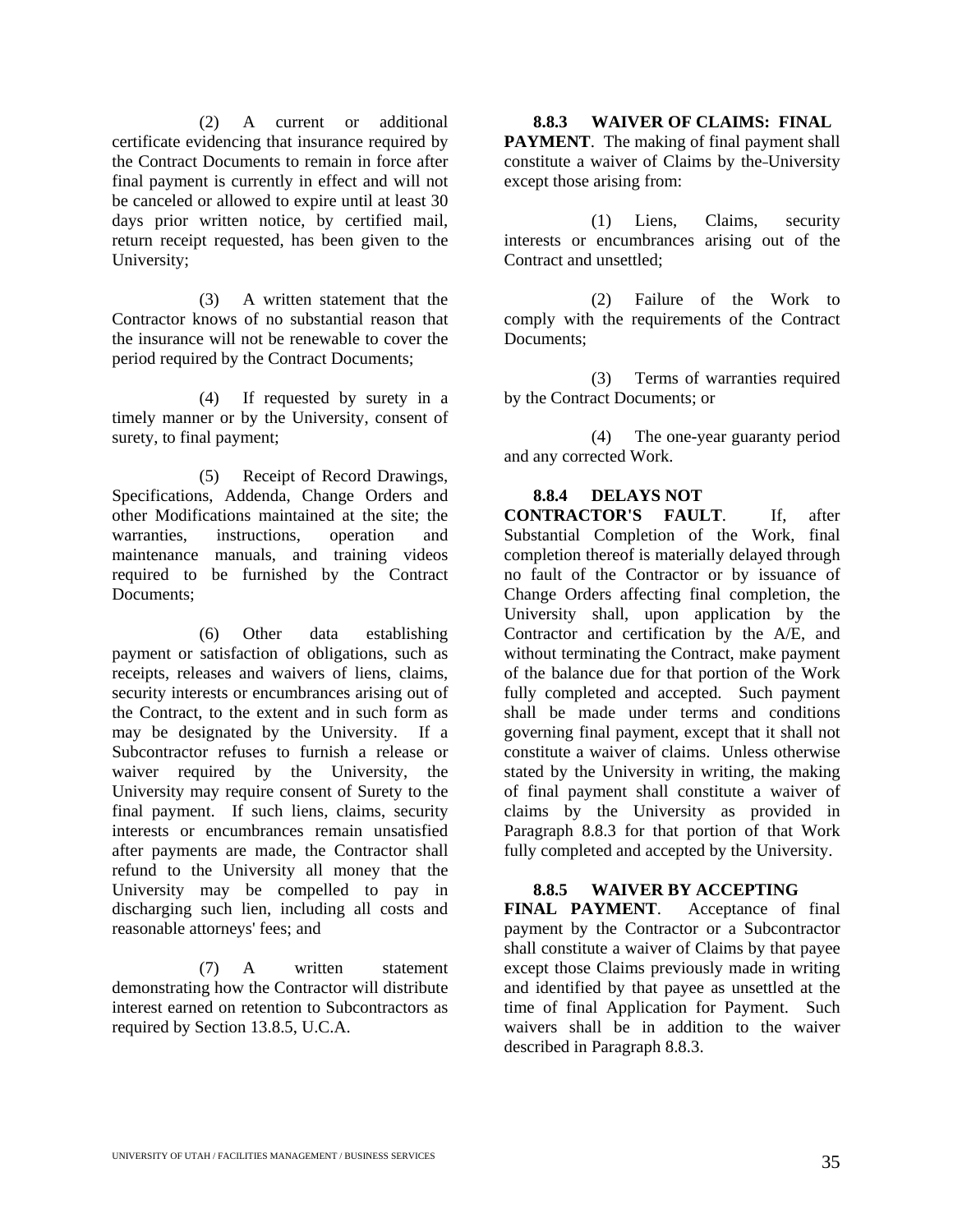(2) A current or additional certificate evidencing that insurance required by the Contract Documents to remain in force after final payment is currently in effect and will not be canceled or allowed to expire until at least 30 days prior written notice, by certified mail, return receipt requested, has been given to the University;

(3) A written statement that the Contractor knows of no substantial reason that the insurance will not be renewable to cover the period required by the Contract Documents;

(4) If requested by surety in a timely manner or by the University, consent of surety, to final payment;

(5) Receipt of Record Drawings, Specifications, Addenda, Change Orders and other Modifications maintained at the site; the warranties, instructions, operation and maintenance manuals, and training videos required to be furnished by the Contract Documents;

(6) Other data establishing payment or satisfaction of obligations, such as receipts, releases and waivers of liens, claims, security interests or encumbrances arising out of the Contract, to the extent and in such form as may be designated by the University. If a Subcontractor refuses to furnish a release or waiver required by the University, the University may require consent of Surety to the final payment. If such liens, claims, security interests or encumbrances remain unsatisfied after payments are made, the Contractor shall refund to the University all money that the University may be compelled to pay in discharging such lien, including all costs and reasonable attorneys' fees; and

(7) A written statement demonstrating how the Contractor will distribute interest earned on retention to Subcontractors as required by Section 13.8.5, U.C.A.

**8.8.3 WAIVER OF CLAIMS: FINAL PAYMENT**. The making of final payment shall constitute a waiver of Claims by the University except those arising from:

(1) Liens, Claims, security interests or encumbrances arising out of the Contract and unsettled;

(2) Failure of the Work to comply with the requirements of the Contract Documents;

(3) Terms of warranties required by the Contract Documents; or

(4) The one-year guaranty period and any corrected Work.

**8.8.4 DELAYS NOT CONTRACTOR'S FAULT**. If, after Substantial Completion of the Work, final completion thereof is materially delayed through no fault of the Contractor or by issuance of Change Orders affecting final completion, the University shall, upon application by the Contractor and certification by the A/E, and without terminating the Contract, make payment of the balance due for that portion of the Work fully completed and accepted. Such payment shall be made under terms and conditions governing final payment, except that it shall not constitute a waiver of claims. Unless otherwise stated by the University in writing, the making of final payment shall constitute a waiver of claims by the University as provided in Paragraph 8.8.3 for that portion of that Work fully completed and accepted by the University.

**8.8.5 WAIVER BY ACCEPTING FINAL PAYMENT**. Acceptance of final payment by the Contractor or a Subcontractor shall constitute a waiver of Claims by that payee except those Claims previously made in writing and identified by that payee as unsettled at the time of final Application for Payment. Such waivers shall be in addition to the waiver described in Paragraph 8.8.3.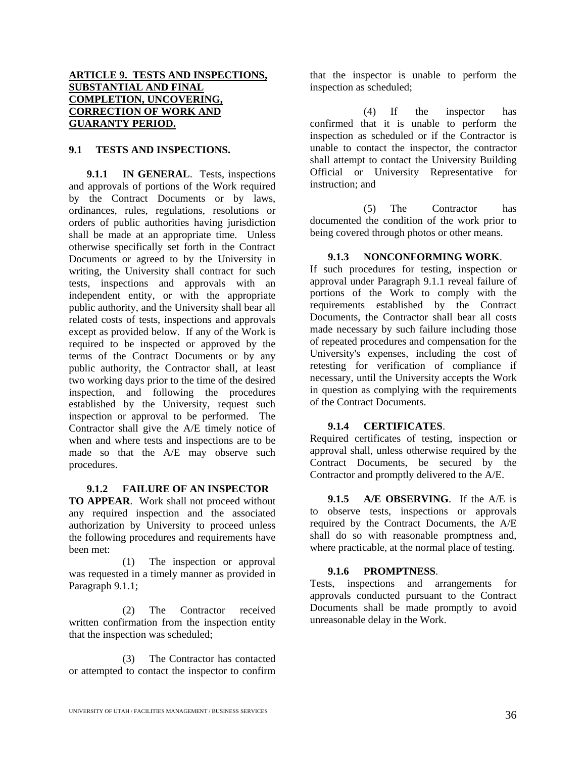## ARTICLE 9. TESTS AND INSPECTIONS, SUBSTANTIAL AND FINAL COMPLETION, UNCOVERING, CORRECTION OF WORK AND GUARANTY PERIOD.

### 9.1 TESTS AND INSPECTIONS.

**9.1.1 IN GENERAL**. Tests, inspections and approvals of portions of the Work required by the Contract Documents or by laws, ordinances, rules, regulations, resolutions or orders of public authorities having jurisdiction shall be made at an appropriate time. Unless otherwise specifically set forth in the Contract Documents or agreed to by the University in writing, the University shall contract for such tests, inspections and approvals with an independent entity, or with the appropriate public authority, and the University shall bear all related costs of tests, inspections and approvals except as provided below. If any of the Work is required to be inspected or approved by the terms of the Contract Documents or by any public authority, the Contractor shall, at least two working days prior to the time of the desired inspection, and following the procedures established by the University, request such inspection or approval to be performed. The Contractor shall give the A/E timely notice of when and where tests and inspections are to be made so that the A/E may observe such procedures.

**9.1.2 FAILURE OF AN INSPECTOR TO APPEAR**. Work shall not proceed without any required inspection and the associated authorization by University to proceed unless the following procedures and requirements have been met:

(1) The inspection or approval was requested in a timely manner as provided in Paragraph 9.1.1;

(2) The Contractor received written confirmation from the inspection entity that the inspection was scheduled;

(3) The Contractor has contacted or attempted to contact the inspector to confirm that the inspector is unable to perform the inspection as scheduled;

(4) If the inspector has confirmed that it is unable to perform the inspection as scheduled or if the Contractor is unable to contact the inspector, the contractor shall attempt to contact the University Building Official or University Representative for instruction; and

(5) The Contractor has documented the condition of the work prior to being covered through photos or other means.

**9.1.3 NONCONFORMING WORK**. If such procedures for testing, inspection or approval under Paragraph 9.1.1 reveal failure of portions of the Work to comply with the requirements established by the Contract Documents, the Contractor shall bear all costs made necessary by such failure including those of repeated procedures and compensation for the University's expenses, including the cost of retesting for verification of compliance if necessary, until the University accepts the Work in question as complying with the requirements of the Contract Documents.

**9.1.4 CERTIFICATES**. Required certificates of testing, inspection or approval shall, unless otherwise required by the Contract Documents, be secured by the Contractor and promptly delivered to the A/E.

**9.1.5 A/E OBSERVING**. If the A/E is to observe tests, inspections or approvals required by the Contract Documents, the A/E shall do so with reasonable promptness and, where practicable, at the normal place of testing.

**9.1.6 PROMPTNESS**. Tests, inspections and arrangements for approvals conducted pursuant to the Contract Documents shall be made promptly to avoid unreasonable delay in the Work.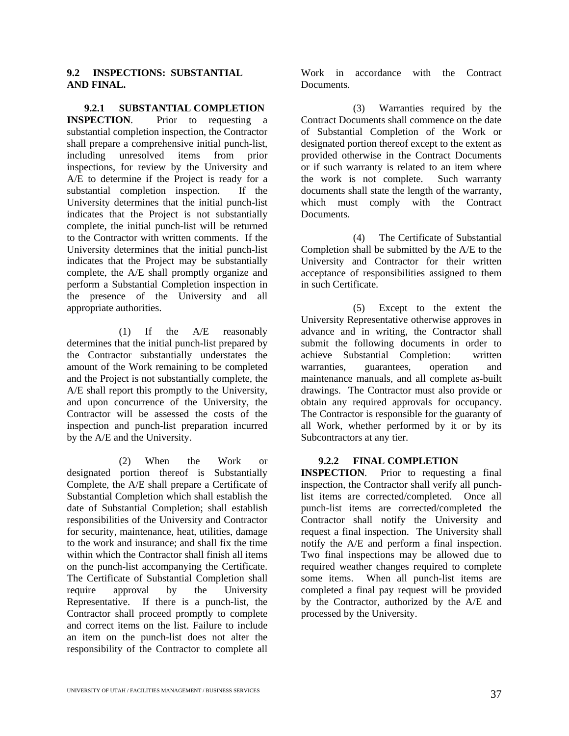## 9.2 INSPECTIONS: SUBSTANTIAL AND FINAL.

**9.2.1 SUBSTANTIAL COMPLETION INSPECTION**. Prior to requesting a substantial completion inspection, the Contractor shall prepare a comprehensive initial punch-list, including unresolved items from prior inspections, for review by the University and A/E to determine if the Project is ready for a substantial completion inspection. If the University determines that the initial punch-list indicates that the Project is not substantially complete, the initial punch-list will be returned to the Contractor with written comments. If the University determines that the initial punch-list indicates that the Project may be substantially complete, the A/E shall promptly organize and perform a Substantial Completion inspection in the presence of the University and all appropriate authorities.

(1) If the A/E reasonably determines that the initial punch-list prepared by the Contractor substantially understates the amount of the Work remaining to be completed and the Project is not substantially complete, the A/E shall report this promptly to the University, and upon concurrence of the University, the Contractor will be assessed the costs of the inspection and punch-list preparation incurred by the A/E and the University.

(2) When the Work or designated portion thereof is Substantially Complete, the A/E shall prepare a Certificate of Substantial Completion which shall establish the date of Substantial Completion; shall establish responsibilities of the University and Contractor for security, maintenance, heat, utilities, damage to the work and insurance; and shall fix the time within which the Contractor shall finish all items on the punch-list accompanying the Certificate. The Certificate of Substantial Completion shall require approval by the University Representative. If there is a punch-list, the Contractor shall proceed promptly to complete and correct items on the list. Failure to include an item on the punch-list does not alter the responsibility of the Contractor to complete all Work in accordance with the Contract Documents.

(3) Warranties required by the Contract Documents shall commence on the date of Substantial Completion of the Work or designated portion thereof except to the extent as provided otherwise in the Contract Documents or if such warranty is related to an item where the work is not complete. Such warranty documents shall state the length of the warranty, which must comply with the Contract Documents.

(4) The Certificate of Substantial Completion shall be submitted by the A/E to the University and Contractor for their written acceptance of responsibilities assigned to them in such Certificate.

(5) Except to the extent the University Representative otherwise approves in advance and in writing, the Contractor shall submit the following documents in order to achieve Substantial Completion: written warranties, guarantees, operation and maintenance manuals, and all complete as-built drawings. The Contractor must also provide or obtain any required approvals for occupancy. The Contractor is responsible for the guaranty of all Work, whether performed by it or by its Subcontractors at any tier.

**9.2.2 FINAL COMPLETION INSPECTION**. Prior to requesting a final inspection, the Contractor shall verify all punch-list items are corrected/completed. Once all punch-list items are corrected/completed the Contractor shall notify the University and request a final inspection. The University shall notify the A/E and perform a final inspection. Two final inspections may be allowed due to required weather changes required to complete some items. When all punch-list items are completed a final pay request will be provided by the Contractor, authorized by the A/E and processed by the University.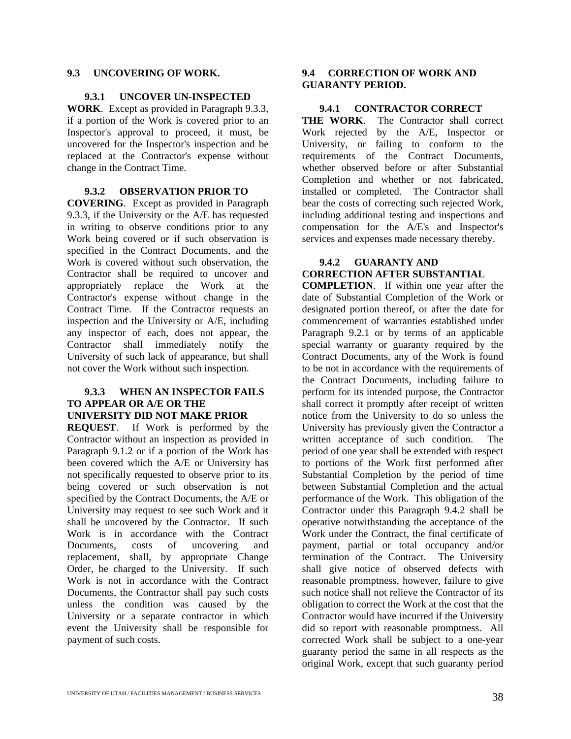## 9.3 UNCOVERING OF WORK.

**9.3.1 UNCOVER UN-INSPECTED WORK**. Except as provided in Paragraph 9.3.3, if a portion of the Work is covered prior to an Inspector's approval to proceed, it must, be uncovered for the Inspector's inspection and be replaced at the Contractor's expense without change in the Contract Time.

**9.3.2 OBSERVATION PRIOR TO COVERING**. Except as provided in Paragraph 9.3.3, if the University or the A/E has requested in writing to observe conditions prior to any Work being covered or if such observation is specified in the Contract Documents, and the Work is covered without such observation, the Contractor shall be required to uncover and appropriately replace the Work at the Contractor's expense without change in the Contract Time. If the Contractor requests an inspection and the University or A/E, including any inspector of each, does not appear, the Contractor shall immediately notify the University of such lack of appearance, but shall not cover the Work without such inspection.

**9.3.3 WHEN AN INSPECTOR FAILS TO APPEAR OR A/E OR THE UNIVERSITY DID NOT MAKE PRIOR REQUEST**. If Work is performed by the Contractor without an inspection as provided in Paragraph 9.1.2 or if a portion of the Work has been covered which the A/E or University has not specifically requested to observe prior to its being covered or such observation is not specified by the Contract Documents, the A/E or University may request to see such Work and it shall be uncovered by the Contractor. If such Work is in accordance with the Contract Documents, costs of uncovering and replacement, shall, by appropriate Change Order, be charged to the University. If such Work is not in accordance with the Contract Documents, the Contractor shall pay such costs unless the condition was caused by the University or a separate contractor in which event the University shall be responsible for payment of such costs.

## 9.4 CORRECTION OF WORK AND GUARANTY PERIOD.

**9.4.1 CONTRACTOR CORRECT THE WORK**. The Contractor shall correct Work rejected by the A/E, Inspector or University, or failing to conform to the requirements of the Contract Documents, whether observed before or after Substantial Completion and whether or not fabricated, installed or completed. The Contractor shall bear the costs of correcting such rejected Work, including additional testing and inspections and compensation for the A/E's and Inspector's services and expenses made necessary thereby.

**9.4.2 GUARANTY AND CORRECTION AFTER SUBSTANTIAL COMPLETION**. If within one year after the date of Substantial Completion of the Work or designated portion thereof, or after the date for commencement of warranties established under Paragraph 9.2.1 or by terms of an applicable special warranty or guaranty required by the Contract Documents, any of the Work is found to be not in accordance with the requirements of the Contract Documents, including failure to perform for its intended purpose, the Contractor shall correct it promptly after receipt of written notice from the University to do so unless the University has previously given the Contractor a written acceptance of such condition. The period of one year shall be extended with respect to portions of the Work first performed after Substantial Completion by the period of time between Substantial Completion and the actual performance of the Work. This obligation of the Contractor under this Paragraph 9.4.2 shall be operative notwithstanding the acceptance of the Work under the Contract, the final certificate of payment, partial or total occupancy and/or termination of the Contract. The University shall give notice of observed defects with reasonable promptness, however, failure to give such notice shall not relieve the Contractor of its obligation to correct the Work at the cost that the Contractor would have incurred if the University did so report with reasonable promptness. All corrected Work shall be subject to a one-year guaranty period the same in all respects as the original Work, except that such guaranty period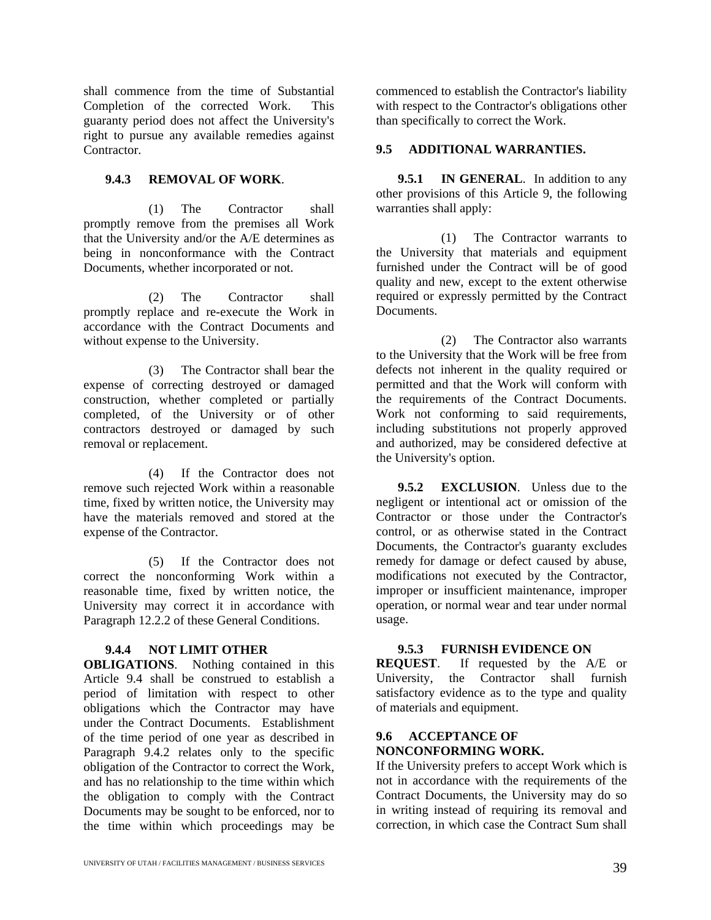shall commence from the time of Substantial Completion of the corrected Work. This guaranty period does not affect the University's right to pursue any available remedies against Contractor.

**9.4.3 REMOVAL OF WORK**.

(1) The Contractor shall promptly remove from the premises all Work that the University and/or the A/E determines as being in nonconformance with the Contract Documents, whether incorporated or not.

(2) The Contractor shall promptly replace and re-execute the Work in accordance with the Contract Documents and without expense to the University.

(3) The Contractor shall bear the expense of correcting destroyed or damaged construction, whether completed or partially completed, of the University or of other contractors destroyed or damaged by such removal or replacement.

(4) If the Contractor does not remove such rejected Work within a reasonable time, fixed by written notice, the University may have the materials removed and stored at the expense of the Contractor.

(5) If the Contractor does not correct the nonconforming Work within a reasonable time, fixed by written notice, the University may correct it in accordance with Paragraph 12.2.2 of these General Conditions.

**9.4.4 NOT LIMIT OTHER OBLIGATIONS**. Nothing contained in this Article 9.4 shall be construed to establish a period of limitation with respect to other obligations which the Contractor may have under the Contract Documents. Establishment of the time period of one year as described in Paragraph 9.4.2 relates only to the specific obligation of the Contractor to correct the Work, and has no relationship to the time within which the obligation to comply with the Contract Documents may be sought to be enforced, nor to the time within which proceedings may be commenced to establish the Contractor's liability with respect to the Contractor's obligations other than specifically to correct the Work.

**9.5 ADDITIONAL WARRANTIES.**

**9.5.1 IN GENERAL**. In addition to any other provisions of this Article 9, the following warranties shall apply:

(1) The Contractor warrants to the University that materials and equipment furnished under the Contract will be of good quality and new, except to the extent otherwise required or expressly permitted by the Contract Documents.

(2) The Contractor also warrants to the University that the Work will be free from defects not inherent in the quality required or permitted and that the Work will conform with the requirements of the Contract Documents. Work not conforming to said requirements, including substitutions not properly approved and authorized, may be considered defective at the University's option.

**9.5.2 EXCLUSION**. Unless due to the negligent or intentional act or omission of the Contractor or those under the Contractor's control, or as otherwise stated in the Contract Documents, the Contractor's guaranty excludes remedy for damage or defect caused by abuse, modifications not executed by the Contractor, improper or insufficient maintenance, improper operation, or normal wear and tear under normal usage.

**9.5.3 FURNISH EVIDENCE ON REQUEST**. If requested by the A/E or University, the Contractor shall furnish satisfactory evidence as to the type and quality of materials and equipment.

**9.6 ACCEPTANCE OF NONCONFORMING WORK.**

If the University prefers to accept Work which is not in accordance with the requirements of the Contract Documents, the University may do so in writing instead of requiring its removal and correction, in which case the Contract Sum shall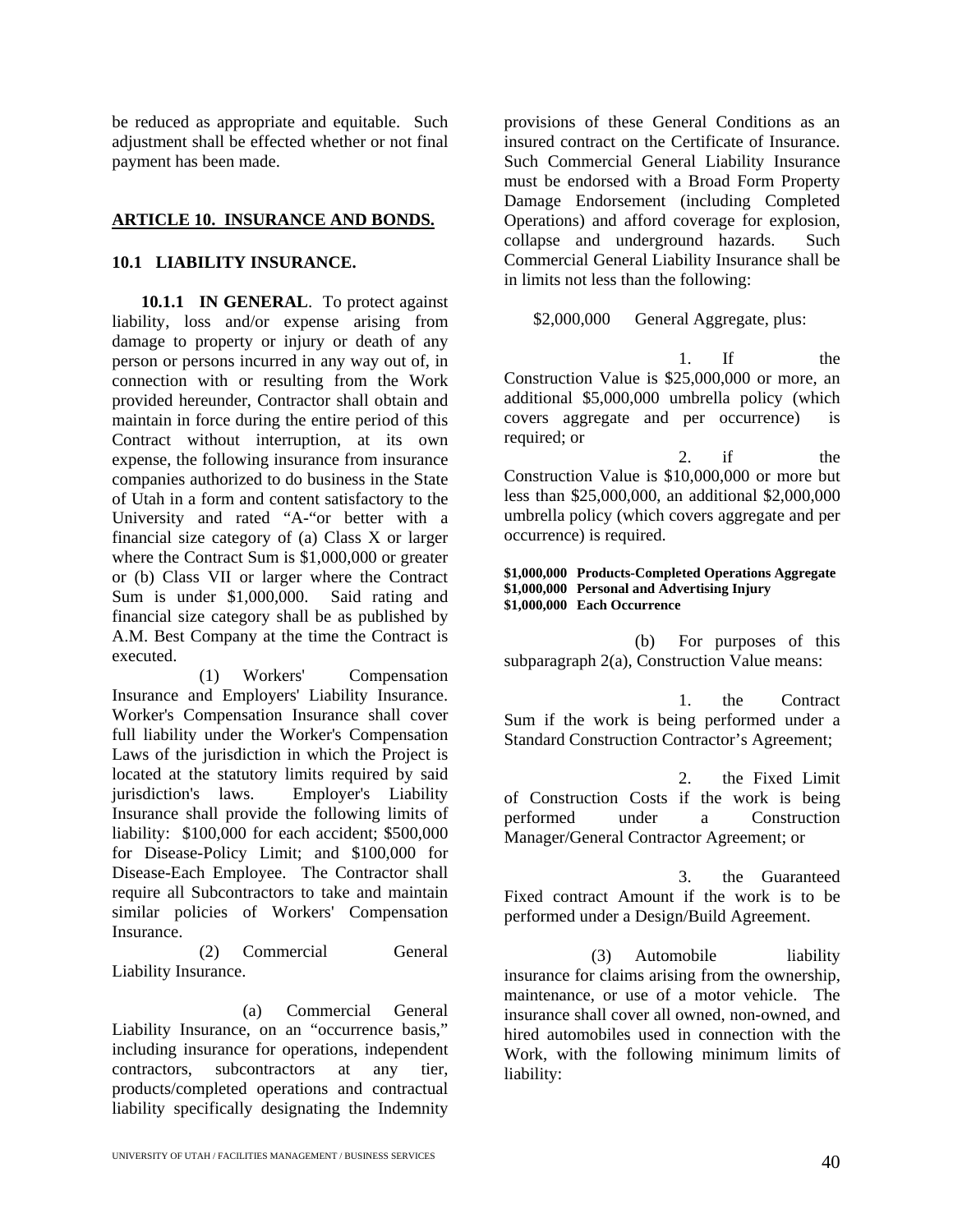be reduced as appropriate and equitable. Such adjustment shall be effected whether or not final payment has been made.

## ARTICLE 10. INSURANCE AND BONDS.

### 10.1 LIABILITY INSURANCE.

**10.1.1 IN GENERAL**. To protect against liability, loss and/or expense arising from damage to property or injury or death of any person or persons incurred in any way out of, in connection with or resulting from the Work provided hereunder, Contractor shall obtain and maintain in force during the entire period of this Contract without interruption, at its own expense, the following insurance from insurance companies authorized to do business in the State of Utah in a form and content satisfactory to the University and rated "A-"or better with a financial size category of (a) Class X or larger where the Contract Sum is $1,000,000 or greater or (b) Class VII or larger where the Contract Sum is under $1,000,000. Said rating and financial size category shall be as published by A.M. Best Company at the time the Contract is executed.

(1) Workers' Compensation Insurance and Employers' Liability Insurance. Worker's Compensation Insurance shall cover full liability under the Worker's Compensation Laws of the jurisdiction in which the Project is located at the statutory limits required by said jurisdiction's laws. Employer's Liability Insurance shall provide the following limits of liability: $100,000 for each accident; $500,000 for Disease-Policy Limit; and $100,000 for Disease-Each Employee. The Contractor shall require all Subcontractors to take and maintain similar policies of Workers' Compensation Insurance.

(2) Commercial General Liability Insurance.

(a) Commercial General Liability Insurance, on an "occurrence basis," including insurance for operations, independent contractors, subcontractors at any tier, products/completed operations and contractual liability specifically designating the Indemnity provisions of these General Conditions as an insured contract on the Certificate of Insurance. Such Commercial General Liability Insurance must be endorsed with a Broad Form Property Damage Endorsement (including Completed Operations) and afford coverage for explosion, collapse and underground hazards. Such Commercial General Liability Insurance shall be in limits not less than the following:

$2,000,000 General Aggregate, plus:

1. If the Construction Value is $25,000,000 or more, an additional $5,000,000 umbrella policy (which covers aggregate and per occurrence) is required; or

2. if the Construction Value is $10,000,000 or more but less than $25,000,000, an additional $2,000,000 umbrella policy (which covers aggregate and per occurrence) is required.

**$1,000,000 Products-Completed Operations Aggregate**
**$1,000,000 Personal and Advertising Injury**
**$1,000,000 Each Occurrence**

(b) For purposes of this subparagraph 2(a), Construction Value means:

1. the Contract Sum if the work is being performed under a Standard Construction Contractor's Agreement;

2. the Fixed Limit of Construction Costs if the work is being performed under a Construction Manager/General Contractor Agreement; or

3. the Guaranteed Fixed contract Amount if the work is to be performed under a Design/Build Agreement.

(3) Automobile liability insurance for claims arising from the ownership, maintenance, or use of a motor vehicle. The insurance shall cover all owned, non-owned, and hired automobiles used in connection with the Work, with the following minimum limits of liability: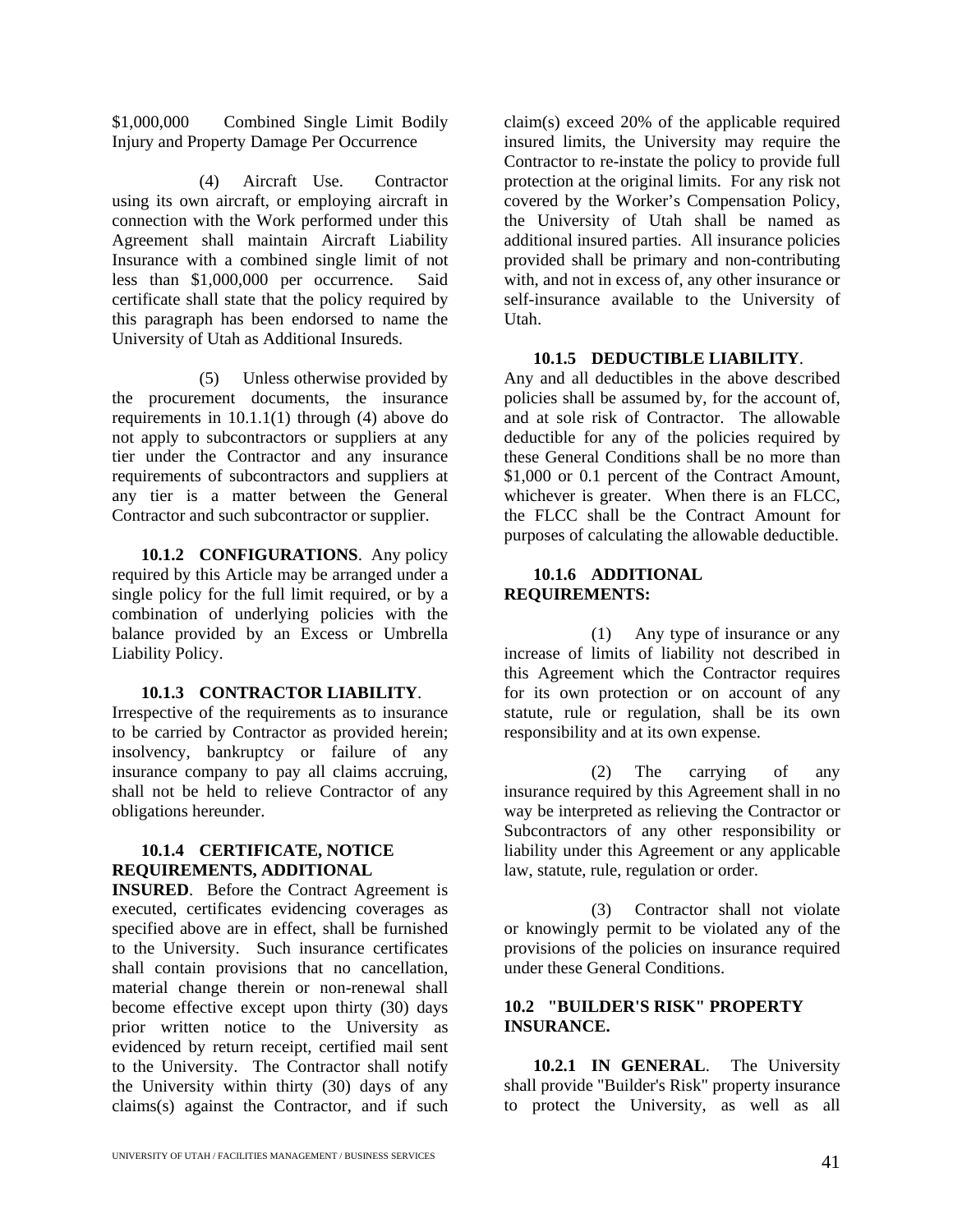$1,000,000 Combined Single Limit Bodily Injury and Property Damage Per Occurrence

(4) Aircraft Use. Contractor using its own aircraft, or employing aircraft in connection with the Work performed under this Agreement shall maintain Aircraft Liability Insurance with a combined single limit of not less than $1,000,000 per occurrence. Said certificate shall state that the policy required by this paragraph has been endorsed to name the University of Utah as Additional Insureds.

(5) Unless otherwise provided by the procurement documents, the insurance requirements in 10.1.1(1) through (4) above do not apply to subcontractors or suppliers at any tier under the Contractor and any insurance requirements of subcontractors and suppliers at any tier is a matter between the General Contractor and such subcontractor or supplier.

**10.1.2 CONFIGURATIONS**. Any policy required by this Article may be arranged under a single policy for the full limit required, or by a combination of underlying policies with the balance provided by an Excess or Umbrella Liability Policy.

**10.1.3 CONTRACTOR LIABILITY**. Irrespective of the requirements as to insurance to be carried by Contractor as provided herein; insolvency, bankruptcy or failure of any insurance company to pay all claims accruing, shall not be held to relieve Contractor of any obligations hereunder.

**10.1.4 CERTIFICATE, NOTICE REQUIREMENTS, ADDITIONAL INSURED**. Before the Contract Agreement is executed, certificates evidencing coverages as specified above are in effect, shall be furnished to the University. Such insurance certificates shall contain provisions that no cancellation, material change therein or non-renewal shall become effective except upon thirty (30) days prior written notice to the University as evidenced by return receipt, certified mail sent to the University. The Contractor shall notify the University within thirty (30) days of any claims(s) against the Contractor, and if such claim(s) exceed 20% of the applicable required insured limits, the University may require the Contractor to re-instate the policy to provide full protection at the original limits. For any risk not covered by the Worker's Compensation Policy, the University of Utah shall be named as additional insured parties. All insurance policies provided shall be primary and non-contributing with, and not in excess of, any other insurance or self-insurance available to the University of Utah.

**10.1.5 DEDUCTIBLE LIABILITY**. Any and all deductibles in the above described policies shall be assumed by, for the account of, and at sole risk of Contractor. The allowable deductible for any of the policies required by these General Conditions shall be no more than $1,000 or 0.1 percent of the Contract Amount, whichever is greater. When there is an FLCC, the FLCC shall be the Contract Amount for purposes of calculating the allowable deductible.

**10.1.6 ADDITIONAL REQUIREMENTS:**

(1) Any type of insurance or any increase of limits of liability not described in this Agreement which the Contractor requires for its own protection or on account of any statute, rule or regulation, shall be its own responsibility and at its own expense.

(2) The carrying of any insurance required by this Agreement shall in no way be interpreted as relieving the Contractor or Subcontractors of any other responsibility or liability under this Agreement or any applicable law, statute, rule, regulation or order.

(3) Contractor shall not violate or knowingly permit to be violated any of the provisions of the policies on insurance required under these General Conditions.

### 10.2 "BUILDER'S RISK" PROPERTY INSURANCE.

**10.2.1 IN GENERAL**. The University shall provide "Builder's Risk" property insurance to protect the University, as well as all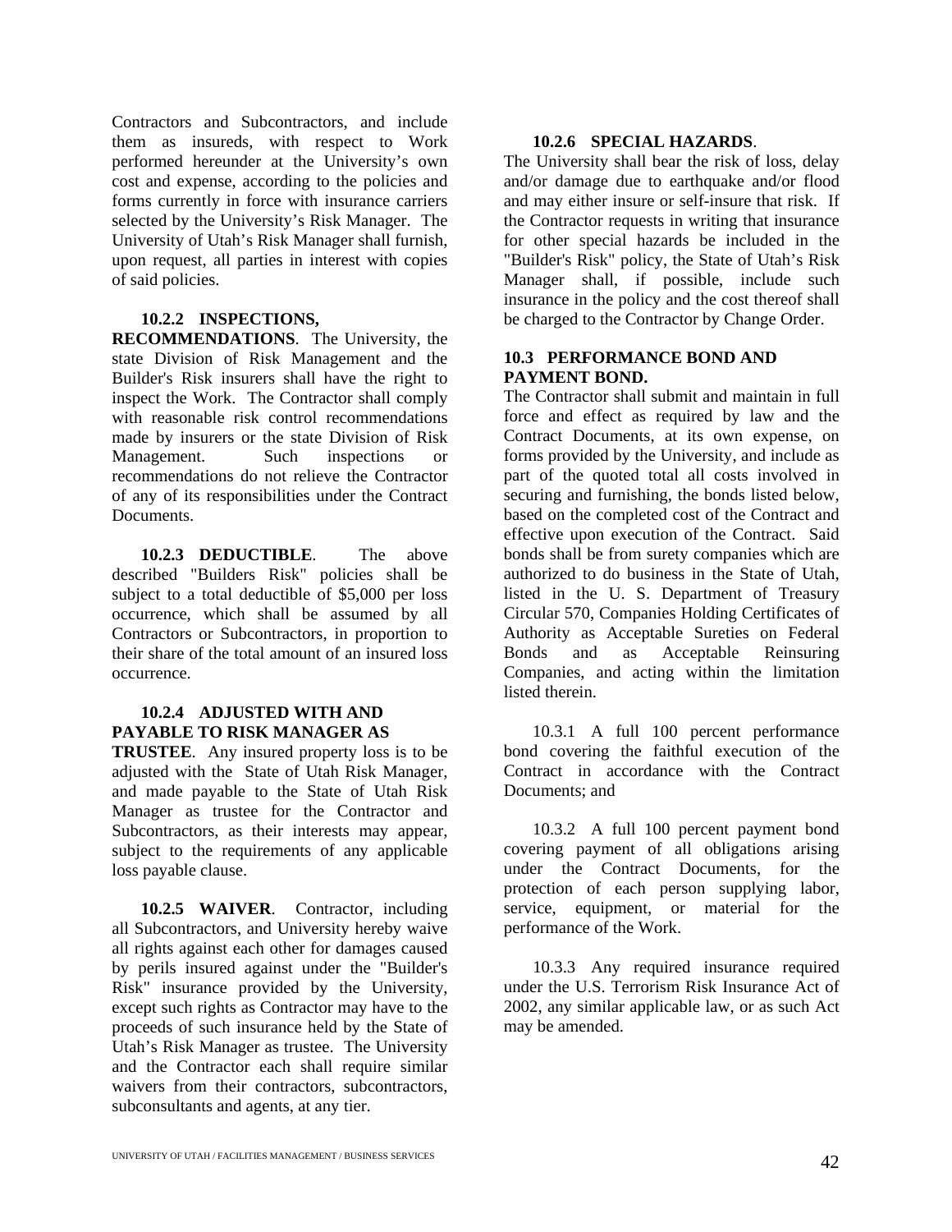Contractors and Subcontractors, and include them as insureds, with respect to Work performed hereunder at the University's own cost and expense, according to the policies and forms currently in force with insurance carriers selected by the University's Risk Manager. The University of Utah's Risk Manager shall furnish, upon request, all parties in interest with copies of said policies.

**10.2.2 INSPECTIONS, RECOMMENDATIONS**. The University, the state Division of Risk Management and the Builder's Risk insurers shall have the right to inspect the Work. The Contractor shall comply with reasonable risk control recommendations made by insurers or the state Division of Risk Management. Such inspections or recommendations do not relieve the Contractor of any of its responsibilities under the Contract Documents.

**10.2.3 DEDUCTIBLE**. The above described "Builders Risk" policies shall be subject to a total deductible of $5,000 per loss occurrence, which shall be assumed by all Contractors or Subcontractors, in proportion to their share of the total amount of an insured loss occurrence.

**10.2.4 ADJUSTED WITH AND PAYABLE TO RISK MANAGER AS TRUSTEE**. Any insured property loss is to be adjusted with the State of Utah Risk Manager, and made payable to the State of Utah Risk Manager as trustee for the Contractor and Subcontractors, as their interests may appear, subject to the requirements of any applicable loss payable clause.

**10.2.5 WAIVER**. Contractor, including all Subcontractors, and University hereby waive all rights against each other for damages caused by perils insured against under the "Builder's Risk" insurance provided by the University, except such rights as Contractor may have to the proceeds of such insurance held by the State of Utah's Risk Manager as trustee. The University and the Contractor each shall require similar waivers from their contractors, subcontractors, subconsultants and agents, at any tier.

**10.2.6 SPECIAL HAZARDS**. The University shall bear the risk of loss, delay and/or damage due to earthquake and/or flood and may either insure or self-insure that risk. If the Contractor requests in writing that insurance for other special hazards be included in the "Builder's Risk" policy, the State of Utah's Risk Manager shall, if possible, include such insurance in the policy and the cost thereof shall be charged to the Contractor by Change Order.

**10.3 PERFORMANCE BOND AND PAYMENT BOND.**

The Contractor shall submit and maintain in full force and effect as required by law and the Contract Documents, at its own expense, on forms provided by the University, and include as part of the quoted total all costs involved in securing and furnishing, the bonds listed below, based on the completed cost of the Contract and effective upon execution of the Contract. Said bonds shall be from surety companies which are authorized to do business in the State of Utah, listed in the U. S. Department of Treasury Circular 570, Companies Holding Certificates of Authority as Acceptable Sureties on Federal Bonds and as Acceptable Reinsuring Companies, and acting within the limitation listed therein.

10.3.1 A full 100 percent performance bond covering the faithful execution of the Contract in accordance with the Contract Documents; and

10.3.2 A full 100 percent payment bond covering payment of all obligations arising under the Contract Documents, for the protection of each person supplying labor, service, equipment, or material for the performance of the Work.

10.3.3 Any required insurance required under the U.S. Terrorism Risk Insurance Act of 2002, any similar applicable law, or as such Act may be amended.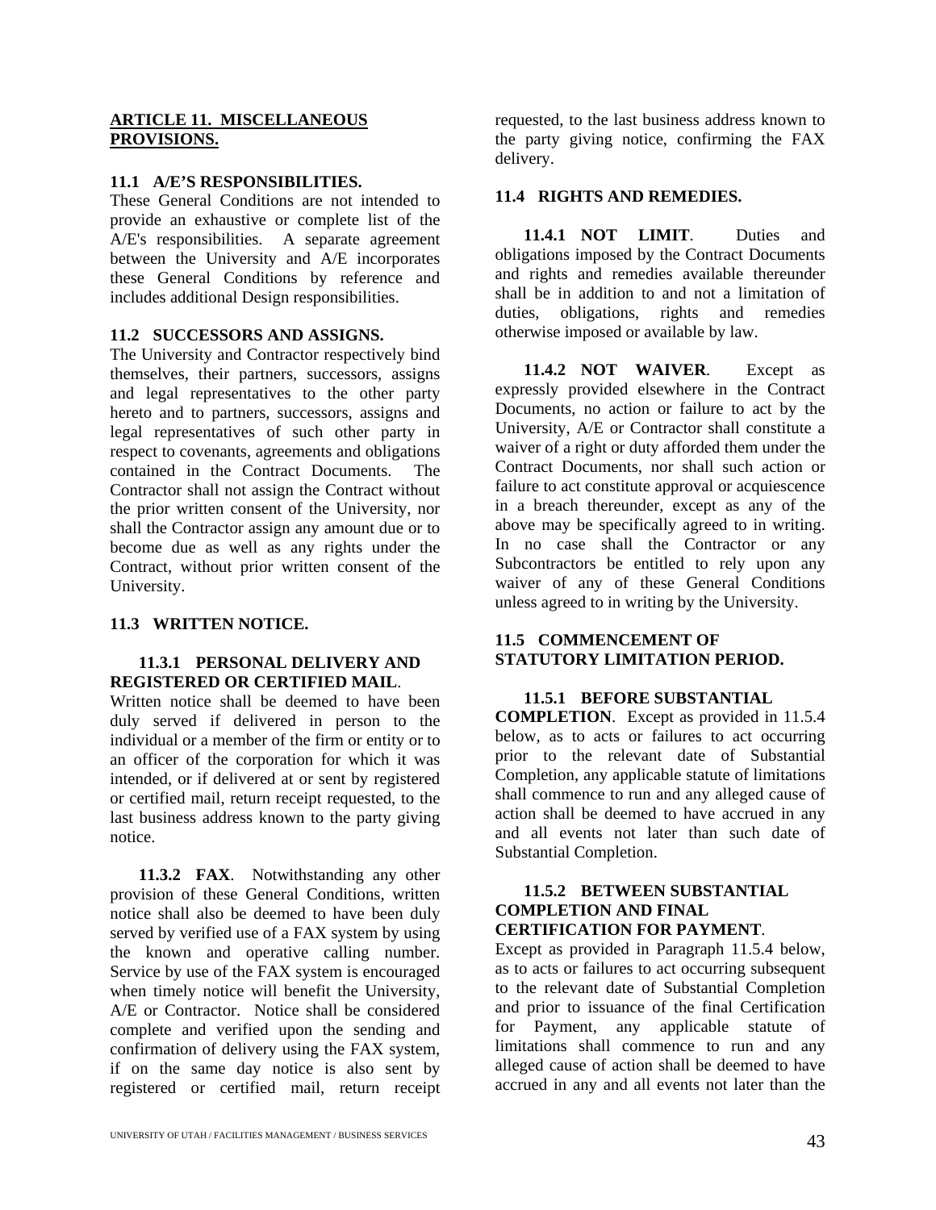## ARTICLE 11. MISCELLANEOUS PROVISIONS.

### 11.1 A/E'S RESPONSIBILITIES.

These General Conditions are not intended to provide an exhaustive or complete list of the A/E's responsibilities. A separate agreement between the University and A/E incorporates these General Conditions by reference and includes additional Design responsibilities.

### 11.2 SUCCESSORS AND ASSIGNS.

The University and Contractor respectively bind themselves, their partners, successors, assigns and legal representatives to the other party hereto and to partners, successors, assigns and legal representatives of such other party in respect to covenants, agreements and obligations contained in the Contract Documents. The Contractor shall not assign the Contract without the prior written consent of the University, nor shall the Contractor assign any amount due or to become due as well as any rights under the Contract, without prior written consent of the University.

### 11.3 WRITTEN NOTICE.

**11.3.1 PERSONAL DELIVERY AND REGISTERED OR CERTIFIED MAIL**. Written notice shall be deemed to have been duly served if delivered in person to the individual or a member of the firm or entity or to an officer of the corporation for which it was intended, or if delivered at or sent by registered or certified mail, return receipt requested, to the last business address known to the party giving notice.

**11.3.2 FAX**. Notwithstanding any other provision of these General Conditions, written notice shall also be deemed to have been duly served by verified use of a FAX system by using the known and operative calling number. Service by use of the FAX system is encouraged when timely notice will benefit the University, A/E or Contractor. Notice shall be considered complete and verified upon the sending and confirmation of delivery using the FAX system, if on the same day notice is also sent by registered or certified mail, return receipt requested, to the last business address known to the party giving notice, confirming the FAX delivery.

### 11.4 RIGHTS AND REMEDIES.

**11.4.1 NOT LIMIT**. Duties and obligations imposed by the Contract Documents and rights and remedies available thereunder shall be in addition to and not a limitation of duties, obligations, rights and remedies otherwise imposed or available by law.

**11.4.2 NOT WAIVER**. Except as expressly provided elsewhere in the Contract Documents, no action or failure to act by the University, A/E or Contractor shall constitute a waiver of a right or duty afforded them under the Contract Documents, nor shall such action or failure to act constitute approval or acquiescence in a breach thereunder, except as any of the above may be specifically agreed to in writing. In no case shall the Contractor or any Subcontractors be entitled to rely upon any waiver of any of these General Conditions unless agreed to in writing by the University.

### 11.5 COMMENCEMENT OF STATUTORY LIMITATION PERIOD.

**11.5.1 BEFORE SUBSTANTIAL COMPLETION**. Except as provided in 11.5.4 below, as to acts or failures to act occurring prior to the relevant date of Substantial Completion, any applicable statute of limitations shall commence to run and any alleged cause of action shall be deemed to have accrued in any and all events not later than such date of Substantial Completion.

**11.5.2 BETWEEN SUBSTANTIAL COMPLETION AND FINAL CERTIFICATION FOR PAYMENT**. Except as provided in Paragraph 11.5.4 below, as to acts or failures to act occurring subsequent to the relevant date of Substantial Completion and prior to issuance of the final Certification for Payment, any applicable statute of limitations shall commence to run and any alleged cause of action shall be deemed to have accrued in any and all events not later than the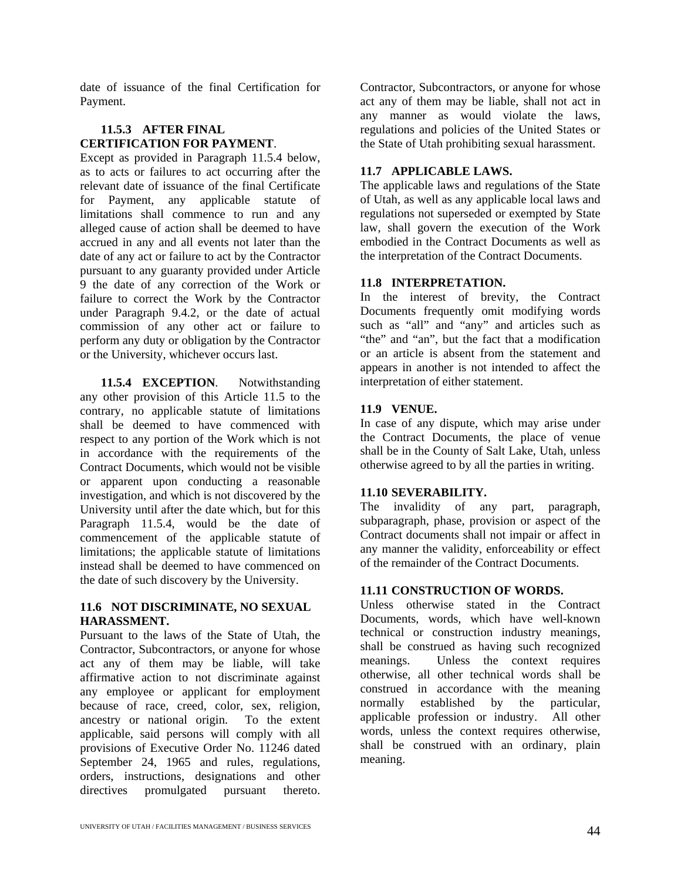date of issuance of the final Certification for Payment.

**11.5.3 AFTER FINAL CERTIFICATION FOR PAYMENT**. Except as provided in Paragraph 11.5.4 below, as to acts or failures to act occurring after the relevant date of issuance of the final Certificate for Payment, any applicable statute of limitations shall commence to run and any alleged cause of action shall be deemed to have accrued in any and all events not later than the date of any act or failure to act by the Contractor pursuant to any guaranty provided under Article 9 the date of any correction of the Work or failure to correct the Work by the Contractor under Paragraph 9.4.2, or the date of actual commission of any other act or failure to perform any duty or obligation by the Contractor or the University, whichever occurs last.

**11.5.4 EXCEPTION**. Notwithstanding any other provision of this Article 11.5 to the contrary, no applicable statute of limitations shall be deemed to have commenced with respect to any portion of the Work which is not in accordance with the requirements of the Contract Documents, which would not be visible or apparent upon conducting a reasonable investigation, and which is not discovered by the University until after the date which, but for this Paragraph 11.5.4, would be the date of commencement of the applicable statute of limitations; the applicable statute of limitations instead shall be deemed to have commenced on the date of such discovery by the University.

**11.6 NOT DISCRIMINATE, NO SEXUAL HARASSMENT.**

Pursuant to the laws of the State of Utah, the Contractor, Subcontractors, or anyone for whose act any of them may be liable, will take affirmative action to not discriminate against any employee or applicant for employment because of race, creed, color, sex, religion, ancestry or national origin. To the extent applicable, said persons will comply with all provisions of Executive Order No. 11246 dated September 24, 1965 and rules, regulations, orders, instructions, designations and other directives promulgated pursuant thereto. Contractor, Subcontractors, or anyone for whose act any of them may be liable, shall not act in any manner as would violate the laws, regulations and policies of the United States or the State of Utah prohibiting sexual harassment.

**11.7 APPLICABLE LAWS.**

The applicable laws and regulations of the State of Utah, as well as any applicable local laws and regulations not superseded or exempted by State law, shall govern the execution of the Work embodied in the Contract Documents as well as the interpretation of the Contract Documents.

**11.8 INTERPRETATION.**

In the interest of brevity, the Contract Documents frequently omit modifying words such as "all" and "any" and articles such as "the" and "an", but the fact that a modification or an article is absent from the statement and appears in another is not intended to affect the interpretation of either statement.

**11.9 VENUE.**

In case of any dispute, which may arise under the Contract Documents, the place of venue shall be in the County of Salt Lake, Utah, unless otherwise agreed to by all the parties in writing.

**11.10 SEVERABILITY.**

The invalidity of any part, paragraph, subparagraph, phase, provision or aspect of the Contract documents shall not impair or affect in any manner the validity, enforceability or effect of the remainder of the Contract Documents.

**11.11 CONSTRUCTION OF WORDS.**

Unless otherwise stated in the Contract Documents, words, which have well-known technical or construction industry meanings, shall be construed as having such recognized meanings. Unless the context requires otherwise, all other technical words shall be construed in accordance with the meaning normally established by the particular, applicable profession or industry. All other words, unless the context requires otherwise, shall be construed with an ordinary, plain meaning.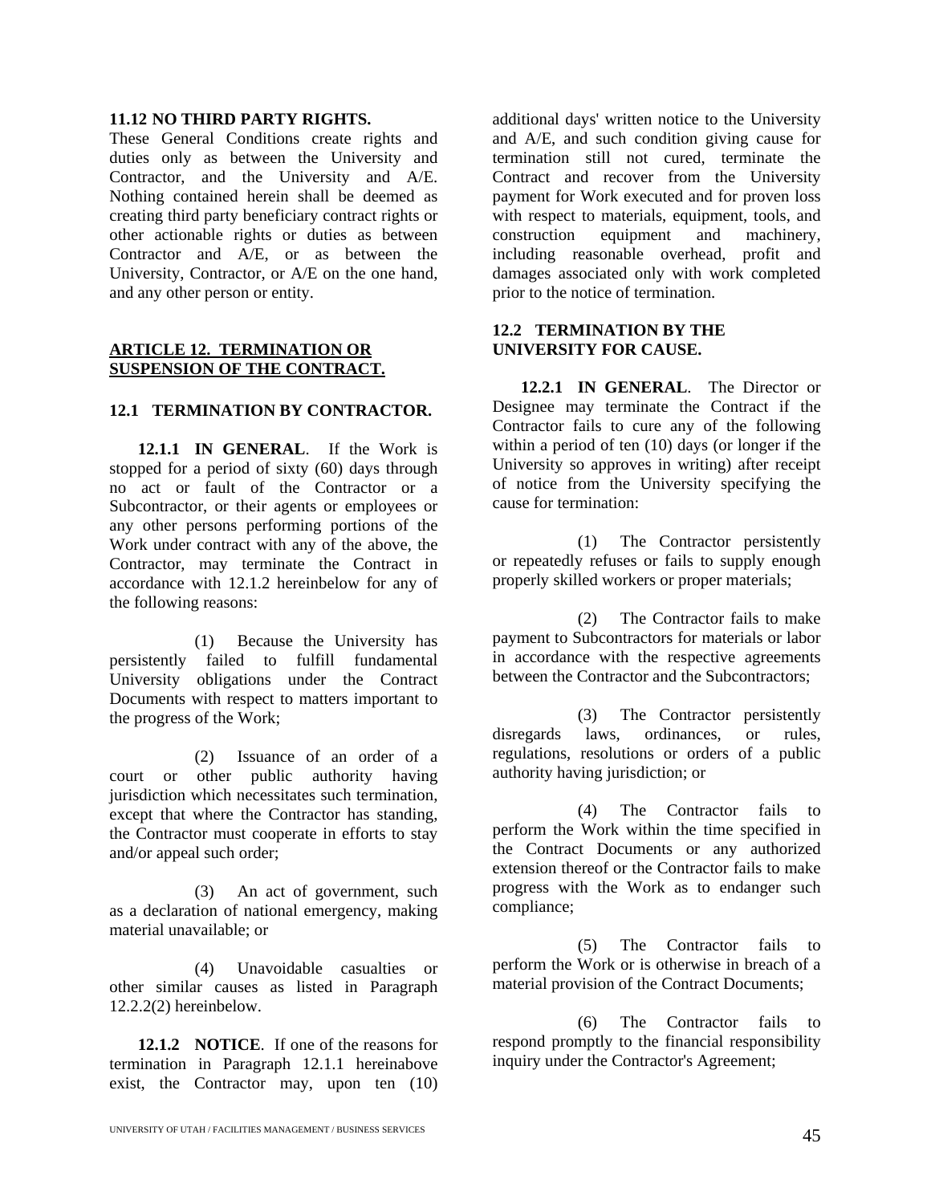**11.12 NO THIRD PARTY RIGHTS.**
These General Conditions create rights and duties only as between the University and Contractor, and the University and A/E. Nothing contained herein shall be deemed as creating third party beneficiary contract rights or other actionable rights or duties as between Contractor and A/E, or as between the University, Contractor, or A/E on the one hand, and any other person or entity.

## ARTICLE 12. TERMINATION OR SUSPENSION OF THE CONTRACT.

### 12.1 TERMINATION BY CONTRACTOR.

**12.1.1 IN GENERAL**. If the Work is stopped for a period of sixty (60) days through no act or fault of the Contractor or a Subcontractor, or their agents or employees or any other persons performing portions of the Work under contract with any of the above, the Contractor, may terminate the Contract in accordance with 12.1.2 hereinbelow for any of the following reasons:

(1) Because the University has persistently failed to fulfill fundamental University obligations under the Contract Documents with respect to matters important to the progress of the Work;

(2) Issuance of an order of a court or other public authority having jurisdiction which necessitates such termination, except that where the Contractor has standing, the Contractor must cooperate in efforts to stay and/or appeal such order;

(3) An act of government, such as a declaration of national emergency, making material unavailable; or

(4) Unavoidable casualties or other similar causes as listed in Paragraph 12.2.2(2) hereinbelow.

**12.1.2 NOTICE**. If one of the reasons for termination in Paragraph 12.1.1 hereinabove exist, the Contractor may, upon ten (10) additional days' written notice to the University and A/E, and such condition giving cause for termination still not cured, terminate the Contract and recover from the University payment for Work executed and for proven loss with respect to materials, equipment, tools, and construction equipment and machinery, including reasonable overhead, profit and damages associated only with work completed prior to the notice of termination.

### 12.2 TERMINATION BY THE UNIVERSITY FOR CAUSE.

**12.2.1 IN GENERAL**. The Director or Designee may terminate the Contract if the Contractor fails to cure any of the following within a period of ten (10) days (or longer if the University so approves in writing) after receipt of notice from the University specifying the cause for termination:

(1) The Contractor persistently or repeatedly refuses or fails to supply enough properly skilled workers or proper materials;

(2) The Contractor fails to make payment to Subcontractors for materials or labor in accordance with the respective agreements between the Contractor and the Subcontractors;

(3) The Contractor persistently disregards laws, ordinances, or rules, regulations, resolutions or orders of a public authority having jurisdiction; or

(4) The Contractor fails to perform the Work within the time specified in the Contract Documents or any authorized extension thereof or the Contractor fails to make progress with the Work as to endanger such compliance;

(5) The Contractor fails to perform the Work or is otherwise in breach of a material provision of the Contract Documents;

(6) The Contractor fails to respond promptly to the financial responsibility inquiry under the Contractor's Agreement;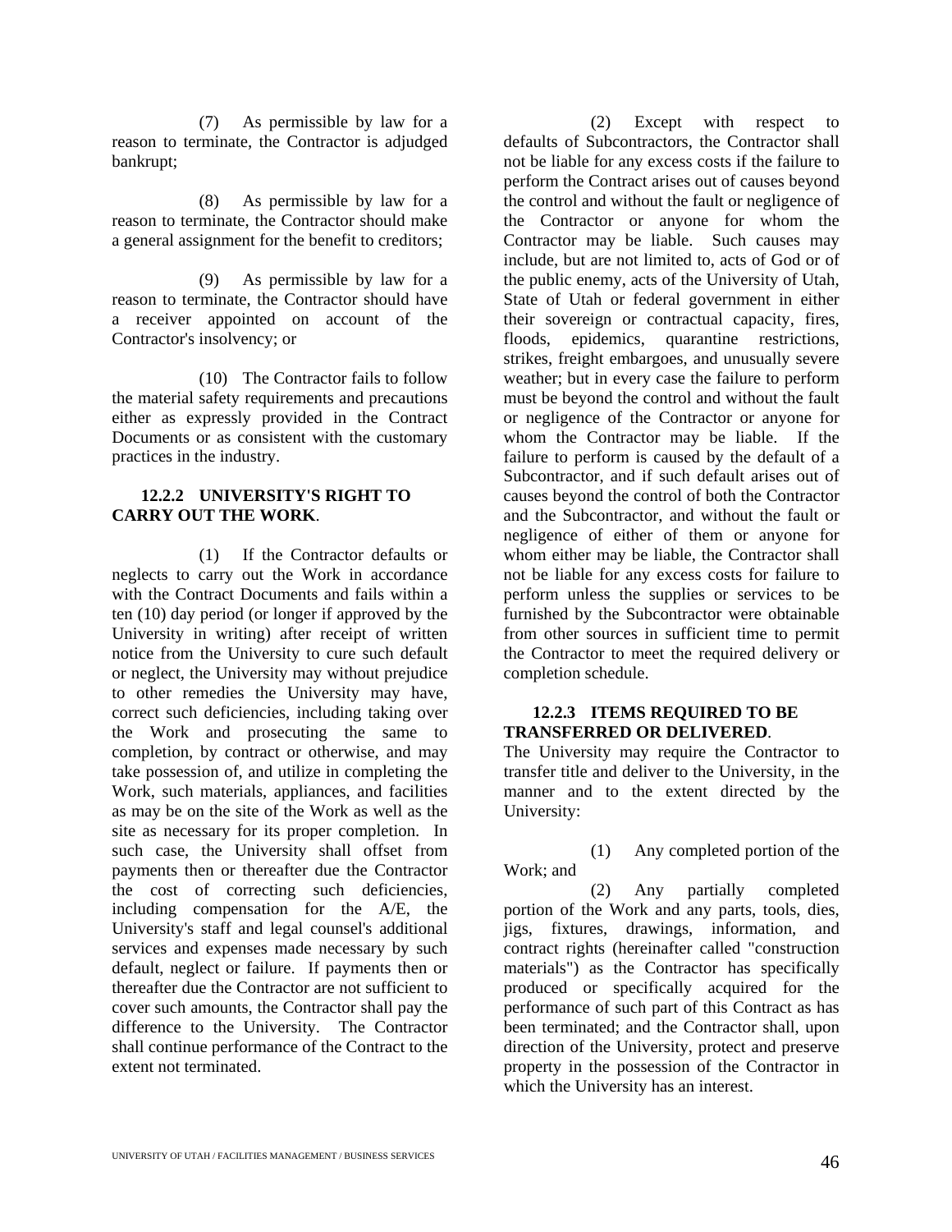(7) As permissible by law for a reason to terminate, the Contractor is adjudged bankrupt;

(8) As permissible by law for a reason to terminate, the Contractor should make a general assignment for the benefit to creditors;

(9) As permissible by law for a reason to terminate, the Contractor should have a receiver appointed on account of the Contractor's insolvency; or

(10) The Contractor fails to follow the material safety requirements and precautions either as expressly provided in the Contract Documents or as consistent with the customary practices in the industry.

**12.2.2 UNIVERSITY'S RIGHT TO CARRY OUT THE WORK**.

(1) If the Contractor defaults or neglects to carry out the Work in accordance with the Contract Documents and fails within a ten (10) day period (or longer if approved by the University in writing) after receipt of written notice from the University to cure such default or neglect, the University may without prejudice to other remedies the University may have, correct such deficiencies, including taking over the Work and prosecuting the same to completion, by contract or otherwise, and may take possession of, and utilize in completing the Work, such materials, appliances, and facilities as may be on the site of the Work as well as the site as necessary for its proper completion. In such case, the University shall offset from payments then or thereafter due the Contractor the cost of correcting such deficiencies, including compensation for the A/E, the University's staff and legal counsel's additional services and expenses made necessary by such default, neglect or failure. If payments then or thereafter due the Contractor are not sufficient to cover such amounts, the Contractor shall pay the difference to the University. The Contractor shall continue performance of the Contract to the extent not terminated.

(2) Except with respect to defaults of Subcontractors, the Contractor shall not be liable for any excess costs if the failure to perform the Contract arises out of causes beyond the control and without the fault or negligence of the Contractor or anyone for whom the Contractor may be liable. Such causes may include, but are not limited to, acts of God or of the public enemy, acts of the University of Utah, State of Utah or federal government in either their sovereign or contractual capacity, fires, floods, epidemics, quarantine restrictions, strikes, freight embargoes, and unusually severe weather; but in every case the failure to perform must be beyond the control and without the fault or negligence of the Contractor or anyone for whom the Contractor may be liable. If the failure to perform is caused by the default of a Subcontractor, and if such default arises out of causes beyond the control of both the Contractor and the Subcontractor, and without the fault or negligence of either of them or anyone for whom either may be liable, the Contractor shall not be liable for any excess costs for failure to perform unless the supplies or services to be furnished by the Subcontractor were obtainable from other sources in sufficient time to permit the Contractor to meet the required delivery or completion schedule.

**12.2.3 ITEMS REQUIRED TO BE TRANSFERRED OR DELIVERED**.

The University may require the Contractor to transfer title and deliver to the University, in the manner and to the extent directed by the University:

(1) Any completed portion of the Work; and

(2) Any partially completed portion of the Work and any parts, tools, dies, jigs, fixtures, drawings, information, and contract rights (hereinafter called "construction materials") as the Contractor has specifically produced or specifically acquired for the performance of such part of this Contract as has been terminated; and the Contractor shall, upon direction of the University, protect and preserve property in the possession of the Contractor in which the University has an interest.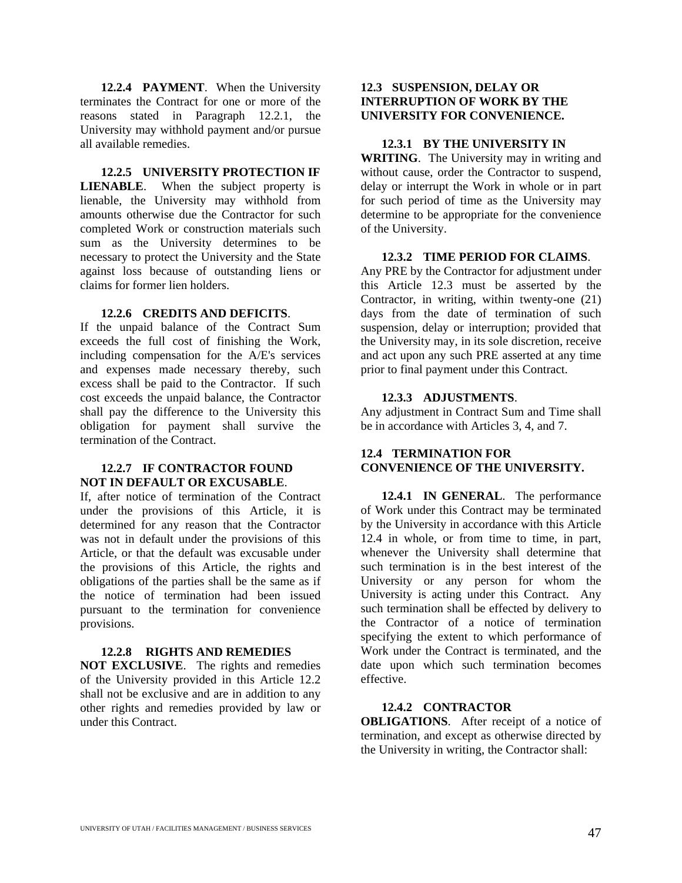**12.2.4 PAYMENT**. When the University terminates the Contract for one or more of the reasons stated in Paragraph 12.2.1, the University may withhold payment and/or pursue all available remedies.

**12.2.5 UNIVERSITY PROTECTION IF LIENABLE**. When the subject property is lienable, the University may withhold from amounts otherwise due the Contractor for such completed Work or construction materials such sum as the University determines to be necessary to protect the University and the State against loss because of outstanding liens or claims for former lien holders.

**12.2.6 CREDITS AND DEFICITS**. If the unpaid balance of the Contract Sum exceeds the full cost of finishing the Work, including compensation for the A/E's services and expenses made necessary thereby, such excess shall be paid to the Contractor. If such cost exceeds the unpaid balance, the Contractor shall pay the difference to the University this obligation for payment shall survive the termination of the Contract.

**12.2.7 IF CONTRACTOR FOUND NOT IN DEFAULT OR EXCUSABLE**. If, after notice of termination of the Contract under the provisions of this Article, it is determined for any reason that the Contractor was not in default under the provisions of this Article, or that the default was excusable under the provisions of this Article, the rights and obligations of the parties shall be the same as if the notice of termination had been issued pursuant to the termination for convenience provisions.

**12.2.8 RIGHTS AND REMEDIES NOT EXCLUSIVE**. The rights and remedies of the University provided in this Article 12.2 shall not be exclusive and are in addition to any other rights and remedies provided by law or under this Contract.

**12.3 SUSPENSION, DELAY OR INTERRUPTION OF WORK BY THE UNIVERSITY FOR CONVENIENCE.**

**12.3.1 BY THE UNIVERSITY IN WRITING**. The University may in writing and without cause, order the Contractor to suspend, delay or interrupt the Work in whole or in part for such period of time as the University may determine to be appropriate for the convenience of the University.

**12.3.2 TIME PERIOD FOR CLAIMS**. Any PRE by the Contractor for adjustment under this Article 12.3 must be asserted by the Contractor, in writing, within twenty-one (21) days from the date of termination of such suspension, delay or interruption; provided that the University may, in its sole discretion, receive and act upon any such PRE asserted at any time prior to final payment under this Contract.

**12.3.3 ADJUSTMENTS**. Any adjustment in Contract Sum and Time shall be in accordance with Articles 3, 4, and 7.

**12.4 TERMINATION FOR CONVENIENCE OF THE UNIVERSITY.**

**12.4.1 IN GENERAL**. The performance of Work under this Contract may be terminated by the University in accordance with this Article 12.4 in whole, or from time to time, in part, whenever the University shall determine that such termination is in the best interest of the University or any person for whom the University is acting under this Contract. Any such termination shall be effected by delivery to the Contractor of a notice of termination specifying the extent to which performance of Work under the Contract is terminated, and the date upon which such termination becomes effective.

**12.4.2 CONTRACTOR OBLIGATIONS**. After receipt of a notice of termination, and except as otherwise directed by the University in writing, the Contractor shall: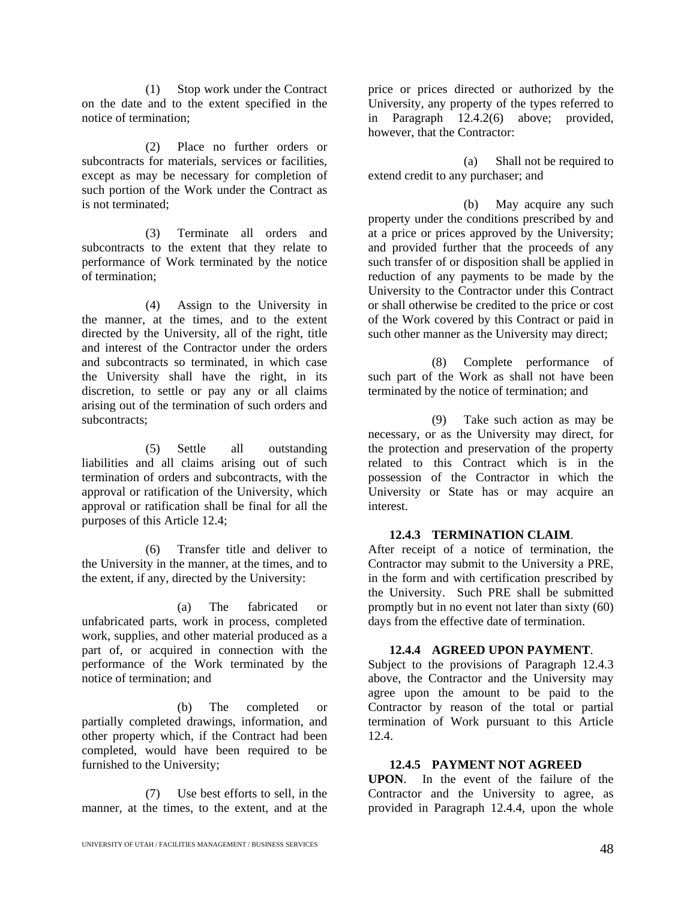(1) Stop work under the Contract on the date and to the extent specified in the notice of termination;

(2) Place no further orders or subcontracts for materials, services or facilities, except as may be necessary for completion of such portion of the Work under the Contract as is not terminated;

(3) Terminate all orders and subcontracts to the extent that they relate to performance of Work terminated by the notice of termination;

(4) Assign to the University in the manner, at the times, and to the extent directed by the University, all of the right, title and interest of the Contractor under the orders and subcontracts so terminated, in which case the University shall have the right, in its discretion, to settle or pay any or all claims arising out of the termination of such orders and subcontracts;

(5) Settle all outstanding liabilities and all claims arising out of such termination of orders and subcontracts, with the approval or ratification of the University, which approval or ratification shall be final for all the purposes of this Article 12.4;

(6) Transfer title and deliver to the University in the manner, at the times, and to the extent, if any, directed by the University:

(a) The fabricated or unfabricated parts, work in process, completed work, supplies, and other material produced as a part of, or acquired in connection with the performance of the Work terminated by the notice of termination; and

(b) The completed or partially completed drawings, information, and other property which, if the Contract had been completed, would have been required to be furnished to the University;

(7) Use best efforts to sell, in the manner, at the times, to the extent, and at the price or prices directed or authorized by the University, any property of the types referred to in Paragraph 12.4.2(6) above; provided, however, that the Contractor:

(a) Shall not be required to extend credit to any purchaser; and

(b) May acquire any such property under the conditions prescribed by and at a price or prices approved by the University; and provided further that the proceeds of any such transfer of or disposition shall be applied in reduction of any payments to be made by the University to the Contractor under this Contract or shall otherwise be credited to the price or cost of the Work covered by this Contract or paid in such other manner as the University may direct;

(8) Complete performance of such part of the Work as shall not have been terminated by the notice of termination; and

(9) Take such action as may be necessary, or as the University may direct, for the protection and preservation of the property related to this Contract which is in the possession of the Contractor in which the University or State has or may acquire an interest.

**12.4.3 TERMINATION CLAIM**. After receipt of a notice of termination, the Contractor may submit to the University a PRE, in the form and with certification prescribed by the University. Such PRE shall be submitted promptly but in no event not later than sixty (60) days from the effective date of termination.

**12.4.4 AGREED UPON PAYMENT**. Subject to the provisions of Paragraph 12.4.3 above, the Contractor and the University may agree upon the amount to be paid to the Contractor by reason of the total or partial termination of Work pursuant to this Article 12.4.

**12.4.5 PAYMENT NOT AGREED UPON**. In the event of the failure of the Contractor and the University to agree, as provided in Paragraph 12.4.4, upon the whole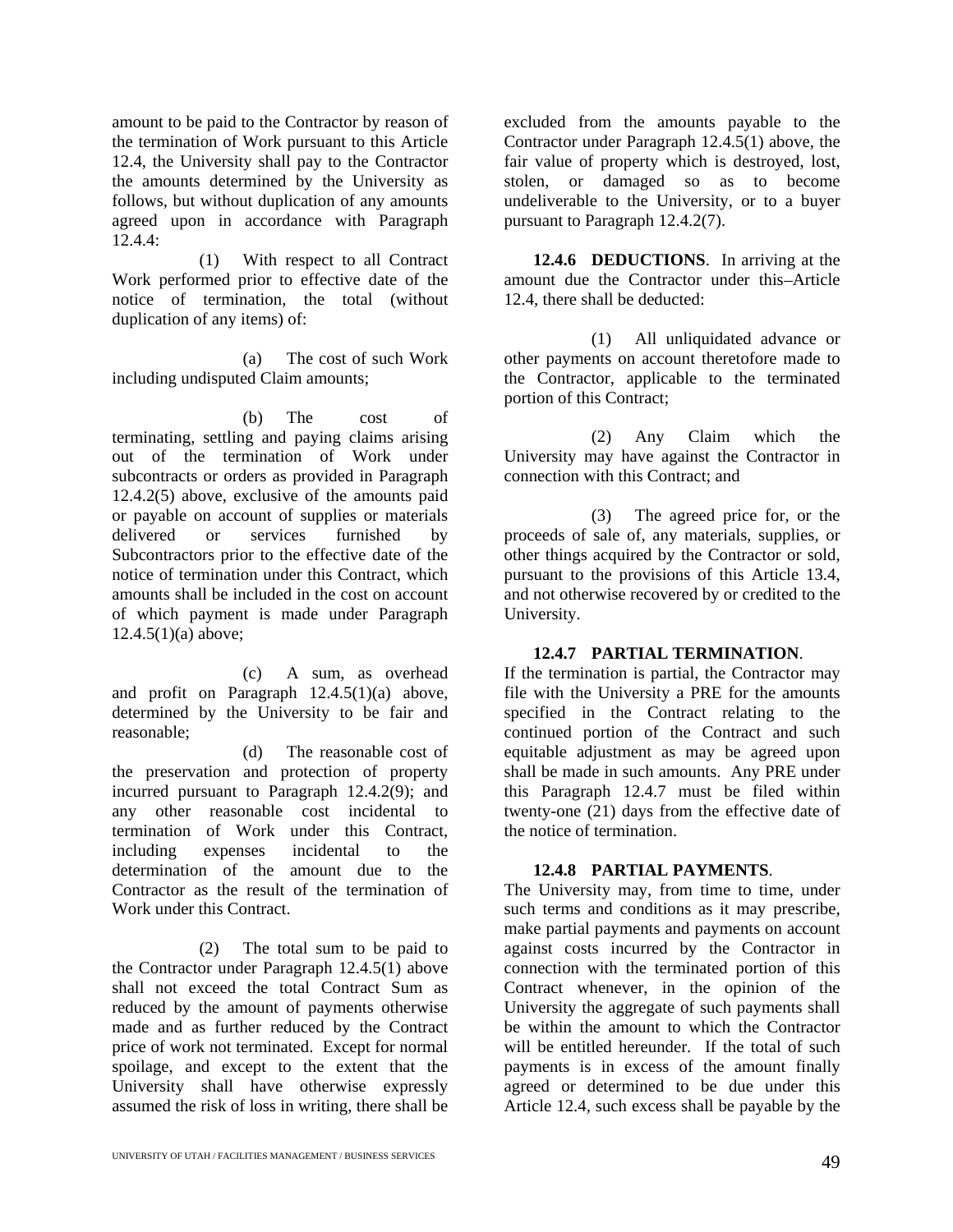amount to be paid to the Contractor by reason of the termination of Work pursuant to this Article 12.4, the University shall pay to the Contractor the amounts determined by the University as follows, but without duplication of any amounts agreed upon in accordance with Paragraph 12.4.4:

(1) With respect to all Contract Work performed prior to effective date of the notice of termination, the total (without duplication of any items) of:

(a) The cost of such Work including undisputed Claim amounts;

(b) The cost of terminating, settling and paying claims arising out of the termination of Work under subcontracts or orders as provided in Paragraph 12.4.2(5) above, exclusive of the amounts paid or payable on account of supplies or materials delivered or services furnished by Subcontractors prior to the effective date of the notice of termination under this Contract, which amounts shall be included in the cost on account of which payment is made under Paragraph 12.4.5(1)(a) above;

(c) A sum, as overhead and profit on Paragraph 12.4.5(1)(a) above, determined by the University to be fair and reasonable;

(d) The reasonable cost of the preservation and protection of property incurred pursuant to Paragraph 12.4.2(9); and any other reasonable cost incidental to termination of Work under this Contract, including expenses incidental to the determination of the amount due to the Contractor as the result of the termination of Work under this Contract.

(2) The total sum to be paid to the Contractor under Paragraph 12.4.5(1) above shall not exceed the total Contract Sum as reduced by the amount of payments otherwise made and as further reduced by the Contract price of work not terminated. Except for normal spoilage, and except to the extent that the University shall have otherwise expressly assumed the risk of loss in writing, there shall be excluded from the amounts payable to the Contractor under Paragraph 12.4.5(1) above, the fair value of property which is destroyed, lost, stolen, or damaged so as to become undeliverable to the University, or to a buyer pursuant to Paragraph 12.4.2(7).

**12.4.6 DEDUCTIONS**. In arriving at the amount due the Contractor under this–Article 12.4, there shall be deducted:

(1) All unliquidated advance or other payments on account theretofore made to the Contractor, applicable to the terminated portion of this Contract;

(2) Any Claim which the University may have against the Contractor in connection with this Contract; and

(3) The agreed price for, or the proceeds of sale of, any materials, supplies, or other things acquired by the Contractor or sold, pursuant to the provisions of this Article 13.4, and not otherwise recovered by or credited to the University.

**12.4.7 PARTIAL TERMINATION**. If the termination is partial, the Contractor may file with the University a PRE for the amounts specified in the Contract relating to the continued portion of the Contract and such equitable adjustment as may be agreed upon shall be made in such amounts. Any PRE under this Paragraph 12.4.7 must be filed within twenty-one (21) days from the effective date of the notice of termination.

**12.4.8 PARTIAL PAYMENTS**. The University may, from time to time, under such terms and conditions as it may prescribe, make partial payments and payments on account against costs incurred by the Contractor in connection with the terminated portion of this Contract whenever, in the opinion of the University the aggregate of such payments shall be within the amount to which the Contractor will be entitled hereunder. If the total of such payments is in excess of the amount finally agreed or determined to be due under this Article 12.4, such excess shall be payable by the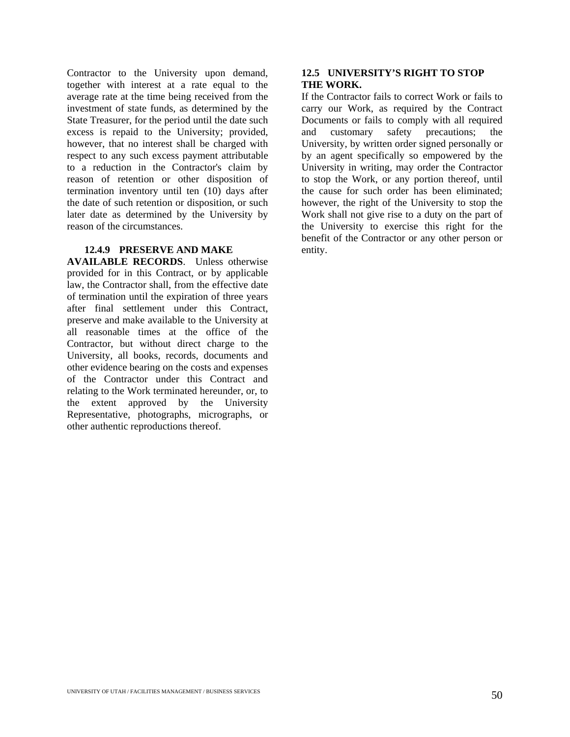Contractor to the University upon demand, together with interest at a rate equal to the average rate at the time being received from the investment of state funds, as determined by the State Treasurer, for the period until the date such excess is repaid to the University; provided, however, that no interest shall be charged with respect to any such excess payment attributable to a reduction in the Contractor's claim by reason of retention or other disposition of termination inventory until ten (10) days after the date of such retention or disposition, or such later date as determined by the University by reason of the circumstances.

**12.4.9 PRESERVE AND MAKE AVAILABLE RECORDS**. Unless otherwise provided for in this Contract, or by applicable law, the Contractor shall, from the effective date of termination until the expiration of three years after final settlement under this Contract, preserve and make available to the University at all reasonable times at the office of the Contractor, but without direct charge to the University, all books, records, documents and other evidence bearing on the costs and expenses of the Contractor under this Contract and relating to the Work terminated hereunder, or, to the extent approved by the University Representative, photographs, micrographs, or other authentic reproductions thereof.

**12.5 UNIVERSITY'S RIGHT TO STOP THE WORK.**

If the Contractor fails to correct Work or fails to carry our Work, as required by the Contract Documents or fails to comply with all required and customary safety precautions; the University, by written order signed personally or by an agent specifically so empowered by the University in writing, may order the Contractor to stop the Work, or any portion thereof, until the cause for such order has been eliminated; however, the right of the University to stop the Work shall not give rise to a duty on the part of the University to exercise this right for the benefit of the Contractor or any other person or entity.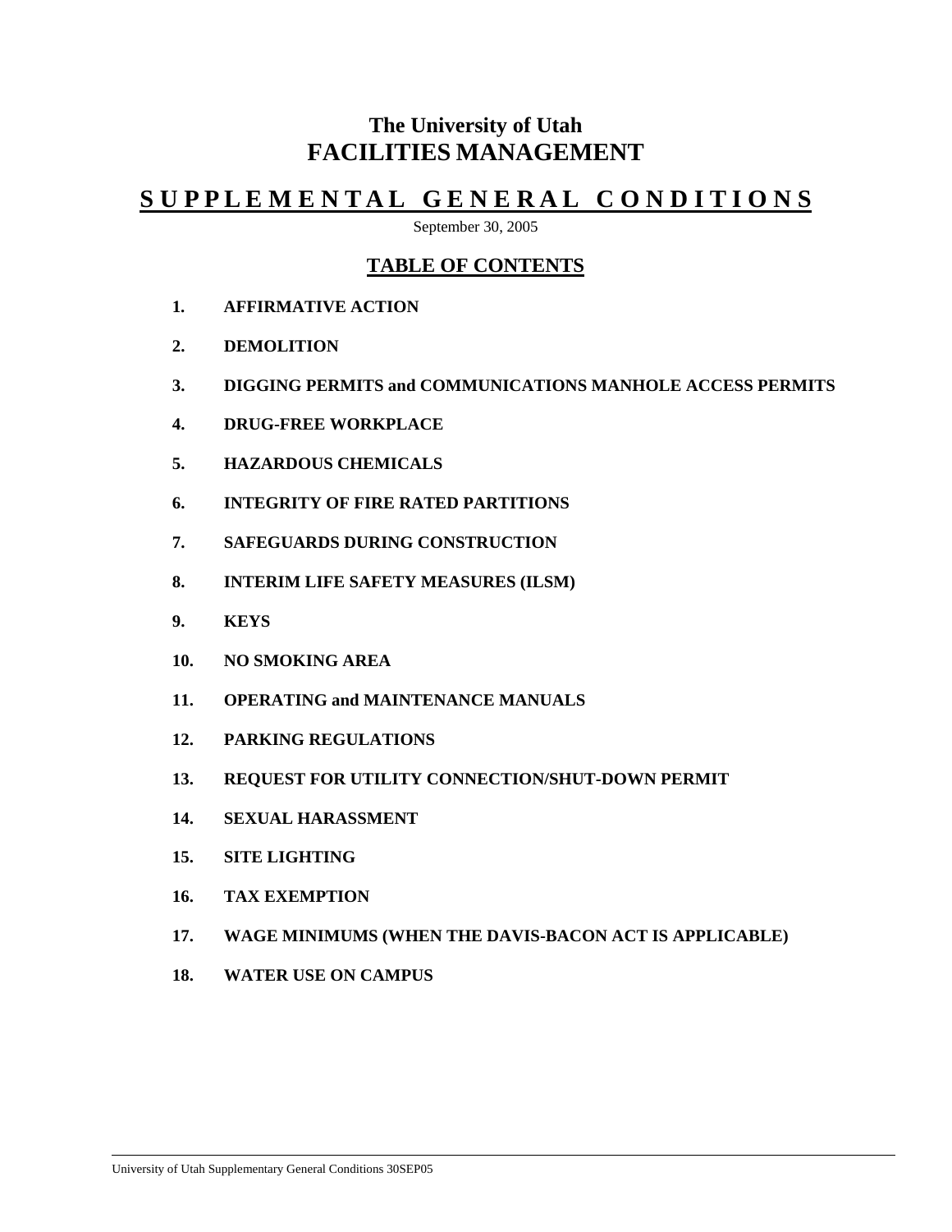# The University of Utah
# FACILITIES MANAGEMENT

## SUPPLEMENTAL GENERAL CONDITIONS

September 30, 2005

### TABLE OF CONTENTS

1. **AFFIRMATIVE ACTION**
2. **DEMOLITION**
3. **DIGGING PERMITS and COMMUNICATIONS MANHOLE ACCESS PERMITS**
4. **DRUG-FREE WORKPLACE**
5. **HAZARDOUS CHEMICALS**
6. **INTEGRITY OF FIRE RATED PARTITIONS**
7. **SAFEGUARDS DURING CONSTRUCTION**
8. **INTERIM LIFE SAFETY MEASURES (ILSM)**
9. **KEYS**
10. **NO SMOKING AREA**
11. **OPERATING and MAINTENANCE MANUALS**
12. **PARKING REGULATIONS**
13. **REQUEST FOR UTILITY CONNECTION/SHUT-DOWN PERMIT**
14. **SEXUAL HARASSMENT**
15. **SITE LIGHTING**
16. **TAX EXEMPTION**
17. **WAGE MINIMUMS (WHEN THE DAVIS-BACON ACT IS APPLICABLE)**
18. **WATER USE ON CAMPUS**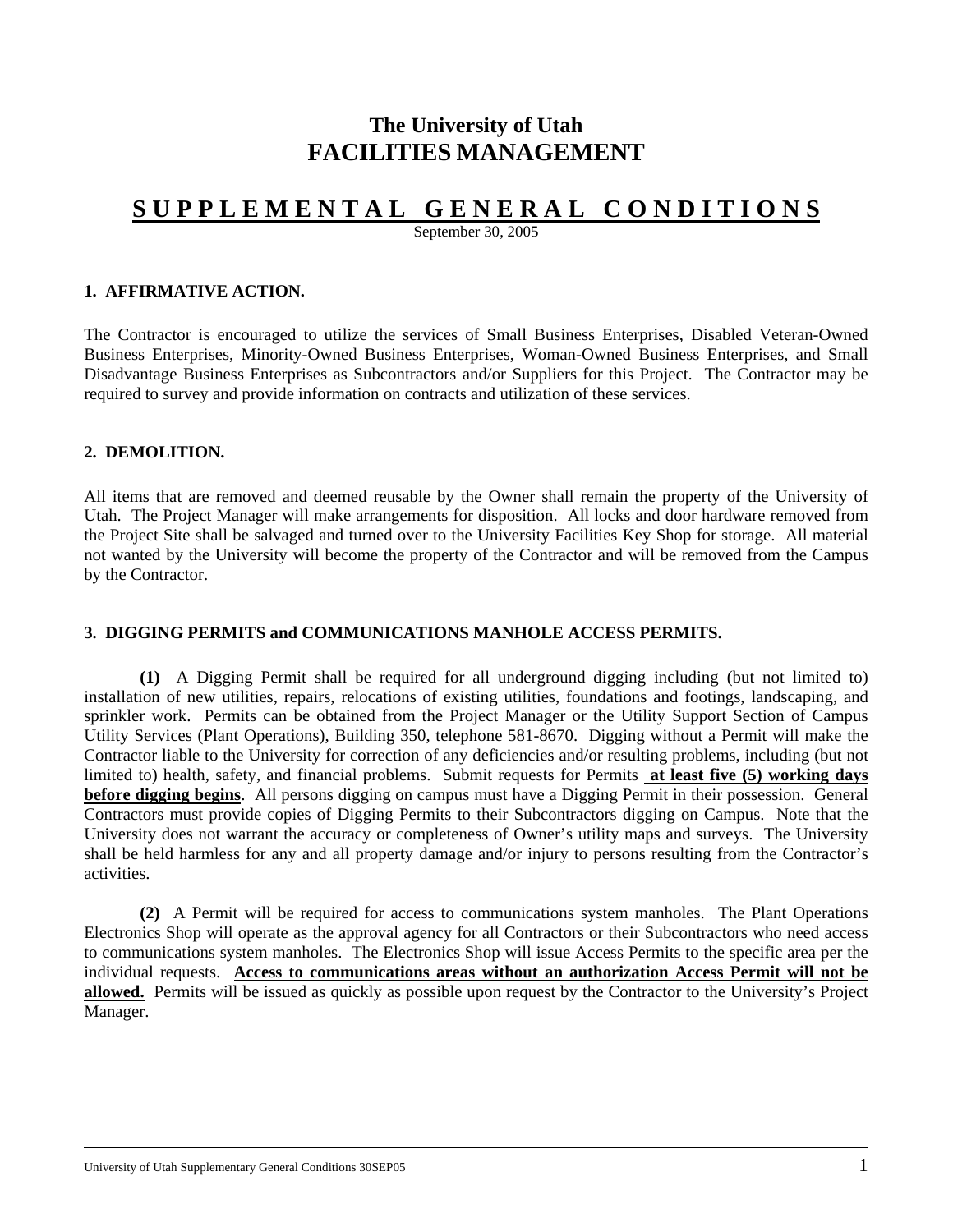# The University of Utah
# FACILITIES MANAGEMENT

## S U P P L E M E N T A L   G E N E R A L   C O N D I T I O N S

September 30, 2005

### 1. AFFIRMATIVE ACTION.

The Contractor is encouraged to utilize the services of Small Business Enterprises, Disabled Veteran-Owned Business Enterprises, Minority-Owned Business Enterprises, Woman-Owned Business Enterprises, and Small Disadvantage Business Enterprises as Subcontractors and/or Suppliers for this Project. The Contractor may be required to survey and provide information on contracts and utilization of these services.

### 2. DEMOLITION.

All items that are removed and deemed reusable by the Owner shall remain the property of the University of Utah. The Project Manager will make arrangements for disposition. All locks and door hardware removed from the Project Site shall be salvaged and turned over to the University Facilities Key Shop for storage. All material not wanted by the University will become the property of the Contractor and will be removed from the Campus by the Contractor.

### 3. DIGGING PERMITS and COMMUNICATIONS MANHOLE ACCESS PERMITS.

**(1)** A Digging Permit shall be required for all underground digging including (but not limited to) installation of new utilities, repairs, relocations of existing utilities, foundations and footings, landscaping, and sprinkler work. Permits can be obtained from the Project Manager or the Utility Support Section of Campus Utility Services (Plant Operations), Building 350, telephone 581-8670. Digging without a Permit will make the Contractor liable to the University for correction of any deficiencies and/or resulting problems, including (but not limited to) health, safety, and financial problems. Submit requests for Permits **at least five (5) working days before digging begins**. All persons digging on campus must have a Digging Permit in their possession. General Contractors must provide copies of Digging Permits to their Subcontractors digging on Campus. Note that the University does not warrant the accuracy or completeness of Owner's utility maps and surveys. The University shall be held harmless for any and all property damage and/or injury to persons resulting from the Contractor's activities.

**(2)** A Permit will be required for access to communications system manholes. The Plant Operations Electronics Shop will operate as the approval agency for all Contractors or their Subcontractors who need access to communications system manholes. The Electronics Shop will issue Access Permits to the specific area per the individual requests. **Access to communications areas without an authorization Access Permit will not be allowed.** Permits will be issued as quickly as possible upon request by the Contractor to the University's Project Manager.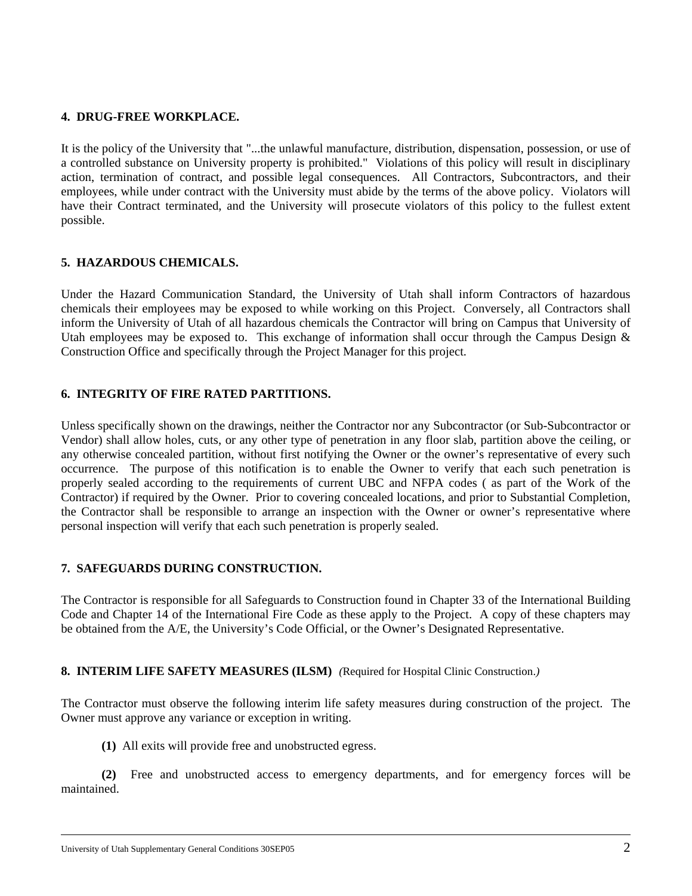**4. DRUG-FREE WORKPLACE.**

It is the policy of the University that "...the unlawful manufacture, distribution, dispensation, possession, or use of a controlled substance on University property is prohibited." Violations of this policy will result in disciplinary action, termination of contract, and possible legal consequences. All Contractors, Subcontractors, and their employees, while under contract with the University must abide by the terms of the above policy. Violators will have their Contract terminated, and the University will prosecute violators of this policy to the fullest extent possible.

**5. HAZARDOUS CHEMICALS.**

Under the Hazard Communication Standard, the University of Utah shall inform Contractors of hazardous chemicals their employees may be exposed to while working on this Project. Conversely, all Contractors shall inform the University of Utah of all hazardous chemicals the Contractor will bring on Campus that University of Utah employees may be exposed to. This exchange of information shall occur through the Campus Design & Construction Office and specifically through the Project Manager for this project.

**6. INTEGRITY OF FIRE RATED PARTITIONS.**

Unless specifically shown on the drawings, neither the Contractor nor any Subcontractor (or Sub-Subcontractor or Vendor) shall allow holes, cuts, or any other type of penetration in any floor slab, partition above the ceiling, or any otherwise concealed partition, without first notifying the Owner or the owner's representative of every such occurrence. The purpose of this notification is to enable the Owner to verify that each such penetration is properly sealed according to the requirements of current UBC and NFPA codes ( as part of the Work of the Contractor) if required by the Owner. Prior to covering concealed locations, and prior to Substantial Completion, the Contractor shall be responsible to arrange an inspection with the Owner or owner's representative where personal inspection will verify that each such penetration is properly sealed.

**7. SAFEGUARDS DURING CONSTRUCTION.**

The Contractor is responsible for all Safeguards to Construction found in Chapter 33 of the International Building Code and Chapter 14 of the International Fire Code as these apply to the Project. A copy of these chapters may be obtained from the A/E, the University's Code Official, or the Owner's Designated Representative.

**8. INTERIM LIFE SAFETY MEASURES (ILSM)** *(Required for Hospital Clinic Construction.)*

The Contractor must observe the following interim life safety measures during construction of the project. The Owner must approve any variance or exception in writing.

**(1)** All exits will provide free and unobstructed egress.

**(2)** Free and unobstructed access to emergency departments, and for emergency forces will be maintained.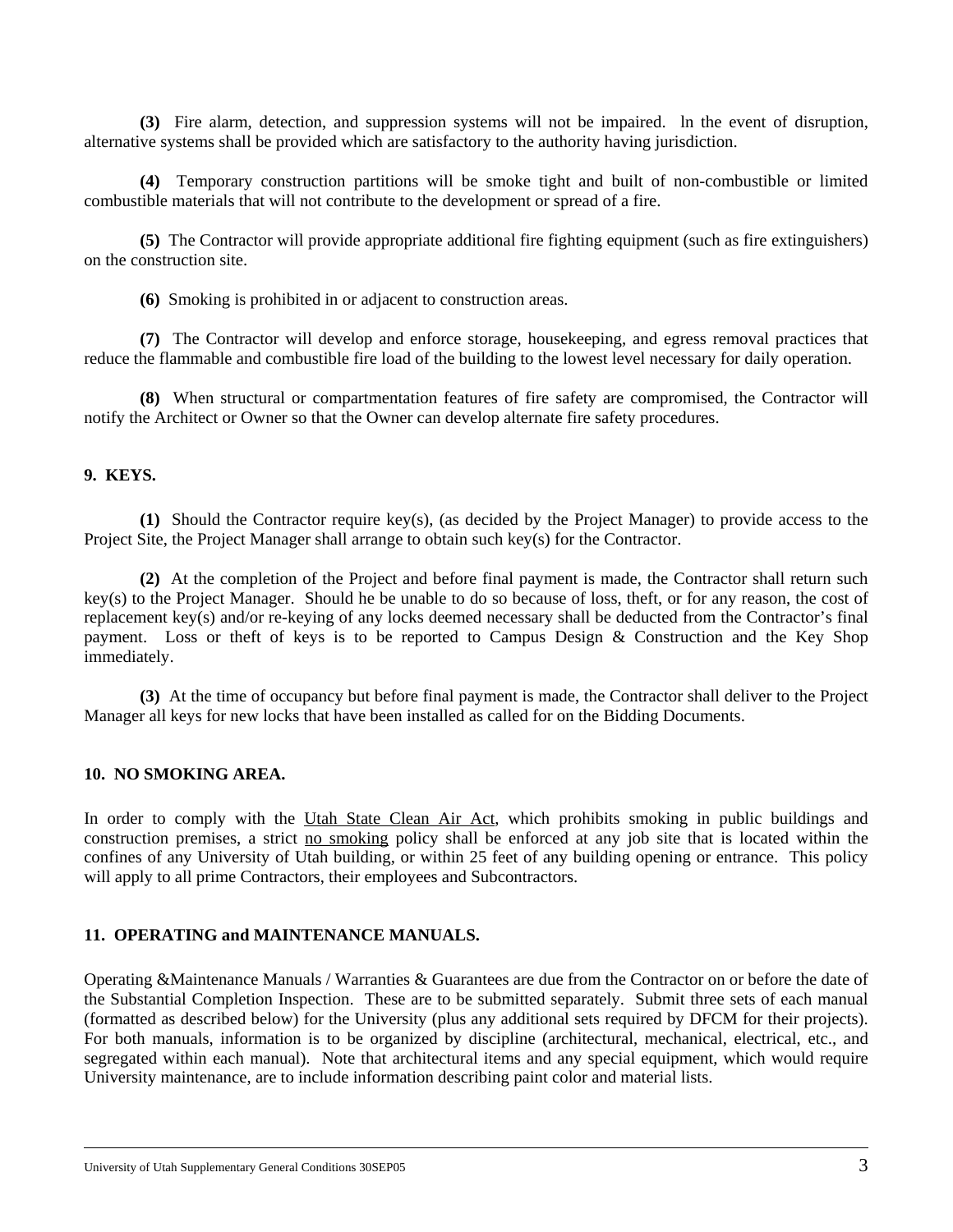**(3)** Fire alarm, detection, and suppression systems will not be impaired. ln the event of disruption, alternative systems shall be provided which are satisfactory to the authority having jurisdiction.

**(4)** Temporary construction partitions will be smoke tight and built of non-combustible or limited combustible materials that will not contribute to the development or spread of a fire.

**(5)** The Contractor will provide appropriate additional fire fighting equipment (such as fire extinguishers) on the construction site.

**(6)** Smoking is prohibited in or adjacent to construction areas.

**(7)** The Contractor will develop and enforce storage, housekeeping, and egress removal practices that reduce the flammable and combustible fire load of the building to the lowest level necessary for daily operation.

**(8)** When structural or compartmentation features of fire safety are compromised, the Contractor will notify the Architect or Owner so that the Owner can develop alternate fire safety procedures.

## 9. KEYS.

**(1)** Should the Contractor require key(s), (as decided by the Project Manager) to provide access to the Project Site, the Project Manager shall arrange to obtain such key(s) for the Contractor.

**(2)** At the completion of the Project and before final payment is made, the Contractor shall return such key(s) to the Project Manager. Should he be unable to do so because of loss, theft, or for any reason, the cost of replacement key(s) and/or re-keying of any locks deemed necessary shall be deducted from the Contractor's final payment. Loss or theft of keys is to be reported to Campus Design & Construction and the Key Shop immediately.

**(3)** At the time of occupancy but before final payment is made, the Contractor shall deliver to the Project Manager all keys for new locks that have been installed as called for on the Bidding Documents.

## 10. NO SMOKING AREA.

In order to comply with the Utah State Clean Air Act, which prohibits smoking in public buildings and construction premises, a strict no smoking policy shall be enforced at any job site that is located within the confines of any University of Utah building, or within 25 feet of any building opening or entrance. This policy will apply to all prime Contractors, their employees and Subcontractors.

## 11. OPERATING and MAINTENANCE MANUALS.

Operating &Maintenance Manuals / Warranties & Guarantees are due from the Contractor on or before the date of the Substantial Completion Inspection. These are to be submitted separately. Submit three sets of each manual (formatted as described below) for the University (plus any additional sets required by DFCM for their projects). For both manuals, information is to be organized by discipline (architectural, mechanical, electrical, etc., and segregated within each manual). Note that architectural items and any special equipment, which would require University maintenance, are to include information describing paint color and material lists.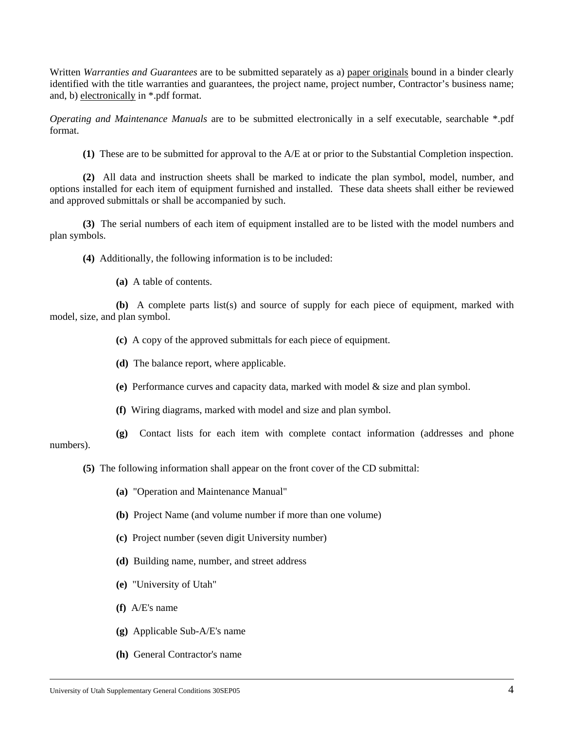Written *Warranties and Guarantees* are to be submitted separately as a) <u>paper originals</u> bound in a binder clearly identified with the title warranties and guarantees, the project name, project number, Contractor's business name; and, b) <u>electronically</u> in *.pdf format.

*Operating and Maintenance Manuals* are to be submitted electronically in a self executable, searchable *.pdf format.

**(1)** These are to be submitted for approval to the A/E at or prior to the Substantial Completion inspection.

**(2)** All data and instruction sheets shall be marked to indicate the plan symbol, model, number, and options installed for each item of equipment furnished and installed. These data sheets shall either be reviewed and approved submittals or shall be accompanied by such.

**(3)** The serial numbers of each item of equipment installed are to be listed with the model numbers and plan symbols.

**(4)** Additionally, the following information is to be included:

**(a)** A table of contents.

**(b)** A complete parts list(s) and source of supply for each piece of equipment, marked with model, size, and plan symbol.

**(c)** A copy of the approved submittals for each piece of equipment.

**(d)** The balance report, where applicable.

**(e)** Performance curves and capacity data, marked with model & size and plan symbol.

**(f)** Wiring diagrams, marked with model and size and plan symbol.

**(g)** Contact lists for each item with complete contact information (addresses and phone numbers).

**(5)** The following information shall appear on the front cover of the CD submittal:

**(a)** "Operation and Maintenance Manual"

**(b)** Project Name (and volume number if more than one volume)

**(c)** Project number (seven digit University number)

**(d)** Building name, number, and street address

**(e)** "University of Utah"

**(f)** A/E's name

**(g)** Applicable Sub-A/E's name

**(h)** General Contractor's name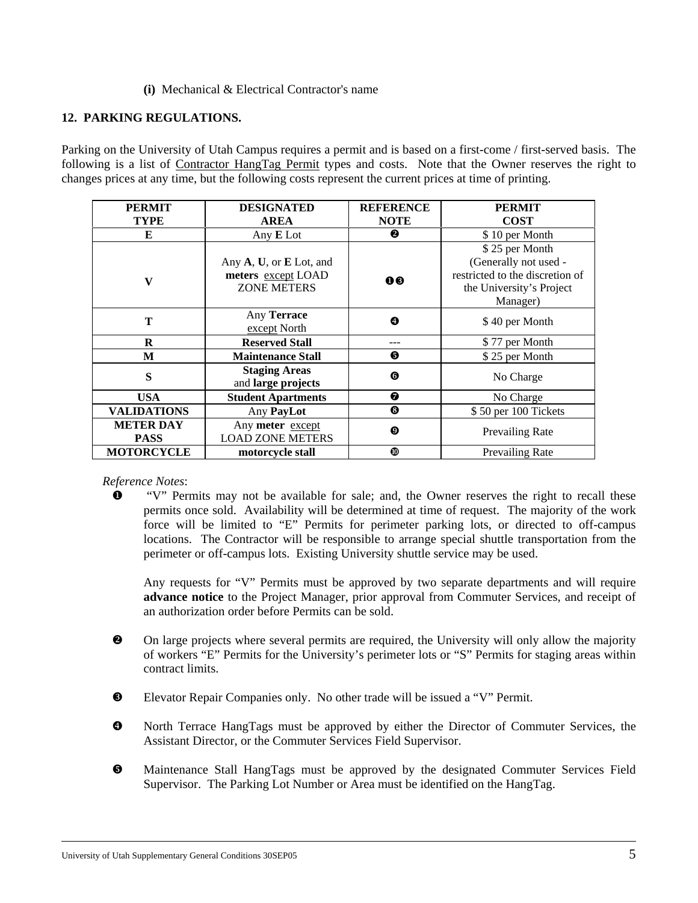**(i)** Mechanical & Electrical Contractor's name

**12. PARKING REGULATIONS.**

Parking on the University of Utah Campus requires a permit and is based on a first-come / first-served basis. The following is a list of Contractor HangTag Permit types and costs. Note that the Owner reserves the right to changes prices at any time, but the following costs represent the current prices at time of printing.

| PERMIT TYPE | DESIGNATED AREA | REFERENCE NOTE | PERMIT COST |
|---|---|---|---|
| **E** | Any **E** Lot | ❷ | $ 10 per Month |
| **V** | Any **A**, **U**, or **E** Lot, and **meters** except LOAD ZONE METERS | ❶❸ | $ 25 per Month (Generally not used - restricted to the discretion of the University's Project Manager) |
| **T** | Any **Terrace** except North | ❹ | $ 40 per Month |
| **R** | **Reserved Stall** | --- | $ 77 per Month |
| **M** | **Maintenance Stall** | ❺ | $ 25 per Month |
| **S** | **Staging Areas** and **large projects** | ❻ | No Charge |
| **USA** | **Student Apartments** | ❼ | No Charge |
| **VALIDATIONS** | Any **PayLot** | ❽ | $ 50 per 100 Tickets |
| **METER DAY PASS** | Any **meter** except LOAD ZONE METERS | ❾ | Prevailing Rate |
| **MOTORCYCLE** | **motorcycle stall** | ❿ | Prevailing Rate |

*Reference Notes*:

❶ "V" Permits may not be available for sale; and, the Owner reserves the right to recall these permits once sold. Availability will be determined at time of request. The majority of the work force will be limited to "E" Permits for perimeter parking lots, or directed to off-campus locations. The Contractor will be responsible to arrange special shuttle transportation from the perimeter or off-campus lots. Existing University shuttle service may be used.

Any requests for "V" Permits must be approved by two separate departments and will require **advance notice** to the Project Manager, prior approval from Commuter Services, and receipt of an authorization order before Permits can be sold.

❷ On large projects where several permits are required, the University will only allow the majority of workers "E" Permits for the University's perimeter lots or "S" Permits for staging areas within contract limits.

❸ Elevator Repair Companies only. No other trade will be issued a "V" Permit.

❹ North Terrace HangTags must be approved by either the Director of Commuter Services, the Assistant Director, or the Commuter Services Field Supervisor.

❺ Maintenance Stall HangTags must be approved by the designated Commuter Services Field Supervisor. The Parking Lot Number or Area must be identified on the HangTag.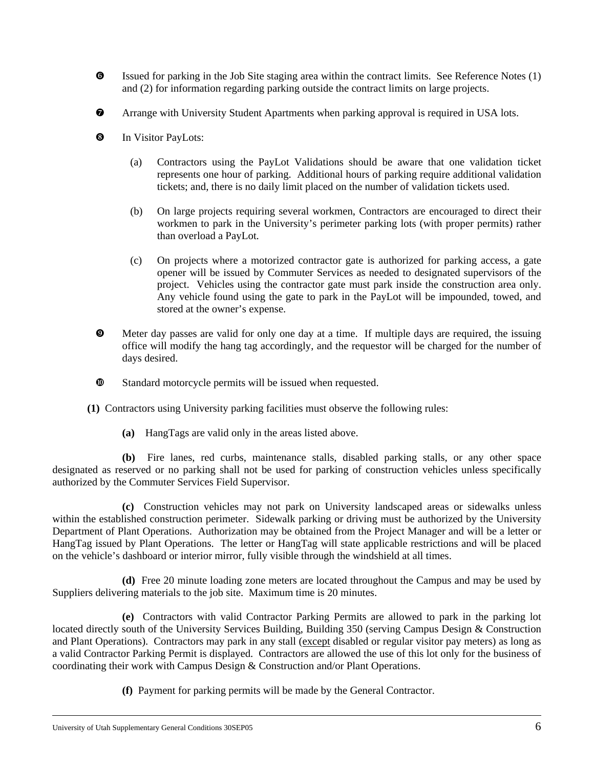❻ Issued for parking in the Job Site staging area within the contract limits. See Reference Notes (1) and (2) for information regarding parking outside the contract limits on large projects.

❼ Arrange with University Student Apartments when parking approval is required in USA lots.

❽ In Visitor PayLots:

(a) Contractors using the PayLot Validations should be aware that one validation ticket represents one hour of parking. Additional hours of parking require additional validation tickets; and, there is no daily limit placed on the number of validation tickets used.

(b) On large projects requiring several workmen, Contractors are encouraged to direct their workmen to park in the University's perimeter parking lots (with proper permits) rather than overload a PayLot.

(c) On projects where a motorized contractor gate is authorized for parking access, a gate opener will be issued by Commuter Services as needed to designated supervisors of the project. Vehicles using the contractor gate must park inside the construction area only. Any vehicle found using the gate to park in the PayLot will be impounded, towed, and stored at the owner's expense.

❾ Meter day passes are valid for only one day at a time. If multiple days are required, the issuing office will modify the hang tag accordingly, and the requestor will be charged for the number of days desired.

❿ Standard motorcycle permits will be issued when requested.

**(1)** Contractors using University parking facilities must observe the following rules:

**(a)** HangTags are valid only in the areas listed above.

**(b)** Fire lanes, red curbs, maintenance stalls, disabled parking stalls, or any other space designated as reserved or no parking shall not be used for parking of construction vehicles unless specifically authorized by the Commuter Services Field Supervisor.

**(c)** Construction vehicles may not park on University landscaped areas or sidewalks unless within the established construction perimeter. Sidewalk parking or driving must be authorized by the University Department of Plant Operations. Authorization may be obtained from the Project Manager and will be a letter or HangTag issued by Plant Operations. The letter or HangTag will state applicable restrictions and will be placed on the vehicle's dashboard or interior mirror, fully visible through the windshield at all times.

**(d)** Free 20 minute loading zone meters are located throughout the Campus and may be used by Suppliers delivering materials to the job site. Maximum time is 20 minutes.

**(e)** Contractors with valid Contractor Parking Permits are allowed to park in the parking lot located directly south of the University Services Building, Building 350 (serving Campus Design & Construction and Plant Operations). Contractors may park in any stall (<u>except</u> disabled or regular visitor pay meters) as long as a valid Contractor Parking Permit is displayed. Contractors are allowed the use of this lot only for the business of coordinating their work with Campus Design & Construction and/or Plant Operations.

**(f)** Payment for parking permits will be made by the General Contractor.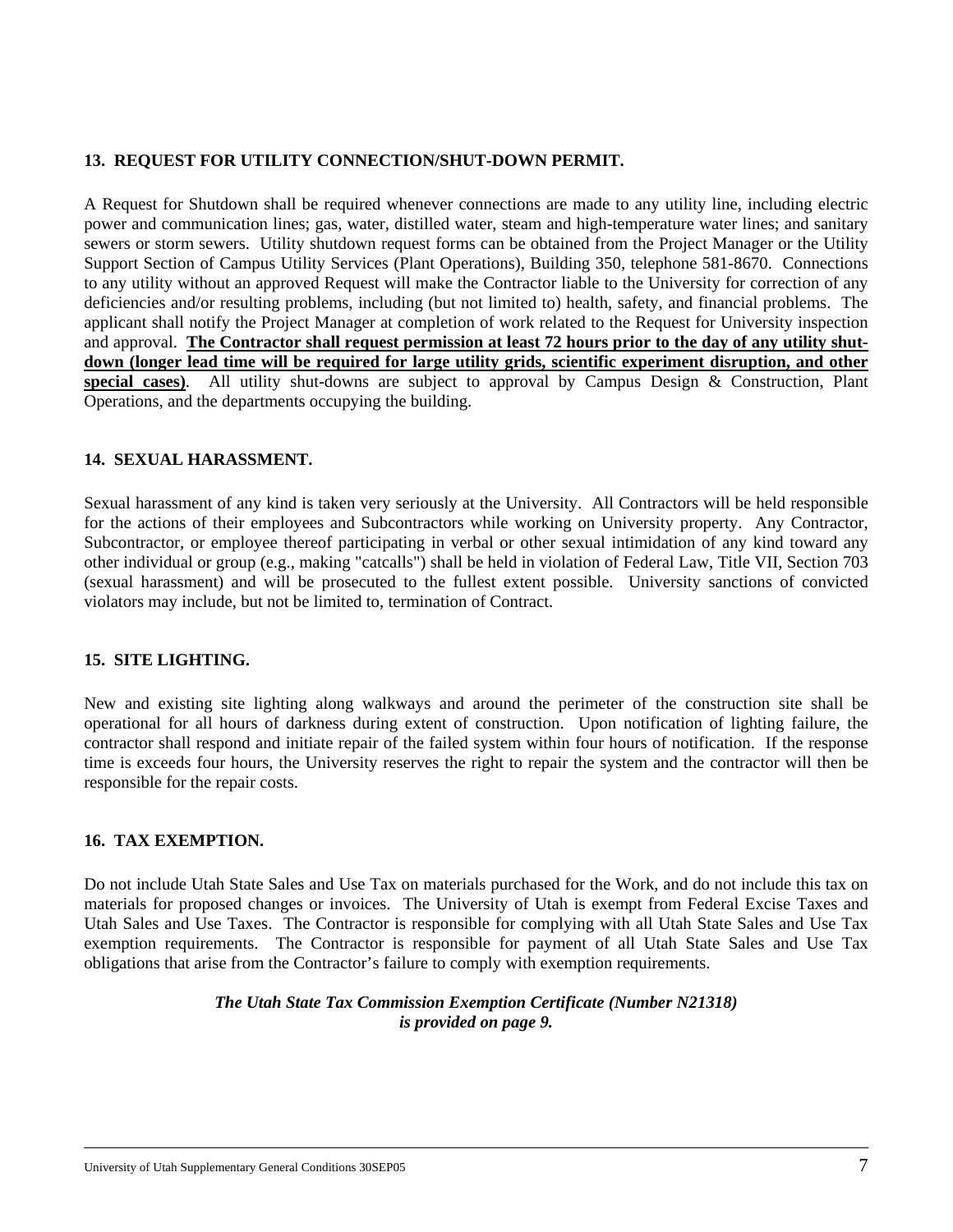### 13. REQUEST FOR UTILITY CONNECTION/SHUT-DOWN PERMIT.

A Request for Shutdown shall be required whenever connections are made to any utility line, including electric power and communication lines; gas, water, distilled water, steam and high-temperature water lines; and sanitary sewers or storm sewers. Utility shutdown request forms can be obtained from the Project Manager or the Utility Support Section of Campus Utility Services (Plant Operations), Building 350, telephone 581-8670. Connections to any utility without an approved Request will make the Contractor liable to the University for correction of any deficiencies and/or resulting problems, including (but not limited to) health, safety, and financial problems. The applicant shall notify the Project Manager at completion of work related to the Request for University inspection and approval. **The Contractor shall request permission at least 72 hours prior to the day of any utility shut-down (longer lead time will be required for large utility grids, scientific experiment disruption, and other special cases)**. All utility shut-downs are subject to approval by Campus Design & Construction, Plant Operations, and the departments occupying the building.

### 14. SEXUAL HARASSMENT.

Sexual harassment of any kind is taken very seriously at the University. All Contractors will be held responsible for the actions of their employees and Subcontractors while working on University property. Any Contractor, Subcontractor, or employee thereof participating in verbal or other sexual intimidation of any kind toward any other individual or group (e.g., making "catcalls") shall be held in violation of Federal Law, Title VII, Section 703 (sexual harassment) and will be prosecuted to the fullest extent possible. University sanctions of convicted violators may include, but not be limited to, termination of Contract.

### 15. SITE LIGHTING.

New and existing site lighting along walkways and around the perimeter of the construction site shall be operational for all hours of darkness during extent of construction. Upon notification of lighting failure, the contractor shall respond and initiate repair of the failed system within four hours of notification. If the response time is exceeds four hours, the University reserves the right to repair the system and the contractor will then be responsible for the repair costs.

### 16. TAX EXEMPTION.

Do not include Utah State Sales and Use Tax on materials purchased for the Work, and do not include this tax on materials for proposed changes or invoices. The University of Utah is exempt from Federal Excise Taxes and Utah Sales and Use Taxes. The Contractor is responsible for complying with all Utah State Sales and Use Tax exemption requirements. The Contractor is responsible for payment of all Utah State Sales and Use Tax obligations that arise from the Contractor's failure to comply with exemption requirements.

***The Utah State Tax Commission Exemption Certificate (Number N21318) is provided on page 9.***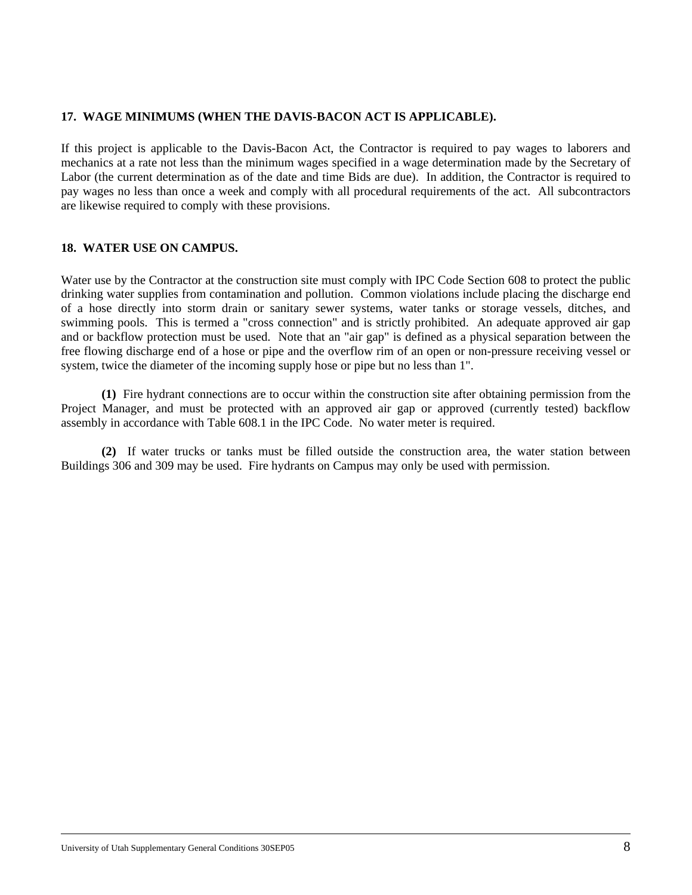### 17. WAGE MINIMUMS (WHEN THE DAVIS-BACON ACT IS APPLICABLE).

If this project is applicable to the Davis-Bacon Act, the Contractor is required to pay wages to laborers and mechanics at a rate not less than the minimum wages specified in a wage determination made by the Secretary of Labor (the current determination as of the date and time Bids are due). In addition, the Contractor is required to pay wages no less than once a week and comply with all procedural requirements of the act. All subcontractors are likewise required to comply with these provisions.

### 18. WATER USE ON CAMPUS.

Water use by the Contractor at the construction site must comply with IPC Code Section 608 to protect the public drinking water supplies from contamination and pollution. Common violations include placing the discharge end of a hose directly into storm drain or sanitary sewer systems, water tanks or storage vessels, ditches, and swimming pools. This is termed a "cross connection" and is strictly prohibited. An adequate approved air gap and or backflow protection must be used. Note that an "air gap" is defined as a physical separation between the free flowing discharge end of a hose or pipe and the overflow rim of an open or non-pressure receiving vessel or system, twice the diameter of the incoming supply hose or pipe but no less than 1".

**(1)** Fire hydrant connections are to occur within the construction site after obtaining permission from the Project Manager, and must be protected with an approved air gap or approved (currently tested) backflow assembly in accordance with Table 608.1 in the IPC Code. No water meter is required.

**(2)** If water trucks or tanks must be filled outside the construction area, the water station between Buildings 306 and 309 may be used. Fire hydrants on Campus may only be used with permission.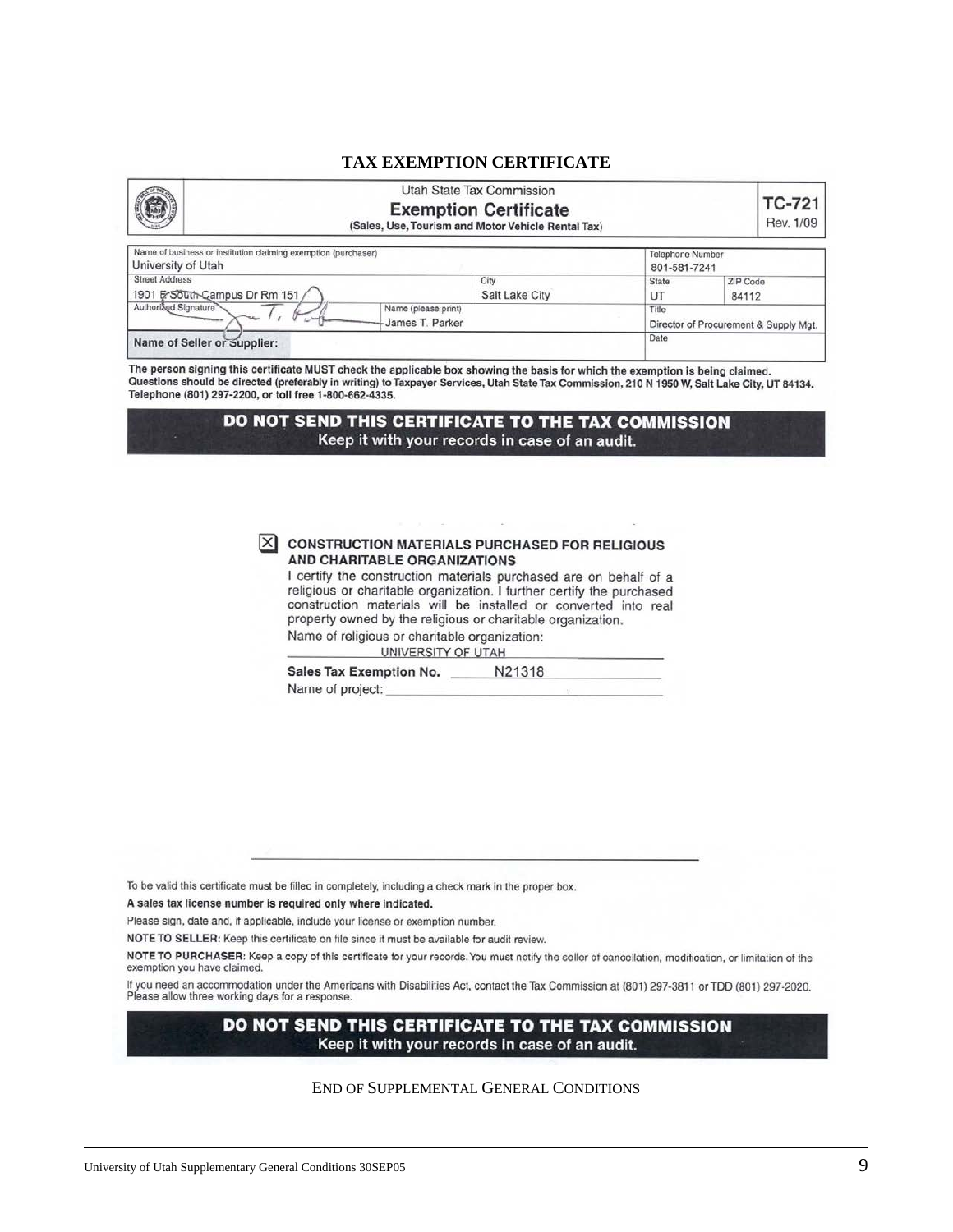# TAX EXEMPTION CERTIFICATE

Utah State Tax Commission

**Exemption Certificate**

(Sales, Use, Tourism and Motor Vehicle Rental Tax)

**TC-721**
Rev. 1/09

| | | | | |
|---|---|---|---|---|
| Name of business or institution claiming exemption (purchaser)<br>University of Utah | | | Telephone Number<br>801-581-7241 | |
| Street Address<br>1901 E South Campus Dr Rm 151 | | City<br>Salt Lake City | State<br>UT | ZIP Code<br>84112 |
| Authorized Signature | Name (please print)<br>James T. Parker | | Title<br>Director of Procurement & Supply Mgt. | |
| **Name of Seller or Supplier:** | | | Date | |

**The person signing this certificate MUST check the applicable box showing the basis for which the exemption is being claimed. Questions should be directed (preferably in writing) to Taxpayer Services, Utah State Tax Commission, 210 N 1950 W, Salt Lake City, UT 84134. Telephone (801) 297-2200, or toll free 1-800-662-4335.**

**DO NOT SEND THIS CERTIFICATE TO THE TAX COMMISSION**
Keep it with your records in case of an audit.

☒ **CONSTRUCTION MATERIALS PURCHASED FOR RELIGIOUS AND CHARITABLE ORGANIZATIONS**

I certify the construction materials purchased are on behalf of a religious or charitable organization. I further certify the purchased construction materials will be installed or converted into real property owned by the religious or charitable organization.

Name of religious or charitable organization: UNIVERSITY OF UTAH

**Sales Tax Exemption No.** N21318

Name of project: ______________________

To be valid this certificate must be filled in completely, including a check mark in the proper box.

**A sales tax license number is required only where indicated.**

Please sign, date and, if applicable, include your license or exemption number.

**NOTE TO SELLER:** Keep this certificate on file since it must be available for audit review.

**NOTE TO PURCHASER:** Keep a copy of this certificate for your records. You must notify the seller of cancellation, modification, or limitation of the exemption you have claimed.

If you need an accommodation under the Americans with Disabilities Act, contact the Tax Commission at (801) 297-3811 or TDD (801) 297-2020. Please allow three working days for a response.

**DO NOT SEND THIS CERTIFICATE TO THE TAX COMMISSION**
Keep it with your records in case of an audit.

END OF SUPPLEMENTAL GENERAL CONDITIONS